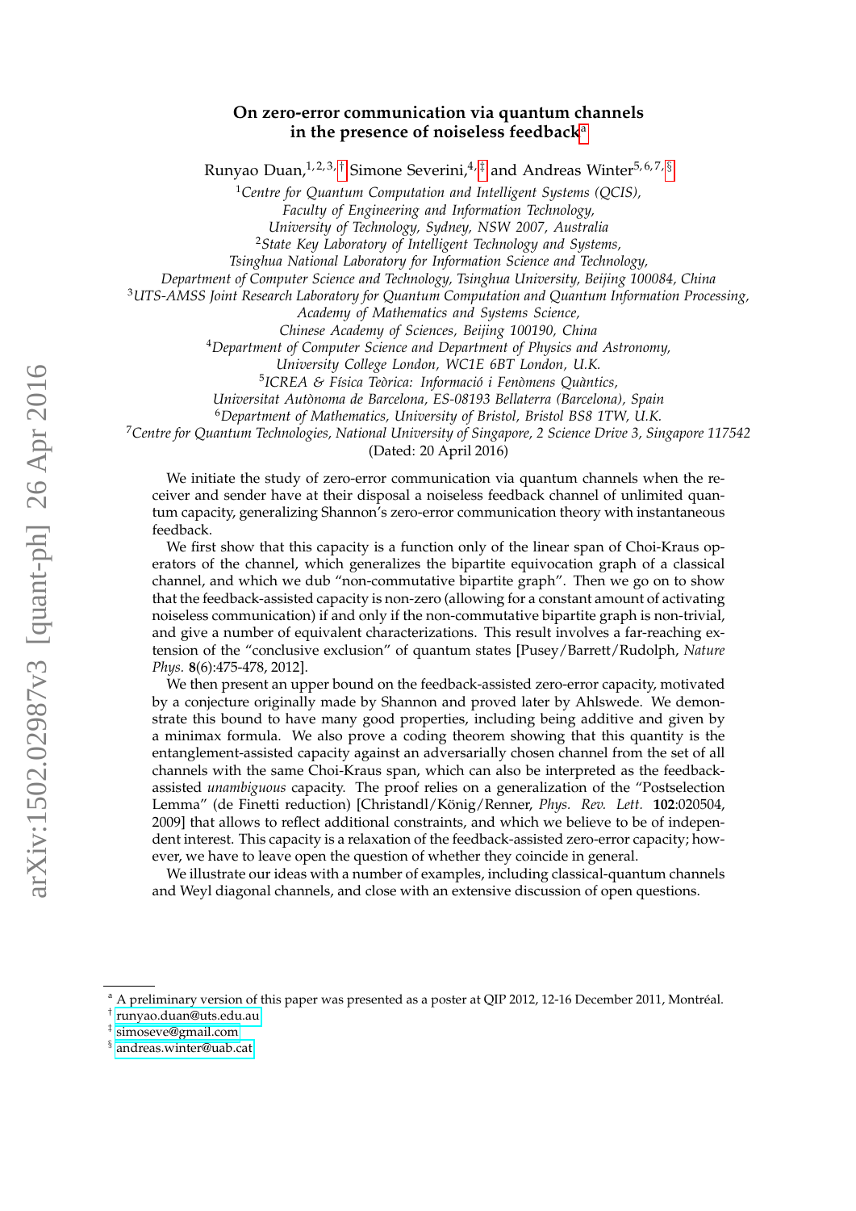# On zero-error communication via quantum channels in the presence of noiseless feedback[a]

Runyao Duan,[1,2,3,†] Simone Severini,[4,‡] and Andreas Winter[5,6,7,§]

[1]*Centre for Quantum Computation and Intelligent Systems (QCIS), Faculty of Engineering and Information Technology, University of Technology, Sydney, NSW 2007, Australia*

[2]*State Key Laboratory of Intelligent Technology and Systems, Tsinghua National Laboratory for Information Science and Technology, Department of Computer Science and Technology, Tsinghua University, Beijing 100084, China*

[3]*UTS-AMSS Joint Research Laboratory for Quantum Computation and Quantum Information Processing, Academy of Mathematics and Systems Science, Chinese Academy of Sciences, Beijing 100190, China*

[4]*Department of Computer Science and Department of Physics and Astronomy, University College London, WC1E 6BT London, U.K.*

[5]*ICREA & Física Teòrica: Informació i Fenòmens Quàntics, Universitat Autònoma de Barcelona, ES-08193 Bellaterra (Barcelona), Spain*

[6]*Department of Mathematics, University of Bristol, Bristol BS8 1TW, U.K.*

[7]*Centre for Quantum Technologies, National University of Singapore, 2 Science Drive 3, Singapore 117542*

(Dated: 20 April 2016)

We initiate the study of zero-error communication via quantum channels when the receiver and sender have at their disposal a noiseless feedback channel of unlimited quantum capacity, generalizing Shannon's zero-error communication theory with instantaneous feedback.

We first show that this capacity is a function only of the linear span of Choi-Kraus operators of the channel, which generalizes the bipartite equivocation graph of a classical channel, and which we dub "non-commutative bipartite graph". Then we go on to show that the feedback-assisted capacity is non-zero (allowing for a constant amount of activating noiseless communication) if and only if the non-commutative bipartite graph is non-trivial, and give a number of equivalent characterizations. This result involves a far-reaching extension of the "conclusive exclusion" of quantum states [Pusey/Barrett/Rudolph, *Nature Phys.* **8**(6):475-478, 2012].

We then present an upper bound on the feedback-assisted zero-error capacity, motivated by a conjecture originally made by Shannon and proved later by Ahlswede. We demonstrate this bound to have many good properties, including being additive and given by a minimax formula. We also prove a coding theorem showing that this quantity is the entanglement-assisted capacity against an adversarially chosen channel from the set of all channels with the same Choi-Kraus span, which can also be interpreted as the feedback-assisted *unambiguous* capacity. The proof relies on a generalization of the "Postselection Lemma" (de Finetti reduction) [Christandl/König/Renner, *Phys. Rev. Lett.* **102**:020504, 2009] that allows to reflect additional constraints, and which we believe to be of independent interest. This capacity is a relaxation of the feedback-assisted zero-error capacity; however, we have to leave open the question of whether they coincide in general.

We illustrate our ideas with a number of examples, including classical-quantum channels and Weyl diagonal channels, and close with an extensive discussion of open questions.

---

[a] A preliminary version of this paper was presented as a poster at QIP 2012, 12-16 December 2011, Montréal.

[†] runyao.duan@uts.edu.au

[‡] simoseve@gmail.com

[§] andreas.winter@uab.cat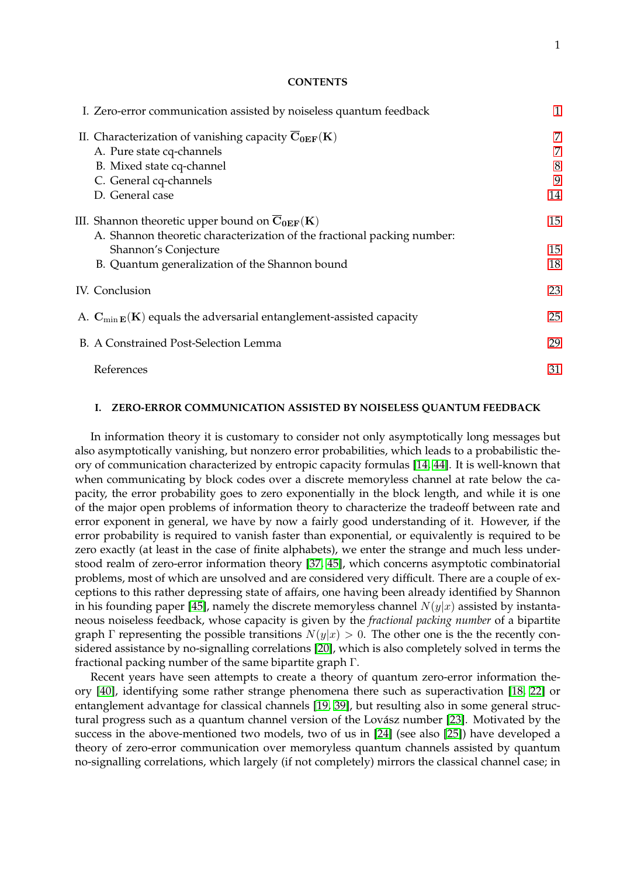**CONTENTS**

I. Zero-error communication assisted by noiseless quantum feedback — 1

II. Characterization of vanishing capacity $\overline{\mathbf{C}}_{\mathbf{0EF}}(\mathbf{K})$ — 7
- A. Pure state cq-channels — 7
- B. Mixed state cq-channel — 8
- C. General cq-channels — 9
- D. General case — 14

III. Shannon theoretic upper bound on $\overline{\mathbf{C}}_{\mathbf{0EF}}(\mathbf{K})$ — 15
- A. Shannon theoretic characterization of the fractional packing number: Shannon's Conjecture — 15
- B. Quantum generalization of the Shannon bound — 18

IV. Conclusion — 23

A. $\mathbf{C}_{\min \mathbf{E}}(\mathbf{K})$ equals the adversarial entanglement-assisted capacity — 25

B. A Constrained Post-Selection Lemma — 29

References — 31

## I. ZERO-ERROR COMMUNICATION ASSISTED BY NOISELESS QUANTUM FEEDBACK

In information theory it is customary to consider not only asymptotically long messages but also asymptotically vanishing, but nonzero error probabilities, which leads to a probabilistic theory of communication characterized by entropic capacity formulas [14, 44]. It is well-known that when communicating by block codes over a discrete memoryless channel at rate below the capacity, the error probability goes to zero exponentially in the block length, and while it is one of the major open problems of information theory to characterize the tradeoff between rate and error exponent in general, we have by now a fairly good understanding of it. However, if the error probability is required to vanish faster than exponential, or equivalently is required to be zero exactly (at least in the case of finite alphabets), we enter the strange and much less understood realm of zero-error information theory [37, 45], which concerns asymptotic combinatorial problems, most of which are unsolved and are considered very difficult. There are a couple of exceptions to this rather depressing state of affairs, one having been already identified by Shannon in his founding paper [45], namely the discrete memoryless channel $N(y|x)$ assisted by instantaneous noiseless feedback, whose capacity is given by the *fractional packing number* of a bipartite graph $\Gamma$ representing the possible transitions $N(y|x) > 0$. The other one is the the recently considered assistance by no-signalling correlations [20], which is also completely solved in terms the fractional packing number of the same bipartite graph $\Gamma$.

Recent years have seen attempts to create a theory of quantum zero-error information theory [40], identifying some rather strange phenomena there such as superactivation [18, 22] or entanglement advantage for classical channels [19, 39], but resulting also in some general structural progress such as a quantum channel version of the Lovász number [23]. Motivated by the success in the above-mentioned two models, two of us in [24] (see also [25]) have developed a theory of zero-error communication over memoryless quantum channels assisted by quantum no-signalling correlations, which largely (if not completely) mirrors the classical channel case; in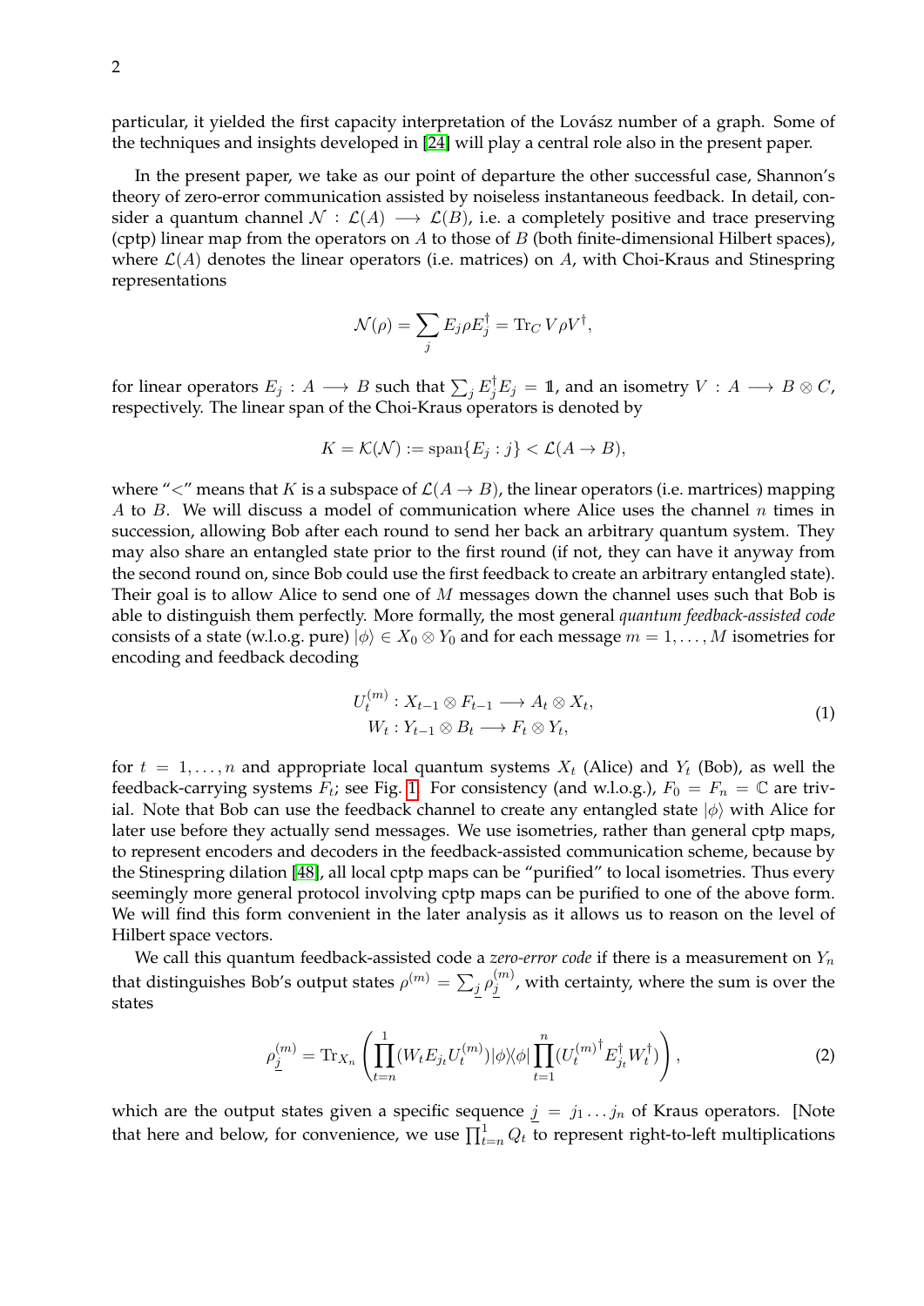particular, it yielded the first capacity interpretation of the Lovász number of a graph. Some of the techniques and insights developed in [24] will play a central role also in the present paper.

In the present paper, we take as our point of departure the other successful case, Shannon's theory of zero-error communication assisted by noiseless instantaneous feedback. In detail, consider a quantum channel $\mathcal{N} : \mathcal{L}(A) \longrightarrow \mathcal{L}(B)$, i.e. a completely positive and trace preserving (cptp) linear map from the operators on $A$ to those of $B$ (both finite-dimensional Hilbert spaces), where $\mathcal{L}(A)$ denotes the linear operators (i.e. matrices) on $A$, with Choi-Kraus and Stinespring representations

$$\mathcal{N}(\rho) = \sum_j E_j \rho E_j^\dagger = \operatorname{Tr}_C V\rho V^\dagger,$$

for linear operators $E_j : A \longrightarrow B$ such that $\sum_j E_j^\dagger E_j = \mathbb{1}$, and an isometry $V : A \longrightarrow B \otimes C$, respectively. The linear span of the Choi-Kraus operators is denoted by

$$K = \mathcal{K}(\mathcal{N}) := \operatorname{span}\{E_j : j\} < \mathcal{L}(A \to B),$$

where "$<$" means that $K$ is a subspace of $\mathcal{L}(A \to B)$, the linear operators (i.e. martrices) mapping $A$ to $B$. We will discuss a model of communication where Alice uses the channel $n$ times in succession, allowing Bob after each round to send her back an arbitrary quantum system. They may also share an entangled state prior to the first round (if not, they can have it anyway from the second round on, since Bob could use the first feedback to create an arbitrary entangled state). Their goal is to allow Alice to send one of $M$ messages down the channel uses such that Bob is able to distinguish them perfectly. More formally, the most general *quantum feedback-assisted code* consists of a state (w.l.o.g. pure) $|\phi\rangle \in X_0 \otimes Y_0$ and for each message $m = 1, \ldots, M$ isometries for encoding and feedback decoding

$$\begin{aligned} U_t^{(m)} &: X_{t-1} \otimes F_{t-1} \longrightarrow A_t \otimes X_t, \\ W_t &: Y_{t-1} \otimes B_t \longrightarrow F_t \otimes Y_t, \end{aligned} \tag{1}$$

for $t = 1, \ldots, n$ and appropriate local quantum systems $X_t$ (Alice) and $Y_t$ (Bob), as well the feedback-carrying systems $F_t$; see Fig. 1. For consistency (and w.l.o.g.), $F_0 = F_n = \mathbb{C}$ are trivial. Note that Bob can use the feedback channel to create any entangled state $|\phi\rangle$ with Alice for later use before they actually send messages. We use isometries, rather than general cptp maps, to represent encoders and decoders in the feedback-assisted communication scheme, because by the Stinespring dilation [48], all local cptp maps can be "purified" to local isometries. Thus every seemingly more general protocol involving cptp maps can be purified to one of the above form. We will find this form convenient in the later analysis as it allows us to reason on the level of Hilbert space vectors.

We call this quantum feedback-assisted code a *zero-error code* if there is a measurement on $Y_n$ that distinguishes Bob's output states $\rho^{(m)} = \sum_{\underline{j}} \rho_{\underline{j}}^{(m)}$, with certainty, where the sum is over the states

$$\rho_{\underline{j}}^{(m)} = \operatorname{Tr}_{X_n} \left( \prod_{t=n}^{1} (W_t E_{j_t} U_t^{(m)}) |\phi\rangle\langle\phi| \prod_{t=1}^{n} ({U_t^{(m)}}^\dagger E_{j_t}^\dagger W_t^\dagger) \right), \tag{2}$$

which are the output states given a specific sequence $\underline{j} = j_1 \ldots j_n$ of Kraus operators. [Note that here and below, for convenience, we use $\prod_{t=n}^{1} Q_t$ to represent right-to-left multiplications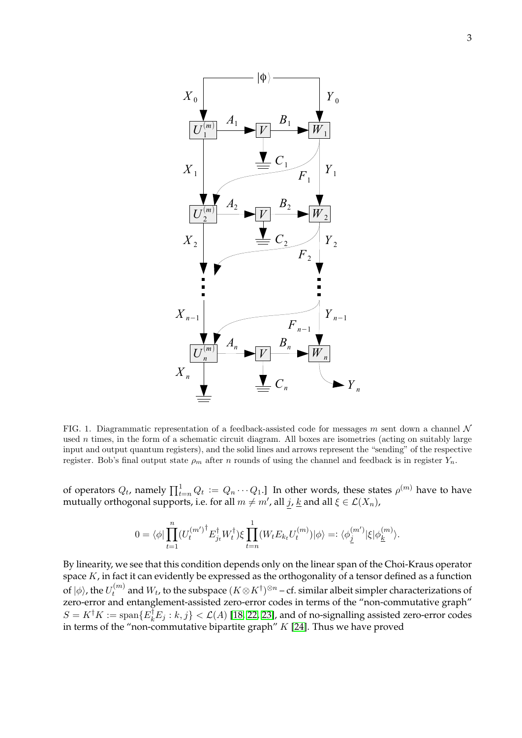FIG. 1. Diagrammatic representation of a feedback-assisted code for messages $m$ sent down a channel $\mathcal{N}$ used $n$ times, in the form of a schematic circuit diagram. All boxes are isometries (acting on suitably large input and output quantum registers), and the solid lines and arrows represent the "sending" of the respective register. Bob's final output state $\rho_m$ after $n$ rounds of using the channel and feedback is in register $Y_n$.

of operators $Q_t$, namely $\prod_{t=n}^{1} Q_t := Q_n \cdots Q_1$.] In other words, these states $\rho^{(m)}$ have to have mutually orthogonal supports, i.e. for all $m \neq m'$, all $\underline{j}$, $\underline{k}$ and all $\xi \in \mathcal{L}(X_n)$,

$$0 = \langle \phi | \prod_{t=1}^{n} (U_t^{(m')})^{\dagger} E_{j_t}^{\dagger} W_t^{\dagger}) \xi \prod_{t=n}^{1} (W_t E_{k_t} U_t^{(m)}) |\phi\rangle =: \langle \phi_{\underline{j}}^{(m')} | \xi | \phi_{\underline{k}}^{(m)} \rangle.$$

By linearity, we see that this condition depends only on the linear span of the Choi-Kraus operator space $K$, in fact it can evidently be expressed as the orthogonality of a tensor defined as a function of $|\phi\rangle$, the $U_t^{(m)}$ and $W_t$, to the subspace $(K \otimes K^{\dagger})^{\otimes n}$ – cf. similar albeit simpler characterizations of zero-error and entanglement-assisted zero-error codes in terms of the "non-commutative graph" $S = K^{\dagger}K := \operatorname{span}\{E_k^{\dagger}E_j : k, j\} < \mathcal{L}(A)$ [18, 22, 23], and of no-signalling assisted zero-error codes in terms of the "non-commutative bipartite graph" $K$ [24]. Thus we have proved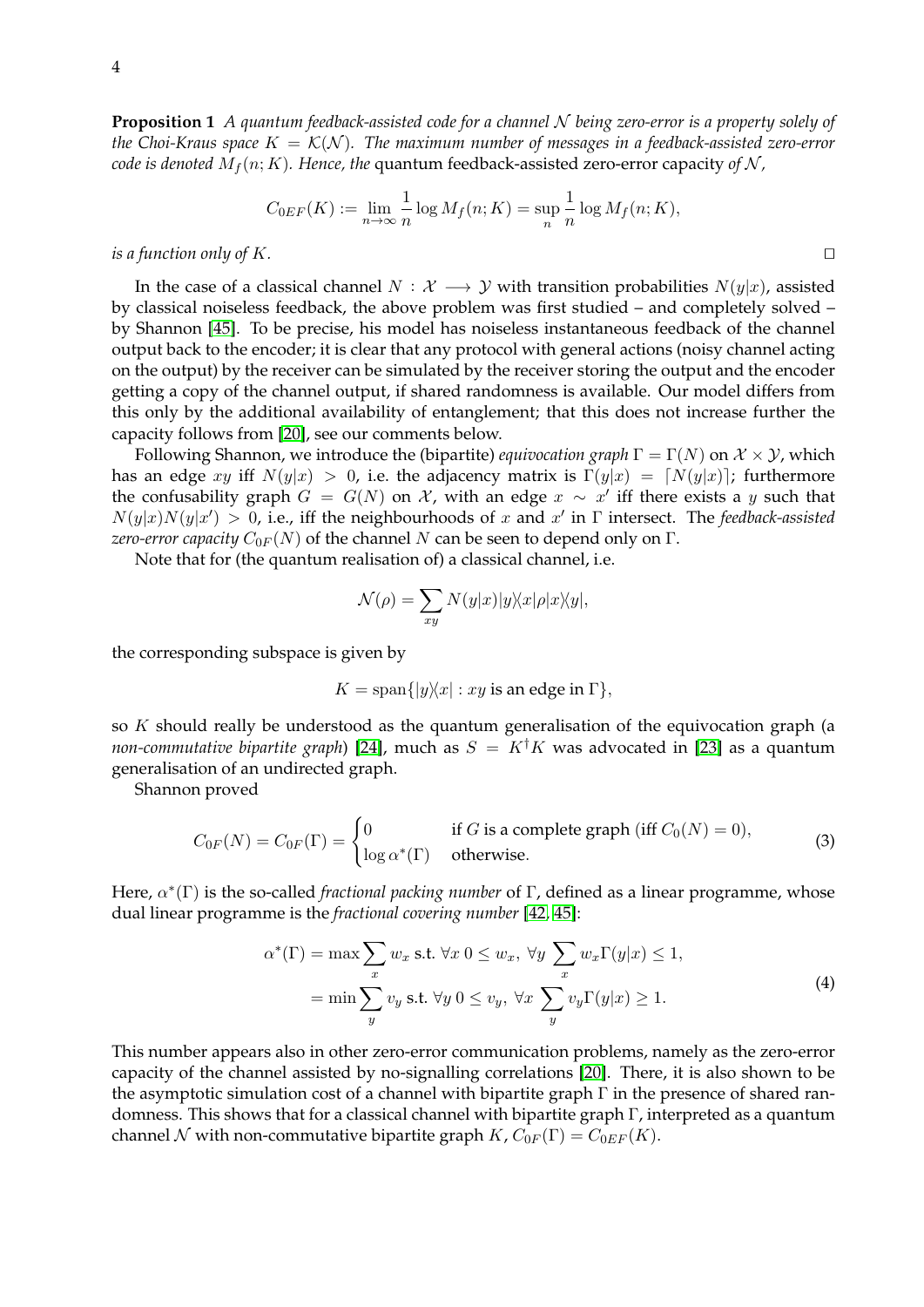**Proposition 1** *A quantum feedback-assisted code for a channel $\mathcal{N}$ being zero-error is a property solely of the Choi-Kraus space $K = \mathcal{K}(\mathcal{N})$. The maximum number of messages in a feedback-assisted zero-error code is denoted $M_f(n; K)$. Hence, the* quantum feedback-assisted zero-error capacity *of $\mathcal{N}$,*

$$C_{0EF}(K) := \lim_{n\to\infty} \frac{1}{n} \log M_f(n; K) = \sup_n \frac{1}{n} \log M_f(n; K),$$

*is a function only of $K$.* $\square$

In the case of a classical channel $N : \mathcal{X} \longrightarrow \mathcal{Y}$ with transition probabilities $N(y|x)$, assisted by classical noiseless feedback, the above problem was first studied – and completely solved – by Shannon [45]. To be precise, his model has noiseless instantaneous feedback of the channel output back to the encoder; it is clear that any protocol with general actions (noisy channel acting on the output) by the receiver can be simulated by the receiver storing the output and the encoder getting a copy of the channel output, if shared randomness is available. Our model differs from this only by the additional availability of entanglement; that this does not increase further the capacity follows from [20], see our comments below.

Following Shannon, we introduce the (bipartite) *equivocation graph* $\Gamma = \Gamma(N)$ on $\mathcal{X} \times \mathcal{Y}$, which has an edge $xy$ iff $N(y|x) > 0$, i.e. the adjacency matrix is $\Gamma(y|x) = \lceil N(y|x) \rceil$; furthermore the confusability graph $G = G(N)$ on $\mathcal{X}$, with an edge $x \sim x'$ iff there exists a $y$ such that $N(y|x)N(y|x') > 0$, i.e., iff the neighbourhoods of $x$ and $x'$ in $\Gamma$ intersect. The *feedback-assisted zero-error capacity* $C_{0F}(N)$ of the channel $N$ can be seen to depend only on $\Gamma$.

Note that for (the quantum realisation of) a classical channel, i.e.

$$\mathcal{N}(\rho) = \sum_{xy} N(y|x) |y\rangle\langle x|\rho|x\rangle\langle y|,$$

the corresponding subspace is given by

$$K = \operatorname{span}\{|y\rangle\langle x| : xy \text{ is an edge in } \Gamma\},$$

so $K$ should really be understood as the quantum generalisation of the equivocation graph (a *non-commutative bipartite graph*) [24], much as $S = K^\dagger K$ was advocated in [23] as a quantum generalisation of an undirected graph.

Shannon proved

$$C_{0F}(N) = C_{0F}(\Gamma) = \begin{cases} 0 & \text{if } G \text{ is a complete graph (iff } C_0(N) = 0), \\ \log \alpha^*(\Gamma) & \text{otherwise.} \end{cases} \tag{3}$$

Here, $\alpha^*(\Gamma)$ is the so-called *fractional packing number* of $\Gamma$, defined as a linear programme, whose dual linear programme is the *fractional covering number* [42, 45]:

$$\begin{aligned} \alpha^*(\Gamma) &= \max \sum_x w_x \text{ s.t. } \forall x \; 0 \leq w_x, \; \forall y \; \sum_x w_x \Gamma(y|x) \leq 1, \\ &= \min \sum_y v_y \text{ s.t. } \forall y \; 0 \leq v_y, \; \forall x \; \sum_y v_y \Gamma(y|x) \geq 1. \end{aligned} \tag{4}$$

This number appears also in other zero-error communication problems, namely as the zero-error capacity of the channel assisted by no-signalling correlations [20]. There, it is also shown to be the asymptotic simulation cost of a channel with bipartite graph $\Gamma$ in the presence of shared randomness. This shows that for a classical channel with bipartite graph $\Gamma$, interpreted as a quantum channel $\mathcal{N}$ with non-commutative bipartite graph $K$, $C_{0F}(\Gamma) = C_{0EF}(K)$.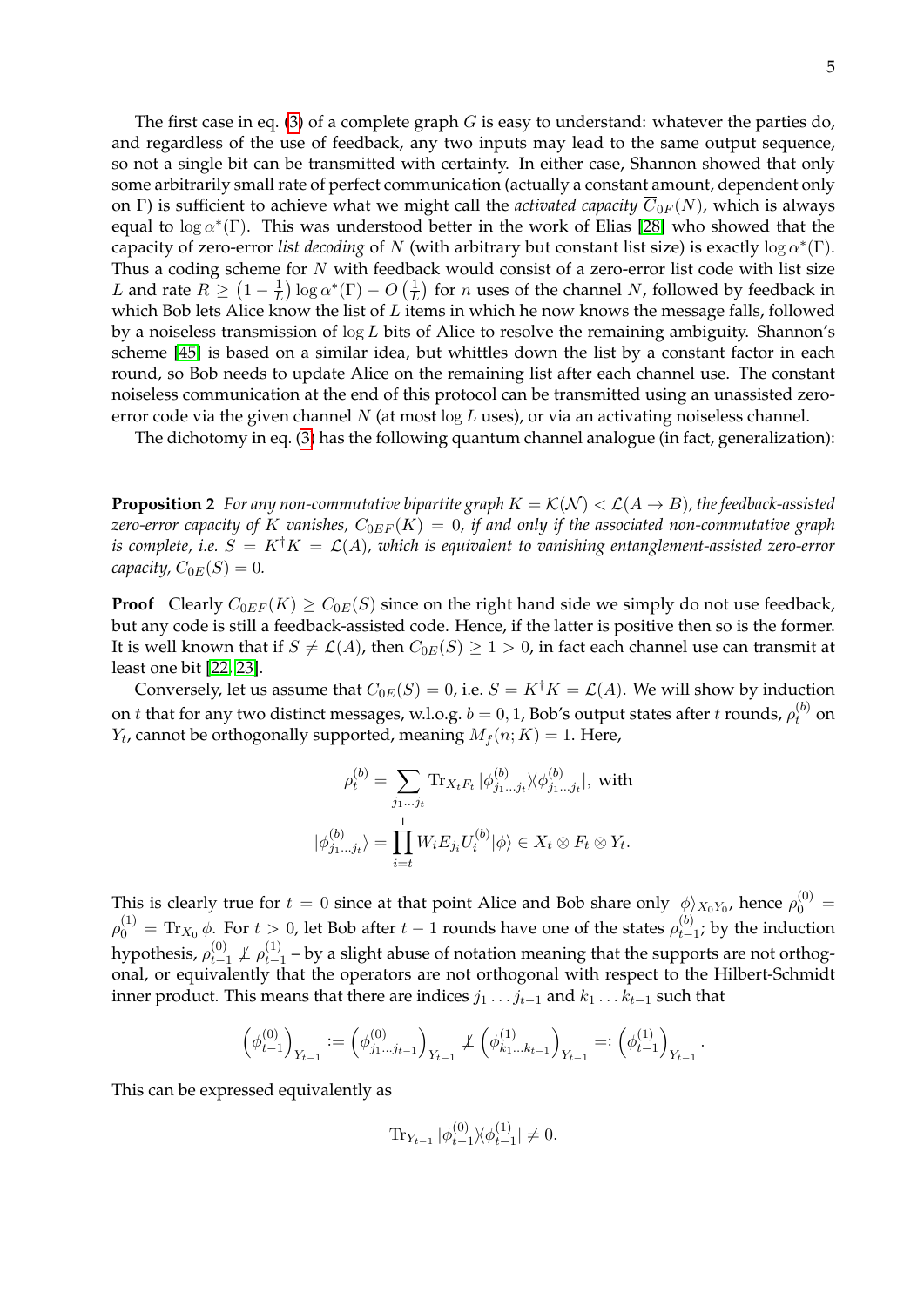The first case in eq. (3) of a complete graph $G$ is easy to understand: whatever the parties do, and regardless of the use of feedback, any two inputs may lead to the same output sequence, so not a single bit can be transmitted with certainty. In either case, Shannon showed that only some arbitrarily small rate of perfect communication (actually a constant amount, dependent only on $\Gamma$) is sufficient to achieve what we might call the *activated capacity* $\overline{C}_{0F}(N)$, which is always equal to $\log \alpha^*(\Gamma)$. This was understood better in the work of Elias [28] who showed that the capacity of zero-error *list decoding* of $N$ (with arbitrary but constant list size) is exactly $\log \alpha^*(\Gamma)$. Thus a coding scheme for $N$ with feedback would consist of a zero-error list code with list size $L$ and rate $R \geq \left(1 - \frac{1}{L}\right) \log \alpha^*(\Gamma) - O\left(\frac{1}{L}\right)$ for $n$ uses of the channel $N$, followed by feedback in which Bob lets Alice know the list of $L$ items in which he now knows the message falls, followed by a noiseless transmission of $\log L$ bits of Alice to resolve the remaining ambiguity. Shannon's scheme [45] is based on a similar idea, but whittles down the list by a constant factor in each round, so Bob needs to update Alice on the remaining list after each channel use. The constant noiseless communication at the end of this protocol can be transmitted using an unassisted zero-error code via the given channel $N$ (at most $\log L$ uses), or via an activating noiseless channel.

The dichotomy in eq. (3) has the following quantum channel analogue (in fact, generalization):

**Proposition 2** *For any non-commutative bipartite graph $K = \mathcal{K}(\mathcal{N}) < \mathcal{L}(A \to B)$, the feedback-assisted zero-error capacity of $K$ vanishes, $C_{0EF}(K) = 0$, if and only if the associated non-commutative graph is complete, i.e. $S = K^\dagger K = \mathcal{L}(A)$, which is equivalent to vanishing entanglement-assisted zero-error capacity, $C_{0E}(S) = 0$.*

**Proof** Clearly $C_{0EF}(K) \geq C_{0E}(S)$ since on the right hand side we simply do not use feedback, but any code is still a feedback-assisted code. Hence, if the latter is positive then so is the former. It is well known that if $S \neq \mathcal{L}(A)$, then $C_{0E}(S) \geq 1 > 0$, in fact each channel use can transmit at least one bit [22, 23].

Conversely, let us assume that $C_{0E}(S) = 0$, i.e. $S = K^\dagger K = \mathcal{L}(A)$. We will show by induction on $t$ that for any two distinct messages, w.l.o.g. $b = 0, 1$, Bob's output states after $t$ rounds, $\rho_t^{(b)}$ on $Y_t$, cannot be orthogonally supported, meaning $M_f(n; K) = 1$. Here,

$$\rho_t^{(b)} = \sum_{j_1 \ldots j_t} \operatorname{Tr}_{X_t F_t} |\phi^{(b)}_{j_1 \ldots j_t}\rangle\langle\phi^{(b)}_{j_1 \ldots j_t}|, \text{ with}$$

$$|\phi^{(b)}_{j_1 \ldots j_t}\rangle = \prod_{i=t}^{1} W_i E_{j_i} U_i^{(b)} |\phi\rangle \in X_t \otimes F_t \otimes Y_t.$$

This is clearly true for $t = 0$ since at that point Alice and Bob share only $|\phi\rangle_{X_0 Y_0}$, hence $\rho_0^{(0)} = \rho_0^{(1)} = \operatorname{Tr}_{X_0} \phi$. For $t > 0$, let Bob after $t-1$ rounds have one of the states $\rho_{t-1}^{(b)}$; by the induction hypothesis, $\rho_{t-1}^{(0)} \not\perp \rho_{t-1}^{(1)}$ – by a slight abuse of notation meaning that the supports are not orthogonal, or equivalently that the operators are not orthogonal with respect to the Hilbert-Schmidt inner product. This means that there are indices $j_1 \ldots j_{t-1}$ and $k_1 \ldots k_{t-1}$ such that

$$\left(\phi_{t-1}^{(0)}\right)_{Y_{t-1}} := \left(\phi^{(0)}_{j_1 \ldots j_{t-1}}\right)_{Y_{t-1}} \not\perp \left(\phi^{(1)}_{k_1 \ldots k_{t-1}}\right)_{Y_{t-1}} =: \left(\phi_{t-1}^{(1)}\right)_{Y_{t-1}}.$$

This can be expressed equivalently as

$$\operatorname{Tr}_{Y_{t-1}} |\phi_{t-1}^{(0)}\rangle\langle\phi_{t-1}^{(1)}| \neq 0.$$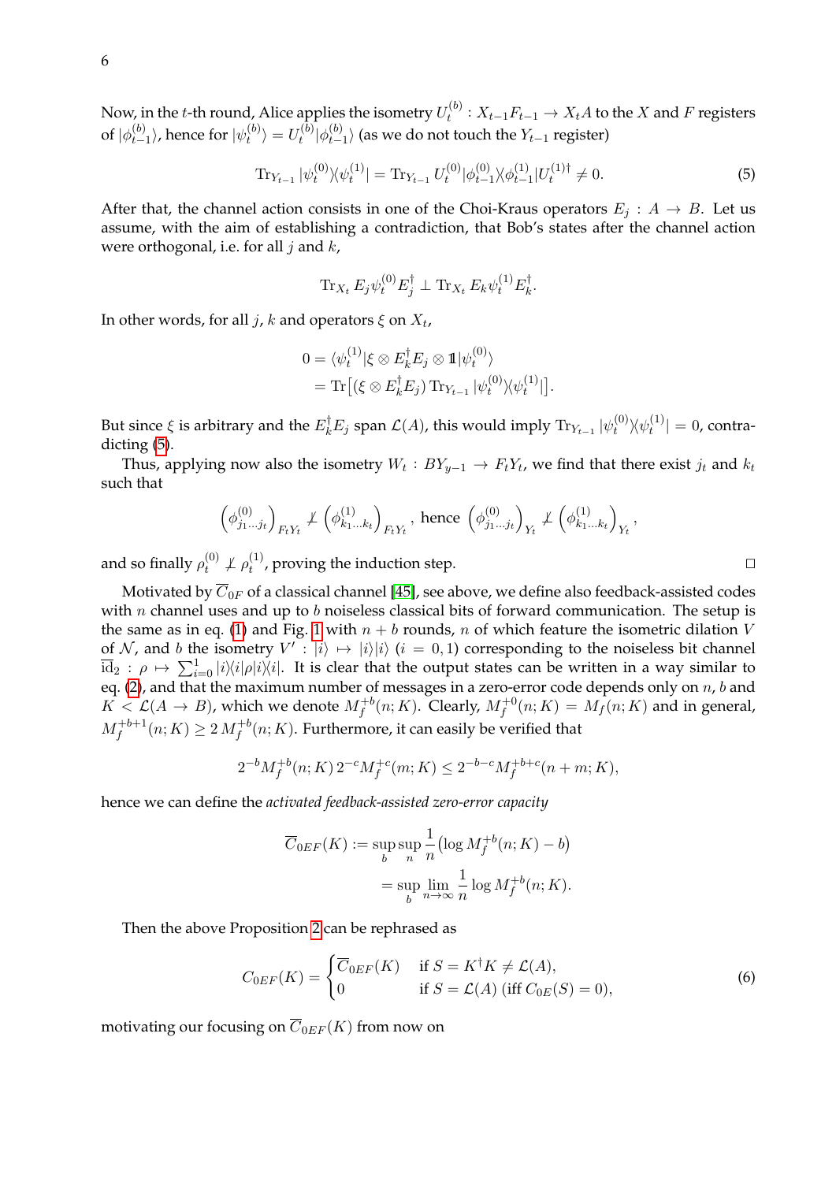Now, in the $t$-th round, Alice applies the isometry $U_t^{(b)} : X_{t-1}F_{t-1} \to X_t A$ to the $X$ and $F$ registers of $|\phi_{t-1}^{(b)}\rangle$, hence for $|\psi_t^{(b)}\rangle = U_t^{(b)}|\phi_{t-1}^{(b)}\rangle$ (as we do not touch the $Y_{t-1}$ register)

$$\operatorname{Tr}_{Y_{t-1}} |\psi_t^{(0)}\rangle\langle\psi_t^{(1)}| = \operatorname{Tr}_{Y_{t-1}} U_t^{(0)}|\phi_{t-1}^{(0)}\rangle\langle\phi_{t-1}^{(1)}|U_t^{(1)\dagger} \neq 0. \tag{5}$$

After that, the channel action consists in one of the Choi-Kraus operators $E_j : A \to B$. Let us assume, with the aim of establishing a contradiction, that Bob's states after the channel action were orthogonal, i.e. for all $j$ and $k$,

$$\operatorname{Tr}_{X_t} E_j \psi_t^{(0)} E_j^\dagger \perp \operatorname{Tr}_{X_t} E_k \psi_t^{(1)} E_k^\dagger.$$

In other words, for all $j$, $k$ and operators $\xi$ on $X_t$,

$$\begin{aligned}
0 &= \langle\psi_t^{(1)}|\xi \otimes E_k^\dagger E_j \otimes \mathbb{1}|\psi_t^{(0)}\rangle \\
&= \operatorname{Tr}\big[(\xi \otimes E_k^\dagger E_j) \operatorname{Tr}_{Y_{t-1}} |\psi_t^{(0)}\rangle\langle\psi_t^{(1)}|\big].
\end{aligned}$$

But since $\xi$ is arbitrary and the $E_k^\dagger E_j$ span $\mathcal{L}(A)$, this would imply $\operatorname{Tr}_{Y_{t-1}} |\psi_t^{(0)}\rangle\langle\psi_t^{(1)}| = 0$, contradicting (5).

Thus, applying now also the isometry $W_t : BY_{y-1} \to F_t Y_t$, we find that there exist $j_t$ and $k_t$ such that

$$\left(\phi_{j_1\ldots j_t}^{(0)}\right)_{F_t Y_t} \not\perp \left(\phi_{k_1\ldots k_t}^{(1)}\right)_{F_t Y_t}, \text{ hence } \left(\phi_{j_1\ldots j_t}^{(0)}\right)_{Y_t} \not\perp \left(\phi_{k_1\ldots k_t}^{(1)}\right)_{Y_t},$$

and so finally $\rho_t^{(0)} \not\perp \rho_t^{(1)}$, proving the induction step. □

Motivated by $\overline{C}_{0F}$ of a classical channel [45], see above, we define also feedback-assisted codes with $n$ channel uses and up to $b$ noiseless classical bits of forward communication. The setup is the same as in eq. (1) and Fig. 1 with $n+b$ rounds, $n$ of which feature the isometric dilation $V$ of $\mathcal{N}$, and $b$ the isometry $V' : |i\rangle \mapsto |i\rangle|i\rangle$ $(i = 0, 1)$ corresponding to the noiseless bit channel $\overline{\mathrm{id}}_2 : \rho \mapsto \sum_{i=0}^{1} |i\rangle\langle i|\rho|i\rangle\langle i|$. It is clear that the output states can be written in a way similar to eq. (2), and that the maximum number of messages in a zero-error code depends only on $n$, $b$ and $K < \mathcal{L}(A \to B)$, which we denote $M_f^{+b}(n;K)$. Clearly, $M_f^{+0}(n;K) = M_f(n;K)$ and in general, $M_f^{+b+1}(n;K) \geq 2\, M_f^{+b}(n;K)$. Furthermore, it can easily be verified that

$$2^{-b} M_f^{+b}(n;K)\, 2^{-c} M_f^{+c}(m;K) \leq 2^{-b-c} M_f^{+b+c}(n+m;K),$$

hence we can define the *activated feedback-assisted zero-error capacity*

$$\begin{aligned}
\overline{C}_{0EF}(K) &:= \sup_b \sup_n \frac{1}{n}\left(\log M_f^{+b}(n;K) - b\right) \\
&= \sup_b \lim_{n\to\infty} \frac{1}{n} \log M_f^{+b}(n;K).
\end{aligned}$$

Then the above Proposition 2 can be rephrased as

$$C_{0EF}(K) = \begin{cases} \overline{C}_{0EF}(K) & \text{if } S = K^\dagger K \neq \mathcal{L}(A), \\ 0 & \text{if } S = \mathcal{L}(A) \text{ (iff } C_{0E}(S) = 0), \end{cases} \tag{6}$$

motivating our focusing on $\overline{C}_{0EF}(K)$ from now on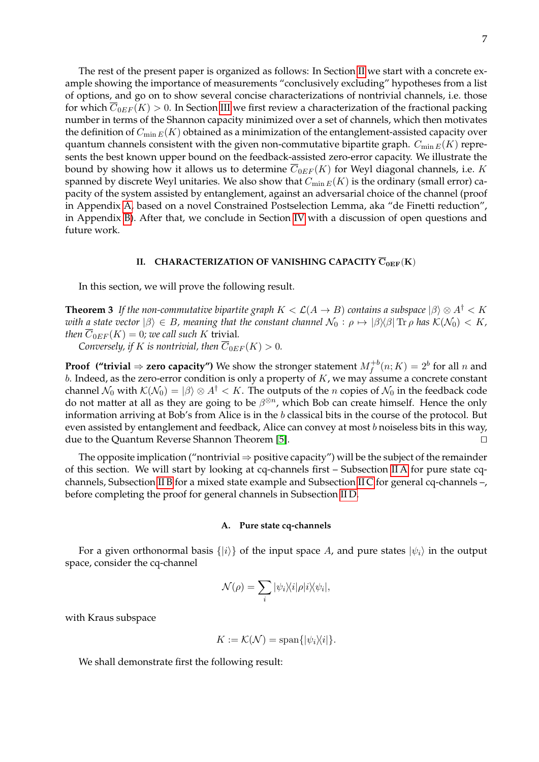The rest of the present paper is organized as follows: In Section II we start with a concrete example showing the importance of measurements "conclusively excluding" hypotheses from a list of options, and go on to show several concise characterizations of nontrivial channels, i.e. those for which $\overline{C}_{0EF}(K) > 0$. In Section III we first review a characterization of the fractional packing number in terms of the Shannon capacity minimized over a set of channels, which then motivates the definition of $C_{\min E}(K)$ obtained as a minimization of the entanglement-assisted capacity over quantum channels consistent with the given non-commutative bipartite graph. $C_{\min E}(K)$ represents the best known upper bound on the feedback-assisted zero-error capacity. We illustrate the bound by showing how it allows us to determine $\overline{C}_{0EF}(K)$ for Weyl diagonal channels, i.e. $K$ spanned by discrete Weyl unitaries. We also show that $C_{\min E}(K)$ is the ordinary (small error) capacity of the system assisted by entanglement, against an adversarial choice of the channel (proof in Appendix A, based on a novel Constrained Postselection Lemma, aka "de Finetti reduction", in Appendix B). After that, we conclude in Section IV with a discussion of open questions and future work.

## II. CHARACTERIZATION OF VANISHING CAPACITY $\overline{\mathbf{C}}_{\mathbf{0EF}}(\mathbf{K})$

In this section, we will prove the following result.

**Theorem 3** *If the non-commutative bipartite graph $K < \mathcal{L}(A \to B)$ contains a subspace $|\beta\rangle \otimes A^\dagger < K$ with a state vector $|\beta\rangle \in B$, meaning that the constant channel $\mathcal{N}_0 : \rho \mapsto |\beta\rangle\langle\beta| \operatorname{Tr} \rho$ has $\mathcal{K}(\mathcal{N}_0) < K$, then $\overline{C}_{0EF}(K) = 0$; we call such $K$ trivial.*

*Conversely, if $K$ is nontrivial, then $\overline{C}_{0EF}(K) > 0$.*

**Proof (“trivial $\Rightarrow$ zero capacity”)** We show the stronger statement $M_f^{+b}(n; K) = 2^b$ for all $n$ and $b$. Indeed, as the zero-error condition is only a property of $K$, we may assume a concrete constant channel $\mathcal{N}_0$ with $\mathcal{K}(\mathcal{N}_0) = |\beta\rangle \otimes A^\dagger < K$. The outputs of the $n$ copies of $\mathcal{N}_0$ in the feedback code do not matter at all as they are going to be $\beta^{\otimes n}$, which Bob can create himself. Hence the only information arriving at Bob's from Alice is in the $b$ classical bits in the course of the protocol. But even assisted by entanglement and feedback, Alice can convey at most $b$ noiseless bits in this way, due to the Quantum Reverse Shannon Theorem [5]. $\square$

The opposite implication (“nontrivial $\Rightarrow$ positive capacity”) will be the subject of the remainder of this section. We will start by looking at cq-channels first – Subsection II A for pure state cq-channels, Subsection II B for a mixed state example and Subsection II C for general cq-channels –, before completing the proof for general channels in Subsection II D.

### A. Pure state cq-channels

For a given orthonormal basis $\{|i\rangle\}$ of the input space $A$, and pure states $|\psi_i\rangle$ in the output space, consider the cq-channel

$$\mathcal{N}(\rho) = \sum_i |\psi_i\rangle\langle i|\rho|i\rangle\langle\psi_i|,$$

with Kraus subspace

$$K := \mathcal{K}(\mathcal{N}) = \operatorname{span}\{|\psi_i\rangle\langle i|\}.$$

We shall demonstrate first the following result: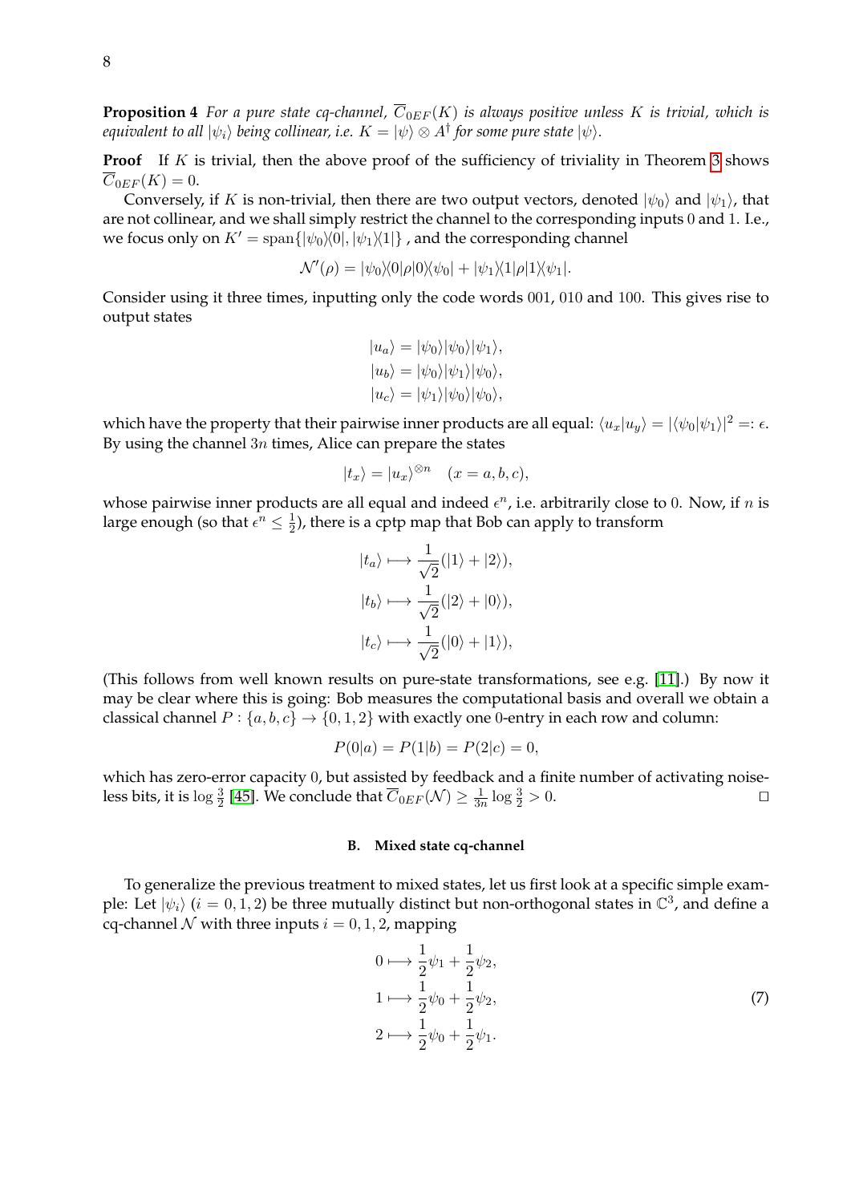**Proposition 4** *For a pure state cq-channel, $\overline{C}_{0EF}(K)$ is always positive unless $K$ is trivial, which is equivalent to all $|\psi_i\rangle$ being collinear, i.e. $K = |\psi\rangle \otimes A^\dagger$ for some pure state $|\psi\rangle$.*

**Proof** If $K$ is trivial, then the above proof of the sufficiency of triviality in Theorem 3 shows $\overline{C}_{0EF}(K) = 0$.

Conversely, if $K$ is non-trivial, then there are two output vectors, denoted $|\psi_0\rangle$ and $|\psi_1\rangle$, that are not collinear, and we shall simply restrict the channel to the corresponding inputs 0 and 1. I.e., we focus only on $K' = \mathrm{span}\{|\psi_0\rangle\langle 0|, |\psi_1\rangle\langle 1|\}$ , and the corresponding channel

$$\mathcal{N}'(\rho) = |\psi_0\rangle\langle 0|\rho|0\rangle\langle\psi_0| + |\psi_1\rangle\langle 1|\rho|1\rangle\langle\psi_1|.$$

Consider using it three times, inputting only the code words 001, 010 and 100. This gives rise to output states

$$\begin{aligned}
|u_a\rangle &= |\psi_0\rangle|\psi_0\rangle|\psi_1\rangle, \\
|u_b\rangle &= |\psi_0\rangle|\psi_1\rangle|\psi_0\rangle, \\
|u_c\rangle &= |\psi_1\rangle|\psi_0\rangle|\psi_0\rangle,
\end{aligned}$$

which have the property that their pairwise inner products are all equal: $\langle u_x|u_y\rangle = |\langle\psi_0|\psi_1\rangle|^2 =: \epsilon$. By using the channel $3n$ times, Alice can prepare the states

$$|t_x\rangle = |u_x\rangle^{\otimes n} \quad (x = a, b, c),$$

whose pairwise inner products are all equal and indeed $\epsilon^n$, i.e. arbitrarily close to 0. Now, if $n$ is large enough (so that $\epsilon^n \leq \frac{1}{2}$), there is a cptp map that Bob can apply to transform

$$\begin{aligned}
|t_a\rangle &\longmapsto \frac{1}{\sqrt{2}}(|1\rangle + |2\rangle), \\
|t_b\rangle &\longmapsto \frac{1}{\sqrt{2}}(|2\rangle + |0\rangle), \\
|t_c\rangle &\longmapsto \frac{1}{\sqrt{2}}(|0\rangle + |1\rangle),
\end{aligned}$$

(This follows from well known results on pure-state transformations, see e.g. [11].) By now it may be clear where this is going: Bob measures the computational basis and overall we obtain a classical channel $P : \{a, b, c\} \to \{0, 1, 2\}$ with exactly one 0-entry in each row and column:

$$P(0|a) = P(1|b) = P(2|c) = 0,$$

which has zero-error capacity 0, but assisted by feedback and a finite number of activating noiseless bits, it is $\log\frac{3}{2}$ [45]. We conclude that $\overline{C}_{0EF}(\mathcal{N}) \geq \frac{1}{3n}\log\frac{3}{2} > 0$. $\square$

### B. Mixed state cq-channel

To generalize the previous treatment to mixed states, let us first look at a specific simple example: Let $|\psi_i\rangle$ ($i = 0, 1, 2$) be three mutually distinct but non-orthogonal states in $\mathbb{C}^3$, and define a cq-channel $\mathcal{N}$ with three inputs $i = 0, 1, 2$, mapping

$$\begin{aligned}
0 &\longmapsto \frac{1}{2}\psi_1 + \frac{1}{2}\psi_2, \\
1 &\longmapsto \frac{1}{2}\psi_0 + \frac{1}{2}\psi_2, \\
2 &\longmapsto \frac{1}{2}\psi_0 + \frac{1}{2}\psi_1.
\end{aligned} \tag{7}$$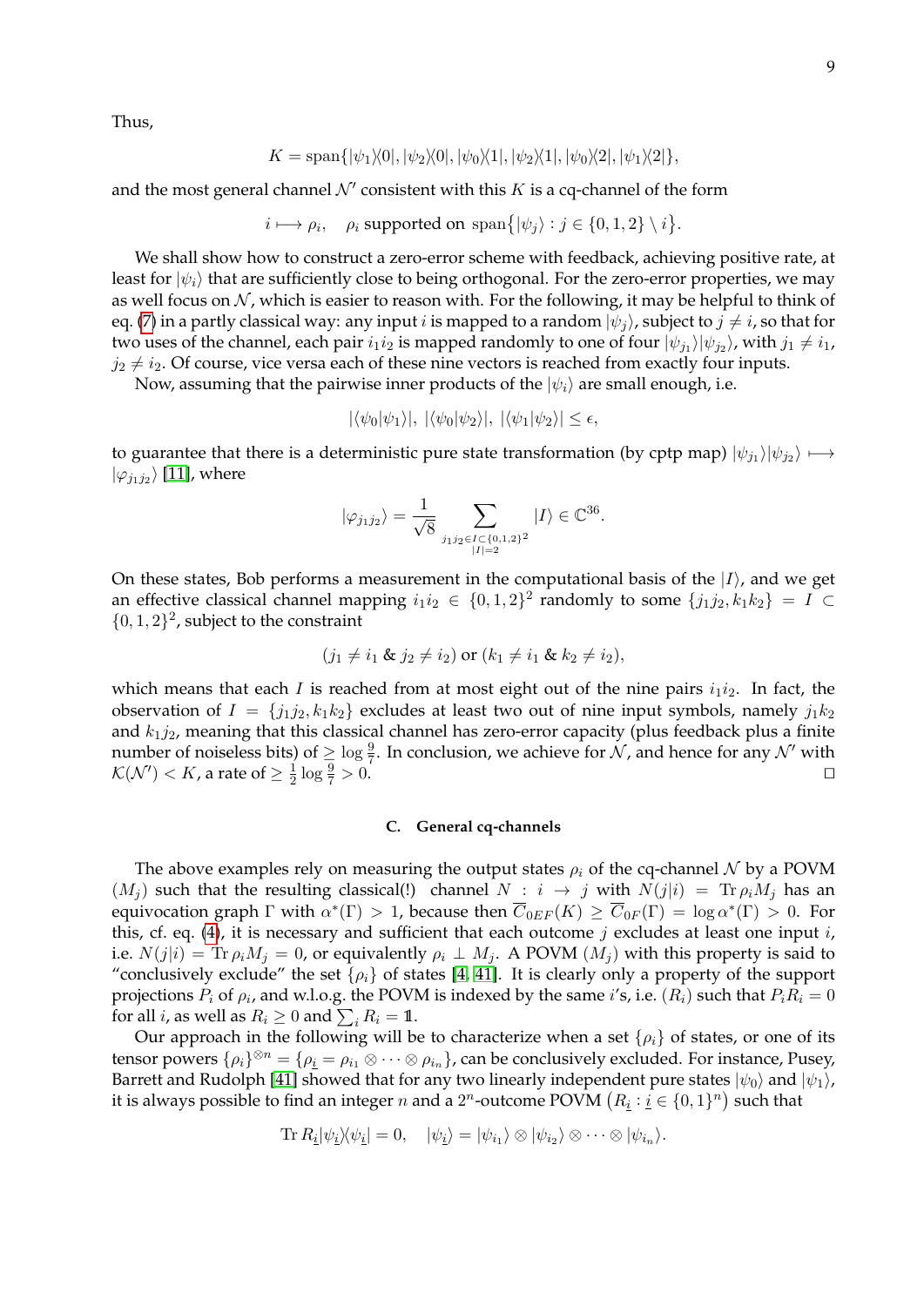Thus,

$$K = \operatorname{span}\{|\psi_1\rangle\langle 0|, |\psi_2\rangle\langle 0|, |\psi_0\rangle\langle 1|, |\psi_2\rangle\langle 1|, |\psi_0\rangle\langle 2|, |\psi_1\rangle\langle 2|\},$$

and the most general channel $\mathcal{N}'$ consistent with this $K$ is a cq-channel of the form

$$i \longmapsto \rho_i, \quad \rho_i \text{ supported on } \operatorname{span}\{|\psi_j\rangle : j \in \{0,1,2\} \setminus i\}.$$

We shall show how to construct a zero-error scheme with feedback, achieving positive rate, at least for $|\psi_i\rangle$ that are sufficiently close to being orthogonal. For the zero-error properties, we may as well focus on $\mathcal{N}$, which is easier to reason with. For the following, it may be helpful to think of eq. (7) in a partly classical way: any input $i$ is mapped to a random $|\psi_j\rangle$, subject to $j \neq i$, so that for two uses of the channel, each pair $i_1 i_2$ is mapped randomly to one of four $|\psi_{j_1}\rangle|\psi_{j_2}\rangle$, with $j_1 \neq i_1$, $j_2 \neq i_2$. Of course, vice versa each of these nine vectors is reached from exactly four inputs.

Now, assuming that the pairwise inner products of the $|\psi_i\rangle$ are small enough, i.e.

$$|\langle\psi_0|\psi_1\rangle|,\ |\langle\psi_0|\psi_2\rangle|,\ |\langle\psi_1|\psi_2\rangle| \leq \epsilon,$$

to guarantee that there is a deterministic pure state transformation (by cptp map) $|\psi_{j_1}\rangle|\psi_{j_2}\rangle \longmapsto |\varphi_{j_1 j_2}\rangle$ [11], where

$$|\varphi_{j_1 j_2}\rangle = \frac{1}{\sqrt{8}} \sum_{\substack{j_1 j_2 \in I \subset \{0,1,2\}^2 \\ |I|=2}} |I\rangle \in \mathbb{C}^{36}.$$

On these states, Bob performs a measurement in the computational basis of the $|I\rangle$, and we get an effective classical channel mapping $i_1 i_2 \in \{0,1,2\}^2$ randomly to some $\{j_1 j_2, k_1 k_2\} = I \subset \{0,1,2\}^2$, subject to the constraint

$$(j_1 \neq i_1 \ \&\ j_2 \neq i_2) \text{ or } (k_1 \neq i_1 \ \&\ k_2 \neq i_2),$$

which means that each $I$ is reached from at most eight out of the nine pairs $i_1 i_2$. In fact, the observation of $I = \{j_1 j_2, k_1 k_2\}$ excludes at least two out of nine input symbols, namely $j_1 k_2$ and $k_1 j_2$, meaning that this classical channel has zero-error capacity (plus feedback plus a finite number of noiseless bits) of $\geq \log \frac{9}{7}$. In conclusion, we achieve for $\mathcal{N}$, and hence for any $\mathcal{N}'$ with $\mathcal{K}(\mathcal{N}') < K$, a rate of $\geq \frac{1}{2} \log \frac{9}{7} > 0$. ∎

### C. General cq-channels

The above examples rely on measuring the output states $\rho_i$ of the cq-channel $\mathcal{N}$ by a POVM $(M_j)$ such that the resulting classical(!) channel $N : i \to j$ with $N(j|i) = \operatorname{Tr} \rho_i M_j$ has an equivocation graph $\Gamma$ with $\alpha^*(\Gamma) > 1$, because then $\overline{C}_{0EF}(K) \geq \overline{C}_{0F}(\Gamma) = \log \alpha^*(\Gamma) > 0$. For this, cf. eq. (4), it is necessary and sufficient that each outcome $j$ excludes at least one input $i$, i.e. $N(j|i) = \operatorname{Tr} \rho_i M_j = 0$, or equivalently $\rho_i \perp M_j$. A POVM $(M_j)$ with this property is said to "conclusively exclude" the set $\{\rho_i\}$ of states [4, 41]. It is clearly only a property of the support projections $P_i$ of $\rho_i$, and w.l.o.g. the POVM is indexed by the same $i$'s, i.e. $(R_i)$ such that $P_i R_i = 0$ for all $i$, as well as $R_i \geq 0$ and $\sum_i R_i = \mathbb{1}$.

Our approach in the following will be to characterize when a set $\{\rho_i\}$ of states, or one of its tensor powers $\{\rho_i\}^{\otimes n} = \{\rho_{\underline{i}} = \rho_{i_1} \otimes \cdots \otimes \rho_{i_n}\}$, can be conclusively excluded. For instance, Pusey, Barrett and Rudolph [41] showed that for any two linearly independent pure states $|\psi_0\rangle$ and $|\psi_1\rangle$, it is always possible to find an integer $n$ and a $2^n$-outcome POVM $\left(R_{\underline{i}} : \underline{i} \in \{0,1\}^n\right)$ such that

$$\operatorname{Tr} R_{\underline{i}} |\psi_{\underline{i}}\rangle\langle\psi_{\underline{i}}| = 0, \quad |\psi_{\underline{i}}\rangle = |\psi_{i_1}\rangle \otimes |\psi_{i_2}\rangle \otimes \cdots \otimes |\psi_{i_n}\rangle.$$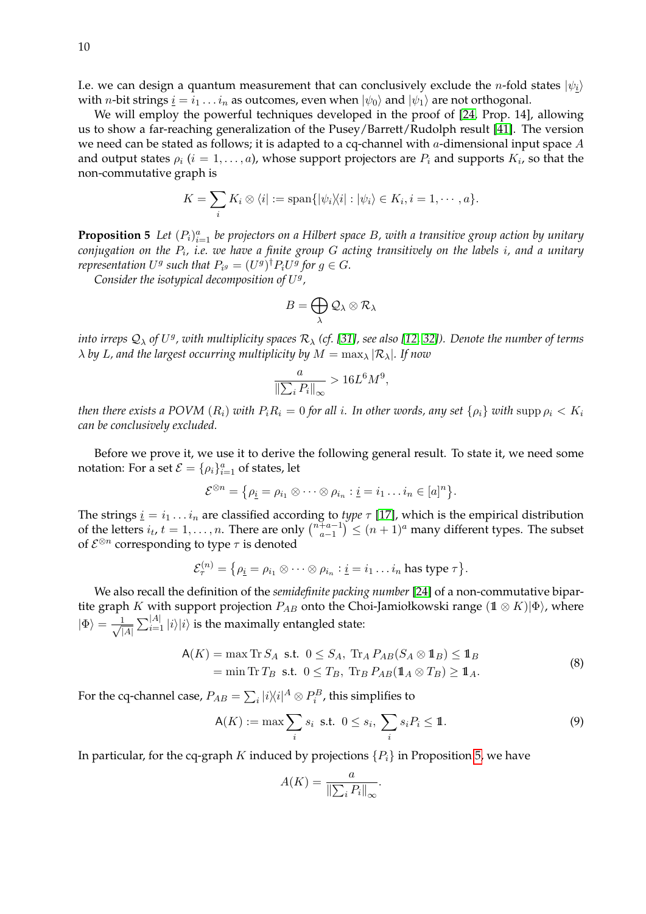I.e. we can design a quantum measurement that can conclusively exclude the $n$-fold states $|\psi_{\underline{i}}\rangle$ with $n$-bit strings $\underline{i} = i_1 \dots i_n$ as outcomes, even when $|\psi_0\rangle$ and $|\psi_1\rangle$ are not orthogonal.

We will employ the powerful techniques developed in the proof of [24, Prop. 14], allowing us to show a far-reaching generalization of the Pusey/Barrett/Rudolph result [41]. The version we need can be stated as follows; it is adapted to a cq-channel with $a$-dimensional input space $A$ and output states $\rho_i$ ($i = 1, \dots, a$), whose support projectors are $P_i$ and supports $K_i$, so that the non-commutative graph is

$$K = \sum_i K_i \otimes \langle i| := \operatorname{span}\{|\psi_i\rangle\langle i| : |\psi_i\rangle \in K_i, i = 1, \cdots, a\}.$$

**Proposition 5** *Let $(P_i)_{i=1}^a$ be projectors on a Hilbert space $B$, with a transitive group action by unitary conjugation on the $P_i$, i.e. we have a finite group $G$ acting transitively on the labels $i$, and a unitary representation $U^g$ such that $P_{i^g} = (U^g)^\dagger P_i U^g$ for $g \in G$.*

*Consider the isotypical decomposition of $U^g$,*

$$B = \bigoplus_\lambda \mathcal{Q}_\lambda \otimes \mathcal{R}_\lambda$$

*into irreps $\mathcal{Q}_\lambda$ of $U^g$, with multiplicity spaces $\mathcal{R}_\lambda$ (cf. [31], see also [12, 32]). Denote the number of terms $\lambda$ by $L$, and the largest occurring multiplicity by $M = \max_\lambda |\mathcal{R}_\lambda|$. If now*

$$\frac{a}{\left\|\sum_i P_i\right\|_\infty} > 16L^6M^9,$$

*then there exists a POVM $(R_i)$ with $P_iR_i = 0$ for all $i$. In other words, any set $\{\rho_i\}$ with $\operatorname{supp} \rho_i < K_i$ can be conclusively excluded.*

Before we prove it, we use it to derive the following general result. To state it, we need some notation: For a set $\mathcal{E} = \{\rho_i\}_{i=1}^a$ of states, let

$$\mathcal{E}^{\otimes n} = \left\{\rho_{\underline{i}} = \rho_{i_1} \otimes \cdots \otimes \rho_{i_n} : \underline{i} = i_1 \dots i_n \in [a]^n\right\}.$$

The strings $\underline{i} = i_1 \dots i_n$ are classified according to *type* $\tau$ [17], which is the empirical distribution of the letters $i_t$, $t = 1, \dots, n$. There are only $\binom{n+a-1}{a-1} \leq (n+1)^a$ many different types. The subset of $\mathcal{E}^{\otimes n}$ corresponding to type $\tau$ is denoted

$$\mathcal{E}_\tau^{(n)} = \left\{\rho_{\underline{i}} = \rho_{i_1} \otimes \cdots \otimes \rho_{i_n} : \underline{i} = i_1 \dots i_n \text{ has type } \tau\right\}.$$

We also recall the definition of the *semidefinite packing number* [24] of a non-commutative bipartite graph $K$ with support projection $P_{AB}$ onto the Choi-Jamiołkowski range $(\mathbb{1} \otimes K)|\Phi\rangle$, where $|\Phi\rangle = \frac{1}{\sqrt{|A|}} \sum_{i=1}^{|A|} |i\rangle|i\rangle$ is the maximally entangled state:

$$\begin{aligned}
\mathsf{A}(K) &= \max \operatorname{Tr} S_A \text{ s.t. } 0 \leq S_A, \ \operatorname{Tr}_A P_{AB}(S_A \otimes \mathbb{1}_B) \leq \mathbb{1}_B \\
&= \min \operatorname{Tr} T_B \text{ s.t. } 0 \leq T_B, \ \operatorname{Tr}_B P_{AB}(\mathbb{1}_A \otimes T_B) \geq \mathbb{1}_A.
\end{aligned} \tag{8}$$

For the cq-channel case, $P_{AB} = \sum_i |i\rangle\langle i|^A \otimes P_i^B$, this simplifies to

$$\mathsf{A}(K) := \max \sum_i s_i \text{ s.t. } 0 \leq s_i, \ \sum_i s_i P_i \leq \mathbb{1}. \tag{9}$$

In particular, for the cq-graph $K$ induced by projections $\{P_i\}$ in Proposition 5, we have

$$A(K) = \frac{a}{\left\|\sum_i P_i\right\|_\infty}.$$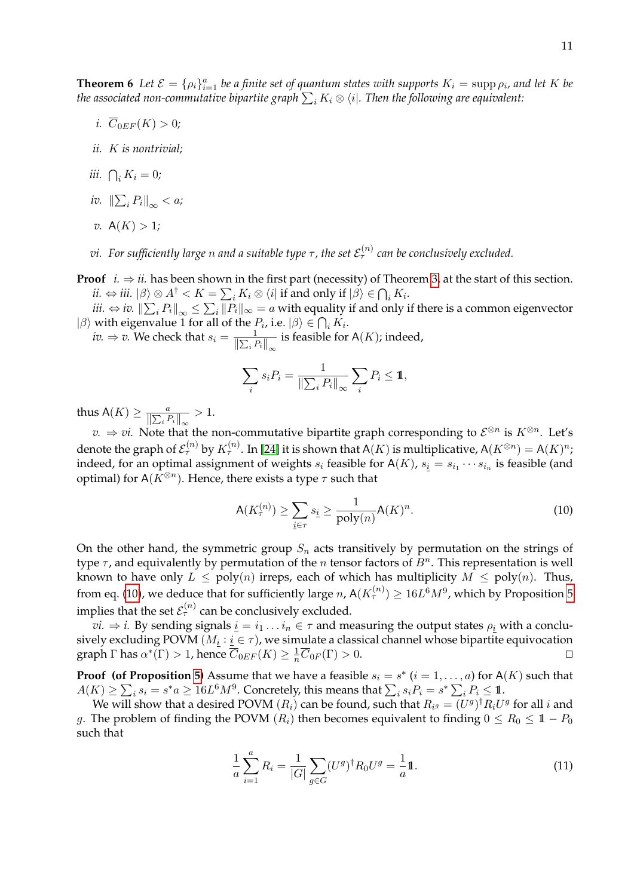**Theorem 6** *Let $\mathcal{E} = \{\rho_i\}_{i=1}^a$ be a finite set of quantum states with supports $K_i = \operatorname{supp} \rho_i$, and let $K$ be the associated non-commutative bipartite graph $\sum_i K_i \otimes \langle i|$. Then the following are equivalent:*

*i.* $\overline{C}_{0EF}(K) > 0$;

*ii.* $K$ *is nontrivial;*

*iii.* $\bigcap_i K_i = 0$;

*iv.* $\left\|\sum_i P_i\right\|_\infty < a$;

*v.* $\mathsf{A}(K) > 1$;

*vi. For sufficiently large $n$ and a suitable type $\tau$, the set $\mathcal{E}_\tau^{(n)}$ can be conclusively excluded.*

**Proof** *i.* $\Rightarrow$ *ii.* has been shown in the first part (necessity) of Theorem 3, at the start of this section.

*ii.* $\Leftrightarrow$ *iii.* $|\beta\rangle \otimes A^\dagger < K = \sum_i K_i \otimes \langle i|$ if and only if $|\beta\rangle \in \bigcap_i K_i$.

*iii.* $\Leftrightarrow$ *iv.* $\left\|\sum_i P_i\right\|_\infty \leq \sum_i \|P_i\|_\infty = a$ with equality if and only if there is a common eigenvector $|\beta\rangle$ with eigenvalue 1 for all of the $P_i$, i.e. $|\beta\rangle \in \bigcap_i K_i$.

*iv.* $\Rightarrow$ *v.* We check that $s_i = \frac{1}{\left\|\sum_i P_i\right\|_\infty}$ is feasible for $\mathsf{A}(K)$; indeed,

$$
\sum_i s_i P_i = \frac{1}{\left\|\sum_i P_i\right\|_\infty} \sum_i P_i \leq \mathbb{1},
$$

thus $\mathsf{A}(K) \geq \frac{a}{\left\|\sum_i P_i\right\|_\infty} > 1$.

*v.* $\Rightarrow$ *vi.* Note that the non-commutative bipartite graph corresponding to $\mathcal{E}^{\otimes n}$ is $K^{\otimes n}$. Let's denote the graph of $\mathcal{E}_\tau^{(n)}$ by $K_\tau^{(n)}$. In [24] it is shown that $\mathsf{A}(K)$ is multiplicative, $\mathsf{A}(K^{\otimes n}) = \mathsf{A}(K)^n$; indeed, for an optimal assignment of weights $s_i$ feasible for $\mathsf{A}(K)$, $s_{\underline{i}} = s_{i_1} \cdots s_{i_n}$ is feasible (and optimal) for $\mathsf{A}(K^{\otimes n})$. Hence, there exists a type $\tau$ such that

$$
\mathsf{A}(K_\tau^{(n)}) \geq \sum_{\underline{i} \in \tau} s_{\underline{i}} \geq \frac{1}{\text{poly}(n)} \mathsf{A}(K)^n. \tag{10}
$$

On the other hand, the symmetric group $S_n$ acts transitively by permutation on the strings of type $\tau$, and equivalently by permutation of the $n$ tensor factors of $B^n$. This representation is well known to have only $L \leq \text{poly}(n)$ irreps, each of which has multiplicity $M \leq \text{poly}(n)$. Thus, from eq. (10), we deduce that for sufficiently large $n$, $\mathsf{A}(K_\tau^{(n)}) \geq 16L^6M^9$, which by Proposition 5 implies that the set $\mathcal{E}_\tau^{(n)}$ can be conclusively excluded.

*vi.* $\Rightarrow$ *i.* By sending signals $\underline{i} = i_1 \ldots i_n \in \tau$ and measuring the output states $\rho_{\underline{i}}$ with a conclusively excluding POVM $(M_{\underline{i}} : \underline{i} \in \tau)$, we simulate a classical channel whose bipartite equivocation graph $\Gamma$ has $\alpha^*(\Gamma) > 1$, hence $\overline{C}_{0EF}(K) \geq \frac{1}{n}\overline{C}_{0F}(\Gamma) > 0$. $\square$

**Proof (of Proposition 5)** Assume that we have a feasible $s_i = s^*$ $(i = 1, \ldots, a)$ for $\mathsf{A}(K)$ such that $A(K) \geq \sum_i s_i = s^* a \geq 16L^6M^9$. Concretely, this means that $\sum_i s_i P_i = s^* \sum_i P_i \leq \mathbb{1}$.

We will show that a desired POVM $(R_i)$ can be found, such that $R_{i^g} = (U^g)^\dagger R_i U^g$ for all $i$ and $g$. The problem of finding the POVM $(R_i)$ then becomes equivalent to finding $0 \leq R_0 \leq \mathbb{1} - P_0$ such that

$$
\frac{1}{a} \sum_{i=1}^{a} R_i = \frac{1}{|G|} \sum_{g \in G} (U^g)^\dagger R_0 U^g = \frac{1}{a} \mathbb{1}. \tag{11}
$$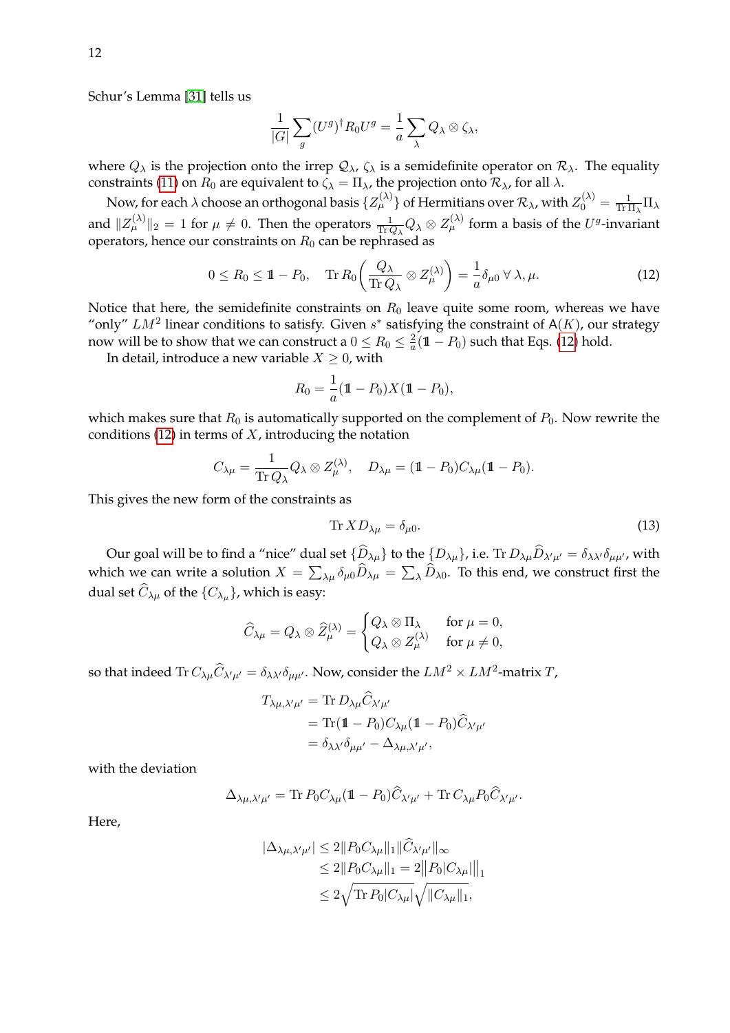Schur's Lemma [31] tells us

$$\frac{1}{|G|}\sum_g (U^g)^\dagger R_0 U^g = \frac{1}{a}\sum_\lambda Q_\lambda \otimes \zeta_\lambda,$$

where $Q_\lambda$ is the projection onto the irrep $\mathcal{Q}_\lambda$, $\zeta_\lambda$ is a semidefinite operator on $\mathcal{R}_\lambda$. The equality constraints (11) on $R_0$ are equivalent to $\zeta_\lambda = \Pi_\lambda$, the projection onto $\mathcal{R}_\lambda$, for all $\lambda$.

Now, for each $\lambda$ choose an orthogonal basis $\{Z_\mu^{(\lambda)}\}$ of Hermitians over $\mathcal{R}_\lambda$, with $Z_0^{(\lambda)} = \frac{1}{\operatorname{Tr}\Pi_\lambda}\Pi_\lambda$ and $\|Z_\mu^{(\lambda)}\|_2 = 1$ for $\mu \neq 0$. Then the operators $\frac{1}{\operatorname{Tr}Q_\lambda}Q_\lambda \otimes Z_\mu^{(\lambda)}$ form a basis of the $U^g$-invariant operators, hence our constraints on $R_0$ can be rephrased as

$$0 \leq R_0 \leq \mathbb{1} - P_0, \quad \operatorname{Tr} R_0\left(\frac{Q_\lambda}{\operatorname{Tr}Q_\lambda}\otimes Z_\mu^{(\lambda)}\right) = \frac{1}{a}\delta_{\mu 0}\ \forall\ \lambda, \mu. \tag{12}$$

Notice that here, the semidefinite constraints on $R_0$ leave quite some room, whereas we have "only" $LM^2$ linear conditions to satisfy. Given $s^*$ satisfying the constraint of $\mathsf{A}(K)$, our strategy now will be to show that we can construct a $0 \leq R_0 \leq \frac{2}{a}(\mathbb{1} - P_0)$ such that Eqs. (12) hold.

In detail, introduce a new variable $X \geq 0$, with

$$R_0 = \frac{1}{a}(\mathbb{1} - P_0)X(\mathbb{1} - P_0),$$

which makes sure that $R_0$ is automatically supported on the complement of $P_0$. Now rewrite the conditions (12) in terms of $X$, introducing the notation

$$C_{\lambda\mu} = \frac{1}{\operatorname{Tr}Q_\lambda}Q_\lambda \otimes Z_\mu^{(\lambda)}, \quad D_{\lambda\mu} = (\mathbb{1} - P_0)C_{\lambda\mu}(\mathbb{1} - P_0).$$

This gives the new form of the constraints as

$$\operatorname{Tr} X D_{\lambda\mu} = \delta_{\mu 0}. \tag{13}$$

Our goal will be to find a "nice" dual set $\{\widehat{D}_{\lambda\mu}\}$ to the $\{D_{\lambda\mu}\}$, i.e. $\operatorname{Tr} D_{\lambda\mu}\widehat{D}_{\lambda'\mu'} = \delta_{\lambda\lambda'}\delta_{\mu\mu'}$, with which we can write a solution $X = \sum_{\lambda\mu}\delta_{\mu 0}\widehat{D}_{\lambda\mu} = \sum_\lambda \widehat{D}_{\lambda 0}$. To this end, we construct first the dual set $\widehat{C}_{\lambda\mu}$ of the $\{C_{\lambda_\mu}\}$, which is easy:

$$\widehat{C}_{\lambda\mu} = Q_\lambda \otimes \widehat{Z}_\mu^{(\lambda)} = \begin{cases} Q_\lambda \otimes \Pi_\lambda & \text{for } \mu = 0, \\ Q_\lambda \otimes Z_\mu^{(\lambda)} & \text{for } \mu \neq 0, \end{cases}$$

so that indeed $\operatorname{Tr} C_{\lambda\mu}\widehat{C}_{\lambda'\mu'} = \delta_{\lambda\lambda'}\delta_{\mu\mu'}$. Now, consider the $LM^2 \times LM^2$-matrix $T$,

$$\begin{aligned} T_{\lambda\mu,\lambda'\mu'} &= \operatorname{Tr} D_{\lambda\mu}\widehat{C}_{\lambda'\mu'} \\ &= \operatorname{Tr}(\mathbb{1} - P_0)C_{\lambda\mu}(\mathbb{1} - P_0)\widehat{C}_{\lambda'\mu'} \\ &= \delta_{\lambda\lambda'}\delta_{\mu\mu'} - \Delta_{\lambda\mu,\lambda'\mu'}, \end{aligned}$$

with the deviation

$$\Delta_{\lambda\mu,\lambda'\mu'} = \operatorname{Tr} P_0 C_{\lambda\mu}(\mathbb{1} - P_0)\widehat{C}_{\lambda'\mu'} + \operatorname{Tr} C_{\lambda\mu}P_0\widehat{C}_{\lambda'\mu'}.$$

Here,

$$\begin{aligned} |\Delta_{\lambda\mu,\lambda'\mu'}| &\leq 2\|P_0 C_{\lambda\mu}\|_1 \|\widehat{C}_{\lambda'\mu'}\|_\infty \\ &\leq 2\|P_0 C_{\lambda\mu}\|_1 = 2\big\|P_0|C_{\lambda\mu}|\big\|_1 \\ &\leq 2\sqrt{\operatorname{Tr} P_0|C_{\lambda\mu}|}\sqrt{\|C_{\lambda\mu}\|_1}, \end{aligned}$$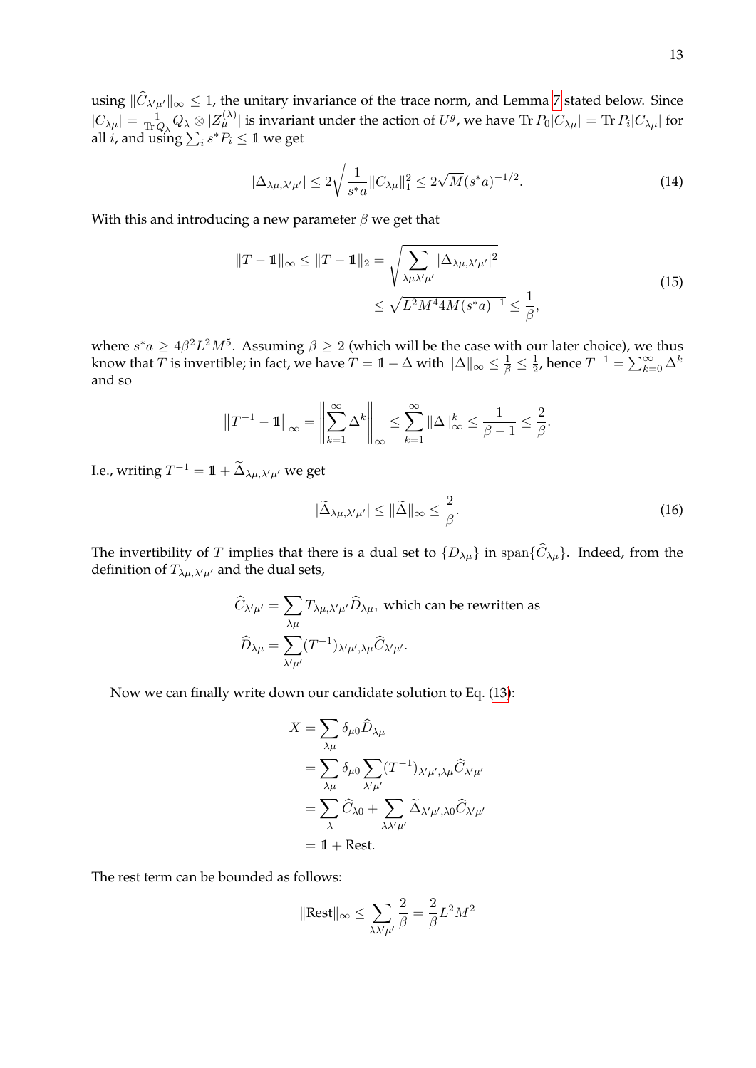using $\|\widehat{C}_{\lambda'\mu'}\|_\infty \leq 1$, the unitary invariance of the trace norm, and Lemma 7 stated below. Since $|C_{\lambda\mu}| = \frac{1}{\operatorname{Tr} Q_\lambda} Q_\lambda \otimes |Z_\mu^{(\lambda)}|$ is invariant under the action of $U^g$, we have $\operatorname{Tr} P_0 |C_{\lambda\mu}| = \operatorname{Tr} P_i |C_{\lambda\mu}|$ for all $i$, and using $\sum_i s^* P_i \leq \mathbb{1}$ we get

$$|\Delta_{\lambda\mu,\lambda'\mu'}| \leq 2\sqrt{\frac{1}{s^* a}\|C_{\lambda\mu}\|_1^2} \leq 2\sqrt{M}(s^* a)^{-1/2}. \tag{14}$$

With this and introducing a new parameter $\beta$ we get that

$$\begin{aligned} \|T - \mathbb{1}\|_\infty \leq \|T - \mathbb{1}\|_2 &= \sqrt{\sum_{\lambda\mu\lambda'\mu'} |\Delta_{\lambda\mu,\lambda'\mu'}|^2} \\ &\leq \sqrt{L^2 M^4 4M (s^* a)^{-1}} \leq \frac{1}{\beta}, \end{aligned} \tag{15}$$

where $s^* a \geq 4\beta^2 L^2 M^5$. Assuming $\beta \geq 2$ (which will be the case with our later choice), we thus know that $T$ is invertible; in fact, we have $T = \mathbb{1} - \Delta$ with $\|\Delta\|_\infty \leq \frac{1}{\beta} \leq \frac{1}{2}$, hence $T^{-1} = \sum_{k=0}^\infty \Delta^k$ and so

$$\left\|T^{-1} - \mathbb{1}\right\|_\infty = \left\|\sum_{k=1}^\infty \Delta^k\right\|_\infty \leq \sum_{k=1}^\infty \|\Delta\|_\infty^k \leq \frac{1}{\beta - 1} \leq \frac{2}{\beta}.$$

I.e., writing $T^{-1} = \mathbb{1} + \widetilde{\Delta}_{\lambda\mu,\lambda'\mu'}$ we get

$$|\widetilde{\Delta}_{\lambda\mu,\lambda'\mu'}| \leq \|\widetilde{\Delta}\|_\infty \leq \frac{2}{\beta}. \tag{16}$$

The invertibility of $T$ implies that there is a dual set to $\{D_{\lambda\mu}\}$ in $\operatorname{span}\{\widehat{C}_{\lambda\mu}\}$. Indeed, from the definition of $T_{\lambda\mu,\lambda'\mu'}$ and the dual sets,

$$\begin{aligned} \widehat{C}_{\lambda'\mu'} &= \sum_{\lambda\mu} T_{\lambda\mu,\lambda'\mu'} \widehat{D}_{\lambda\mu}, \text{ which can be rewritten as} \\ \widehat{D}_{\lambda\mu} &= \sum_{\lambda'\mu'} (T^{-1})_{\lambda'\mu',\lambda\mu} \widehat{C}_{\lambda'\mu'}. \end{aligned}$$

Now we can finally write down our candidate solution to Eq. (13):

$$\begin{aligned} X &= \sum_{\lambda\mu} \delta_{\mu 0} \widehat{D}_{\lambda\mu} \\ &= \sum_{\lambda\mu} \delta_{\mu 0} \sum_{\lambda'\mu'} (T^{-1})_{\lambda'\mu',\lambda\mu} \widehat{C}_{\lambda'\mu'} \\ &= \sum_{\lambda} \widehat{C}_{\lambda 0} + \sum_{\lambda\lambda'\mu'} \widetilde{\Delta}_{\lambda'\mu',\lambda 0} \widehat{C}_{\lambda'\mu'} \\ &= \mathbb{1} + \text{Rest}. \end{aligned}$$

The rest term can be bounded as follows:

$$\|\text{Rest}\|_\infty \leq \sum_{\lambda\lambda'\mu'} \frac{2}{\beta} = \frac{2}{\beta} L^2 M^2$$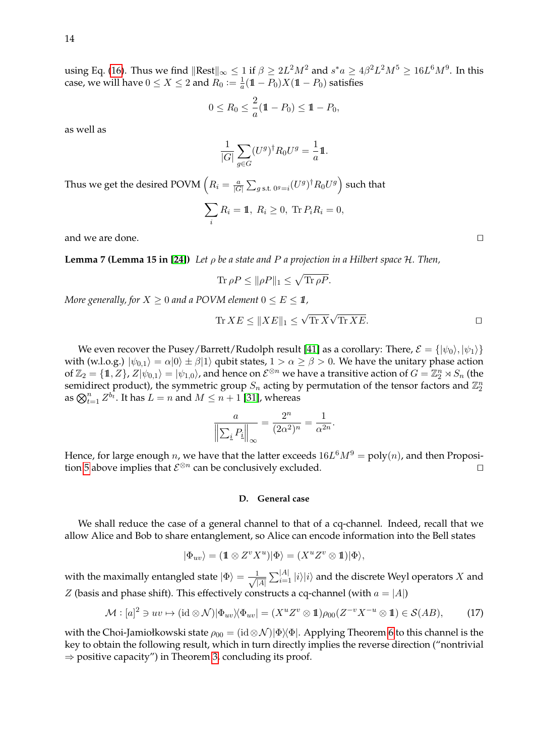using Eq. (16). Thus we find $\|\text{Rest}\|_\infty \leq 1$ if $\beta \geq 2L^2M^2$ and $s^*a \geq 4\beta^2L^2M^5 \geq 16L^6M^9$. In this case, we will have $0 \leq X \leq 2$ and $R_0 := \frac{1}{a}(\mathbb{1} - P_0)X(\mathbb{1} - P_0)$ satisfies

$$0 \leq R_0 \leq \frac{2}{a}(\mathbb{1} - P_0) \leq \mathbb{1} - P_0,$$

as well as

$$\frac{1}{|G|}\sum_{g\in G}(U^g)^\dagger R_0 U^g = \frac{1}{a}\mathbb{1}.$$

Thus we get the desired POVM $\left(R_i = \frac{a}{|G|}\sum_{g \text{ s.t. } 0^g=i}(U^g)^\dagger R_0 U^g\right)$ such that

$$\sum_i R_i = \mathbb{1},\ R_i \geq 0,\ \operatorname{Tr} P_i R_i = 0,$$

and we are done. □

**Lemma 7 (Lemma 15 in [24])** *Let $\rho$ be a state and $P$ a projection in a Hilbert space $\mathcal{H}$. Then,*

$$\operatorname{Tr}\rho P \leq \|\rho P\|_1 \leq \sqrt{\operatorname{Tr}\rho P}.$$

*More generally, for $X \geq 0$ and a POVM element $0 \leq E \leq \mathbb{1}$,*

$$\operatorname{Tr} XE \leq \|XE\|_1 \leq \sqrt{\operatorname{Tr} X}\sqrt{\operatorname{Tr} XE}.$$ □

We even recover the Pusey/Barrett/Rudolph result [41] as a corollary: There, $\mathcal{E} = \{|\psi_0\rangle, |\psi_1\rangle\}$ with (w.l.o.g.) $|\psi_{0,1}\rangle = \alpha|0\rangle \pm \beta|1\rangle$ qubit states, $1 > \alpha \geq \beta > 0$. We have the unitary phase action of $\mathbb{Z}_2 = \{\mathbb{1}, Z\}$, $Z|\psi_{0,1}\rangle = |\psi_{1,0}\rangle$, and hence on $\mathcal{E}^{\otimes n}$ we have a transitive action of $G = \mathbb{Z}_2^n \rtimes S_n$ (the semidirect product), the symmetric group $S_n$ acting by permutation of the tensor factors and $\mathbb{Z}_2^n$ as $\bigotimes_{t=1}^n Z^{b_t}$. It has $L = n$ and $M \leq n+1$ [31], whereas

$$\frac{a}{\left\|\sum_{\underline{i}} P_{\underline{i}}\right\|_\infty} = \frac{2^n}{(2\alpha^2)^n} = \frac{1}{\alpha^{2n}}.$$

Hence, for large enough $n$, we have that the latter exceeds $16L^6M^9 = \text{poly}(n)$, and then Proposition 5 above implies that $\mathcal{E}^{\otimes n}$ can be conclusively excluded. □

### D. General case

We shall reduce the case of a general channel to that of a cq-channel. Indeed, recall that we allow Alice and Bob to share entanglement, so Alice can encode information into the Bell states

$$|\Phi_{uv}\rangle = (\mathbb{1} \otimes Z^v X^u)|\Phi\rangle = (X^u Z^v \otimes \mathbb{1})|\Phi\rangle,$$

with the maximally entangled state $|\Phi\rangle = \frac{1}{\sqrt{|A|}}\sum_{i=1}^{|A|}|i\rangle|i\rangle$ and the discrete Weyl operators $X$ and $Z$ (basis and phase shift). This effectively constructs a cq-channel (with $a = |A|$)

$$\mathcal{M} : [a]^2 \ni uv \mapsto (\text{id} \otimes \mathcal{N})|\Phi_{uv}\rangle\langle\Phi_{uv}| = (X^u Z^v \otimes \mathbb{1})\rho_{00}(Z^{-v}X^{-u} \otimes \mathbb{1}) \in \mathcal{S}(AB), \tag{17}$$

with the Choi-Jamiołkowski state $\rho_{00} = (\text{id}\otimes\mathcal{N})|\Phi\rangle\langle\Phi|$. Applying Theorem 6 to this channel is the key to obtain the following result, which in turn directly implies the reverse direction ("nontrivial ⇒ positive capacity") in Theorem 3, concluding its proof.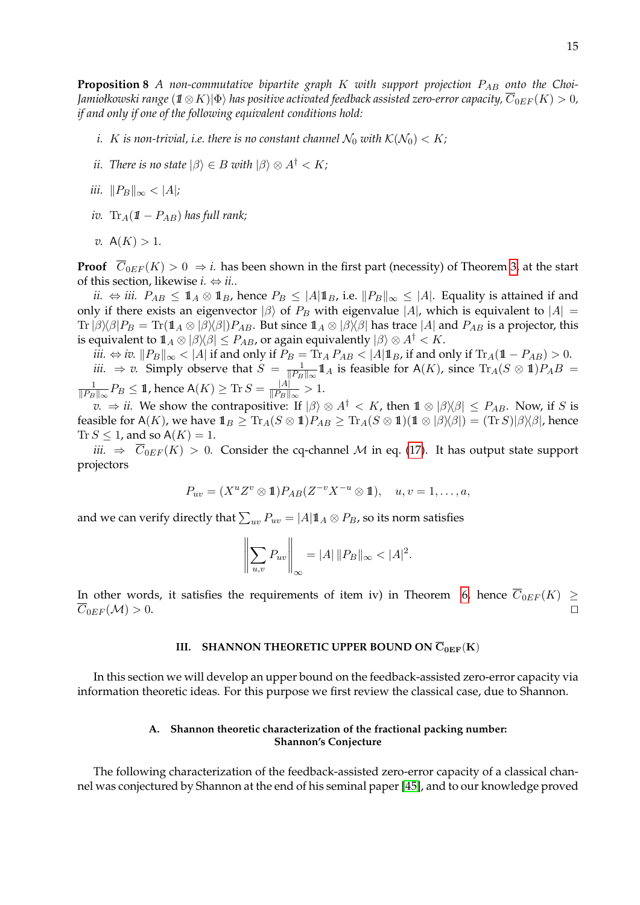**Proposition 8** *A non-commutative bipartite graph $K$ with support projection $P_{AB}$ onto the Choi-Jamiołkowski range $(\mathbb{1} \otimes K)|\Phi\rangle$ has positive activated feedback assisted zero-error capacity, $\overline{C}_{0EF}(K) > 0$, if and only if one of the following equivalent conditions hold:*

*i.* $K$ *is non-trivial, i.e. there is no constant channel $\mathcal{N}_0$ with $\mathcal{K}(\mathcal{N}_0) < K$;*

*ii.* *There is no state $|\beta\rangle \in B$ with $|\beta\rangle \otimes A^\dagger < K$;*

*iii.* $\|P_B\|_\infty < |A|$;

*iv.* $\operatorname{Tr}_A(\mathbb{1} - P_{AB})$ *has full rank;*

*v.* $\mathsf{A}(K) > 1$.

**Proof** $\overline{C}_{0EF}(K) > 0 \Rightarrow i.$ has been shown in the first part (necessity) of Theorem 3, at the start of this section, likewise *i.* $\Leftrightarrow$ *ii.*.

*ii.* $\Leftrightarrow$ *iii.* $P_{AB} \leq \mathbb{1}_A \otimes \mathbb{1}_B$, hence $P_B \leq |A|\mathbb{1}_B$, i.e. $\|P_B\|_\infty \leq |A|$. Equality is attained if and only if there exists an eigenvector $|\beta\rangle$ of $P_B$ with eigenvalue $|A|$, which is equivalent to $|A| = \operatorname{Tr}|\beta\rangle\langle\beta|P_B = \operatorname{Tr}(\mathbb{1}_A \otimes |\beta\rangle\langle\beta|)P_{AB}$. But since $\mathbb{1}_A \otimes |\beta\rangle\langle\beta|$ has trace $|A|$ and $P_{AB}$ is a projector, this is equivalent to $\mathbb{1}_A \otimes |\beta\rangle\langle\beta| \leq P_{AB}$, or again equivalently $|\beta\rangle \otimes A^\dagger < K$.

*iii.* $\Leftrightarrow$ *iv.* $\|P_B\|_\infty < |A|$ if and only if $P_B = \operatorname{Tr}_A P_{AB} < |A|\mathbb{1}_B$, if and only if $\operatorname{Tr}_A(\mathbb{1} - P_{AB}) > 0$.

*iii.* $\Rightarrow$ *v.* Simply observe that $S = \frac{1}{\|P_B\|_\infty}\mathbb{1}_A$ is feasible for $\mathsf{A}(K)$, since $\operatorname{Tr}_A(S \otimes \mathbb{1})P_AB = \frac{1}{\|P_B\|_\infty}P_B \leq \mathbb{1}$, hence $\mathsf{A}(K) \geq \operatorname{Tr} S = \frac{|A|}{\|P_B\|_\infty} > 1$.

*v.* $\Rightarrow$ *ii.* We show the contrapositive: If $|\beta\rangle \otimes A^\dagger < K$, then $\mathbb{1} \otimes |\beta\rangle\langle\beta| \leq P_{AB}$. Now, if $S$ is feasible for $\mathsf{A}(K)$, we have $\mathbb{1}_B \geq \operatorname{Tr}_A(S \otimes \mathbb{1})P_{AB} \geq \operatorname{Tr}_A(S \otimes \mathbb{1})(\mathbb{1} \otimes |\beta\rangle\langle\beta|) = (\operatorname{Tr} S)|\beta\rangle\langle\beta|$, hence $\operatorname{Tr} S \leq 1$, and so $\mathsf{A}(K) = 1$.

*iii.* $\Rightarrow$ $\overline{C}_{0EF}(K) > 0$. Consider the cq-channel $\mathcal{M}$ in eq. (17). It has output state support projectors

$$P_{uv} = (X^u Z^v \otimes \mathbb{1})P_{AB}(Z^{-v}X^{-u} \otimes \mathbb{1}), \quad u, v = 1, \ldots, a,$$

and we can verify directly that $\sum_{uv} P_{uv} = |A|\mathbb{1}_A \otimes P_B$, so its norm satisfies

$$\left\| \sum_{u,v} P_{uv} \right\|_\infty = |A| \, \|P_B\|_\infty < |A|^2.$$

In other words, it satisfies the requirements of item iv) in Theorem 6, hence $\overline{C}_{0EF}(K) \geq \overline{C}_{0EF}(\mathcal{M}) > 0$. $\square$

## III. SHANNON THEORETIC UPPER BOUND ON $\overline{\mathbf{C}}_{\mathbf{0EF}}(\mathbf{K})$

In this section we will develop an upper bound on the feedback-assisted zero-error capacity via information theoretic ideas. For this purpose we first review the classical case, due to Shannon.

### A. Shannon theoretic characterization of the fractional packing number: Shannon's Conjecture

The following characterization of the feedback-assisted zero-error capacity of a classical channel was conjectured by Shannon at the end of his seminal paper [45], and to our knowledge proved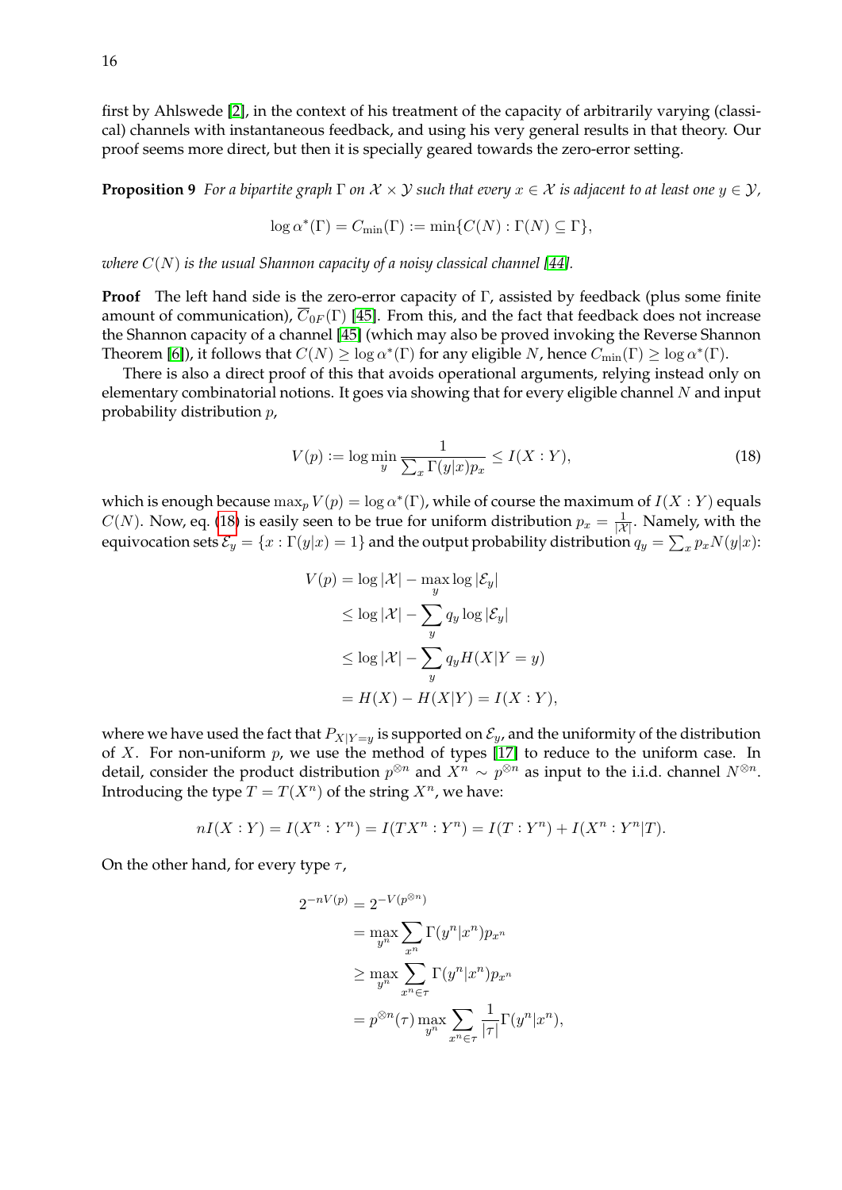first by Ahlswede [2], in the context of his treatment of the capacity of arbitrarily varying (classical) channels with instantaneous feedback, and using his very general results in that theory. Our proof seems more direct, but then it is specially geared towards the zero-error setting.

**Proposition 9** *For a bipartite graph $\Gamma$ on $\mathcal{X} \times \mathcal{Y}$ such that every $x \in \mathcal{X}$ is adjacent to at least one $y \in \mathcal{Y}$,*

$$\log \alpha^*(\Gamma) = C_{\min}(\Gamma) := \min\{C(N) : \Gamma(N) \subseteq \Gamma\},$$

*where $C(N)$ is the usual Shannon capacity of a noisy classical channel [44].*

**Proof** The left hand side is the zero-error capacity of $\Gamma$, assisted by feedback (plus some finite amount of communication), $\overline{C}_{0F}(\Gamma)$ [45]. From this, and the fact that feedback does not increase the Shannon capacity of a channel [45] (which may also be proved invoking the Reverse Shannon Theorem [6]), it follows that $C(N) \geq \log \alpha^*(\Gamma)$ for any eligible $N$, hence $C_{\min}(\Gamma) \geq \log \alpha^*(\Gamma)$.

There is also a direct proof of this that avoids operational arguments, relying instead only on elementary combinatorial notions. It goes via showing that for every eligible channel $N$ and input probability distribution $p$,

$$V(p) := \log \min_y \frac{1}{\sum_x \Gamma(y|x) p_x} \leq I(X:Y), \tag{18}$$

which is enough because $\max_p V(p) = \log \alpha^*(\Gamma)$, while of course the maximum of $I(X:Y)$ equals $C(N)$. Now, eq. (18) is easily seen to be true for uniform distribution $p_x = \frac{1}{|\mathcal{X}|}$. Namely, with the equivocation sets $\mathcal{E}_y = \{x : \Gamma(y|x) = 1\}$ and the output probability distribution $q_y = \sum_x p_x N(y|x)$:

$$\begin{aligned}
V(p) &= \log |\mathcal{X}| - \max_y \log |\mathcal{E}_y| \\
&\leq \log |\mathcal{X}| - \sum_y q_y \log |\mathcal{E}_y| \\
&\leq \log |\mathcal{X}| - \sum_y q_y H(X|Y=y) \\
&= H(X) - H(X|Y) = I(X:Y),
\end{aligned}$$

where we have used the fact that $P_{X|Y=y}$ is supported on $\mathcal{E}_y$, and the uniformity of the distribution of $X$. For non-uniform $p$, we use the method of types [17] to reduce to the uniform case. In detail, consider the product distribution $p^{\otimes n}$ and $X^n \sim p^{\otimes n}$ as input to the i.i.d. channel $N^{\otimes n}$. Introducing the type $T = T(X^n)$ of the string $X^n$, we have:

$$nI(X:Y) = I(X^n : Y^n) = I(TX^n : Y^n) = I(T : Y^n) + I(X^n : Y^n|T).$$

On the other hand, for every type $\tau$,

$$\begin{aligned}
2^{-nV(p)} &= 2^{-V(p^{\otimes n})} \\
&= \max_{y^n} \sum_{x^n} \Gamma(y^n|x^n) p_{x^n} \\
&\geq \max_{y^n} \sum_{x^n \in \tau} \Gamma(y^n|x^n) p_{x^n} \\
&= p^{\otimes n}(\tau) \max_{y^n} \sum_{x^n \in \tau} \frac{1}{|\tau|} \Gamma(y^n|x^n),
\end{aligned}$$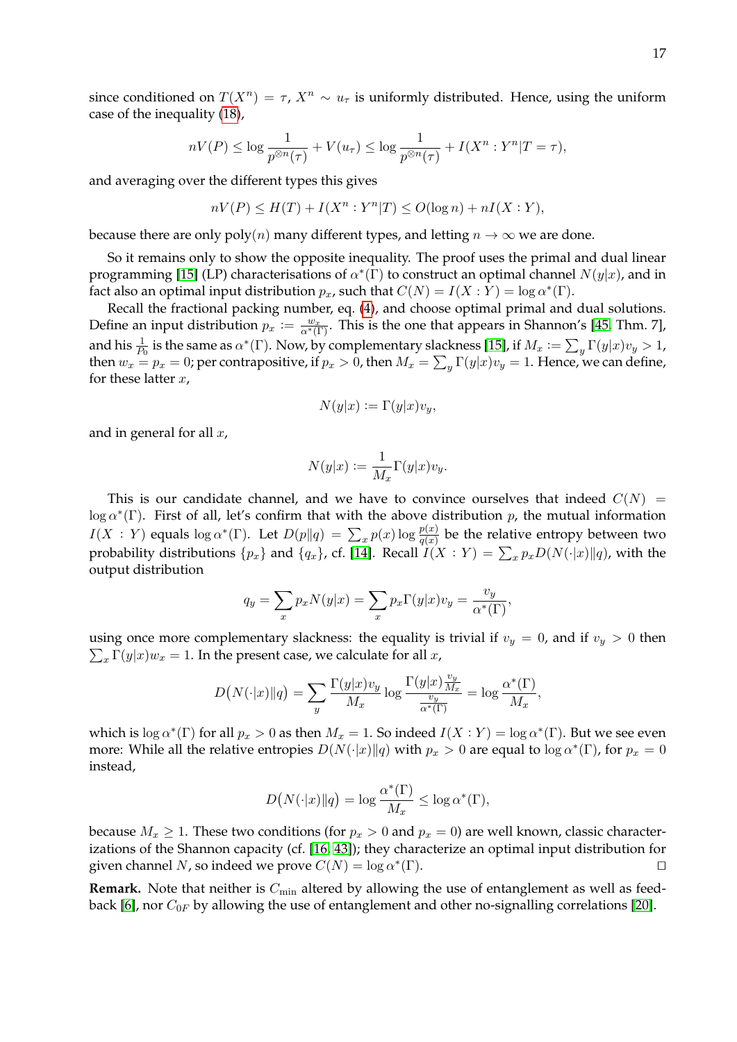since conditioned on $T(X^n) = \tau$, $X^n \sim u_\tau$ is uniformly distributed. Hence, using the uniform case of the inequality (18),

$$nV(P) \leq \log \frac{1}{p^{\otimes n}(\tau)} + V(u_\tau) \leq \log \frac{1}{p^{\otimes n}(\tau)} + I(X^n : Y^n | T = \tau),$$

and averaging over the different types this gives

$$nV(P) \leq H(T) + I(X^n : Y^n | T) \leq O(\log n) + nI(X : Y),$$

because there are only poly$(n)$ many different types, and letting $n \to \infty$ we are done.

So it remains only to show the opposite inequality. The proof uses the primal and dual linear programming [15] (LP) characterisations of $\alpha^*(\Gamma)$ to construct an optimal channel $N(y|x)$, and in fact also an optimal input distribution $p_x$, such that $C(N) = I(X : Y) = \log \alpha^*(\Gamma)$.

Recall the fractional packing number, eq. (4), and choose optimal primal and dual solutions. Define an input distribution $p_x := \frac{w_x}{\alpha^*(\Gamma)}$. This is the one that appears in Shannon's [45, Thm. 7], and his $\frac{1}{P_0}$ is the same as $\alpha^*(\Gamma)$. Now, by complementary slackness [15], if $M_x := \sum_y \Gamma(y|x) v_y > 1$, then $w_x = p_x = 0$; per contrapositive, if $p_x > 0$, then $M_x = \sum_y \Gamma(y|x) v_y = 1$. Hence, we can define, for these latter $x$,

$$N(y|x) := \Gamma(y|x) v_y,$$

and in general for all $x$,

$$N(y|x) := \frac{1}{M_x} \Gamma(y|x) v_y.$$

This is our candidate channel, and we have to convince ourselves that indeed $C(N) = \log \alpha^*(\Gamma)$. First of all, let's confirm that with the above distribution $p$, the mutual information $I(X : Y)$ equals $\log \alpha^*(\Gamma)$. Let $D(p\|q) = \sum_x p(x) \log \frac{p(x)}{q(x)}$ be the relative entropy between two probability distributions $\{p_x\}$ and $\{q_x\}$, cf. [14]. Recall $I(X : Y) = \sum_x p_x D(N(\cdot|x)\|q)$, with the output distribution

$$q_y = \sum_x p_x N(y|x) = \sum_x p_x \Gamma(y|x) v_y = \frac{v_y}{\alpha^*(\Gamma)},$$

using once more complementary slackness: the equality is trivial if $v_y = 0$, and if $v_y > 0$ then $\sum_x \Gamma(y|x) w_x = 1$. In the present case, we calculate for all $x$,

$$D\big(N(\cdot|x)\|q\big) = \sum_y \frac{\Gamma(y|x) v_y}{M_x} \log \frac{\Gamma(y|x) \frac{v_y}{M_x}}{\frac{v_y}{\alpha^*(\Gamma)}} = \log \frac{\alpha^*(\Gamma)}{M_x},$$

which is $\log \alpha^*(\Gamma)$ for all $p_x > 0$ as then $M_x = 1$. So indeed $I(X : Y) = \log \alpha^*(\Gamma)$. But we see even more: While all the relative entropies $D(N(\cdot|x)\|q)$ with $p_x > 0$ are equal to $\log \alpha^*(\Gamma)$, for $p_x = 0$ instead,

$$D\big(N(\cdot|x)\|q\big) = \log \frac{\alpha^*(\Gamma)}{M_x} \leq \log \alpha^*(\Gamma),$$

because $M_x \geq 1$. These two conditions (for $p_x > 0$ and $p_x = 0$) are well known, classic characterizations of the Shannon capacity (cf. [16, 43]); they characterize an optimal input distribution for given channel $N$, so indeed we prove $C(N) = \log \alpha^*(\Gamma)$. □

**Remark.** Note that neither is $C_{\min}$ altered by allowing the use of entanglement as well as feedback [6], nor $C_{0F}$ by allowing the use of entanglement and other no-signalling correlations [20].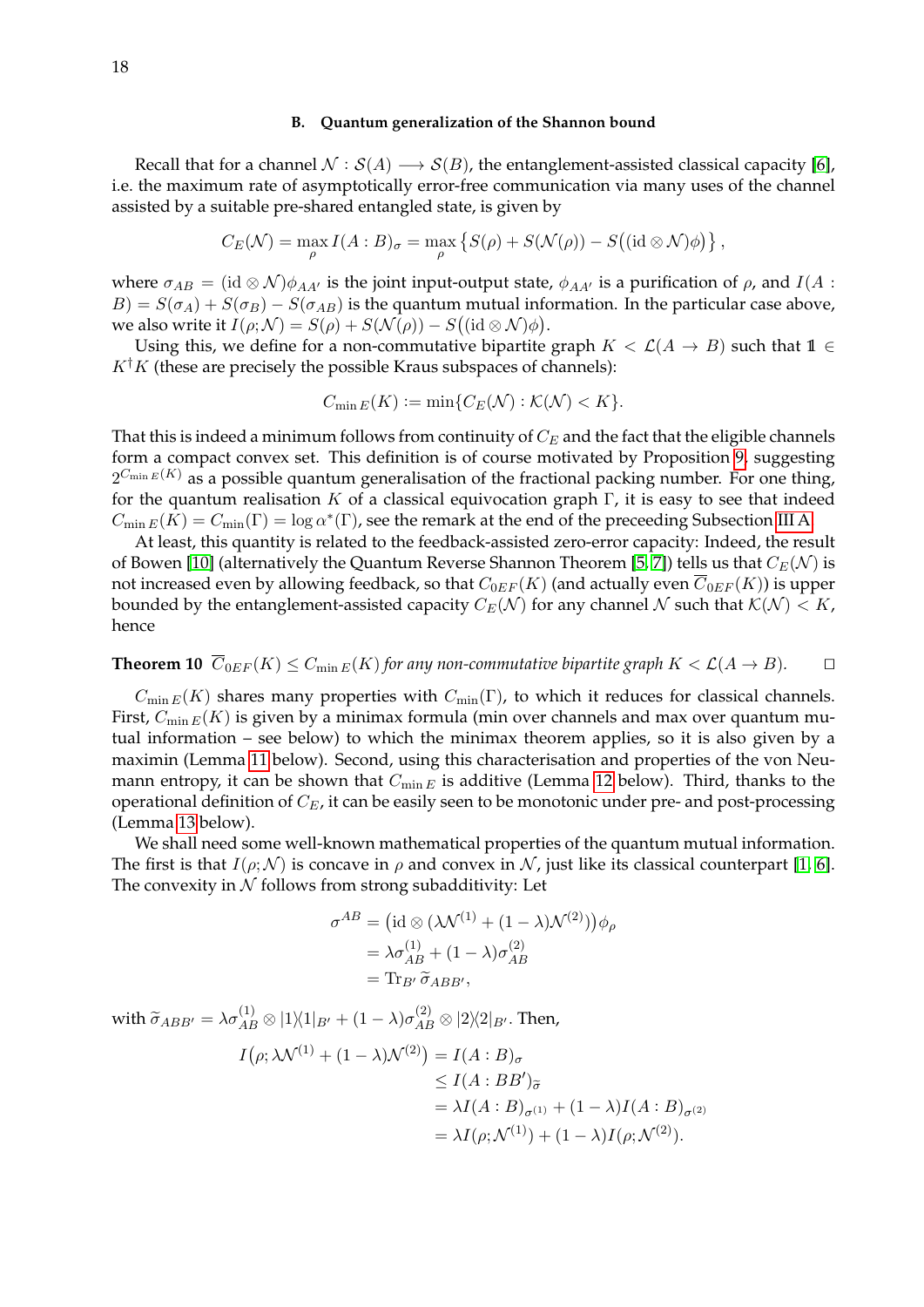### B. Quantum generalization of the Shannon bound

Recall that for a channel $\mathcal{N} : \mathcal{S}(A) \longrightarrow \mathcal{S}(B)$, the entanglement-assisted classical capacity [6], i.e. the maximum rate of asymptotically error-free communication via many uses of the channel assisted by a suitable pre-shared entangled state, is given by

$$C_E(\mathcal{N}) = \max_{\rho} I(A:B)_\sigma = \max_{\rho} \left\{ S(\rho) + S(\mathcal{N}(\rho)) - S\big((\mathrm{id} \otimes \mathcal{N})\phi\big) \right\},$$

where $\sigma_{AB} = (\mathrm{id} \otimes \mathcal{N})\phi_{AA'}$ is the joint input-output state, $\phi_{AA'}$ is a purification of $\rho$, and $I(A:B) = S(\sigma_A) + S(\sigma_B) - S(\sigma_{AB})$ is the quantum mutual information. In the particular case above, we also write it $I(\rho;\mathcal{N}) = S(\rho) + S(\mathcal{N}(\rho)) - S\big((\mathrm{id} \otimes \mathcal{N})\phi\big)$.

Using this, we define for a non-commutative bipartite graph $K < \mathcal{L}(A \to B)$ such that $\mathbb{1} \in K^\dagger K$ (these are precisely the possible Kraus subspaces of channels):

$$C_{\min E}(K) := \min\{C_E(\mathcal{N}) : \mathcal{K}(\mathcal{N}) < K\}.$$

That this is indeed a minimum follows from continuity of $C_E$ and the fact that the eligible channels form a compact convex set. This definition is of course motivated by Proposition 9, suggesting $2^{C_{\min E}(K)}$ as a possible quantum generalisation of the fractional packing number. For one thing, for the quantum realisation $K$ of a classical equivocation graph $\Gamma$, it is easy to see that indeed $C_{\min E}(K) = C_{\min}(\Gamma) = \log \alpha^*(\Gamma)$, see the remark at the end of the preceeding Subsection III A.

At least, this quantity is related to the feedback-assisted zero-error capacity: Indeed, the result of Bowen [10] (alternatively the Quantum Reverse Shannon Theorem [5, 7]) tells us that $C_E(\mathcal{N})$ is not increased even by allowing feedback, so that $C_{0EF}(K)$ (and actually even $\overline{C}_{0EF}(K)$) is upper bounded by the entanglement-assisted capacity $C_E(\mathcal{N})$ for any channel $\mathcal{N}$ such that $\mathcal{K}(\mathcal{N}) < K$, hence

**Theorem 10** *$\overline{C}_{0EF}(K) \leq C_{\min E}(K)$ for any non-commutative bipartite graph $K < \mathcal{L}(A \to B)$.* □

$C_{\min E}(K)$ shares many properties with $C_{\min}(\Gamma)$, to which it reduces for classical channels. First, $C_{\min E}(K)$ is given by a minimax formula (min over channels and max over quantum mutual information) to which the minimax theorem applies, so it is also given by a maximin (Lemma 11 below). Second, using this characterisation and properties of the von Neumann entropy, it can be shown that $C_{\min E}$ is additive (Lemma 12 below). Third, thanks to the operational definition of $C_E$, it can be easily seen to be monotonic under pre- and post-processing (Lemma 13 below).

We shall need some well-known mathematical properties of the quantum mutual information. The first is that $I(\rho;\mathcal{N})$ is concave in $\rho$ and convex in $\mathcal{N}$, just like its classical counterpart [1, 6]. The convexity in $\mathcal{N}$ follows from strong subadditivity: Let

$$\begin{aligned}
\sigma^{AB} &= \big(\mathrm{id} \otimes (\lambda \mathcal{N}^{(1)} + (1-\lambda)\mathcal{N}^{(2)})\big)\phi_\rho \\
&= \lambda \sigma^{(1)}_{AB} + (1-\lambda)\sigma^{(2)}_{AB} \\
&= \mathrm{Tr}_{B'} \, \widetilde{\sigma}_{ABB'},
\end{aligned}$$

with $\widetilde{\sigma}_{ABB'} = \lambda \sigma^{(1)}_{AB} \otimes |1\rangle\langle 1|_{B'} + (1-\lambda)\sigma^{(2)}_{AB} \otimes |2\rangle\langle 2|_{B'}$. Then,

$$\begin{aligned}
I\big(\rho; \lambda\mathcal{N}^{(1)} + (1-\lambda)\mathcal{N}^{(2)}\big) &= I(A:B)_\sigma \\
&\leq I(A:BB')_{\widetilde{\sigma}} \\
&= \lambda I(A:B)_{\sigma^{(1)}} + (1-\lambda) I(A:B)_{\sigma^{(2)}} \\
&= \lambda I(\rho;\mathcal{N}^{(1)}) + (1-\lambda) I(\rho;\mathcal{N}^{(2)}).
\end{aligned}$$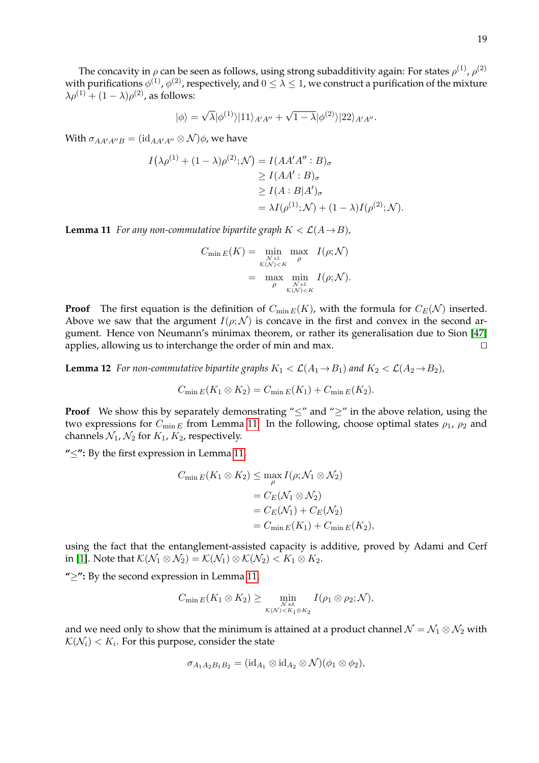The concavity in $\rho$ can be seen as follows, using strong subadditivity again: For states $\rho^{(1)}$, $\rho^{(2)}$ with purifications $\phi^{(1)}$, $\phi^{(2)}$, respectively, and $0 \leq \lambda \leq 1$, we construct a purification of the mixture $\lambda\rho^{(1)} + (1-\lambda)\rho^{(2)}$, as follows:

$$|\phi\rangle = \sqrt{\lambda}|\phi^{(1)}\rangle|11\rangle_{A'A''} + \sqrt{1-\lambda}|\phi^{(2)}\rangle|22\rangle_{A'A''}.$$

With $\sigma_{AA'A''B} = (\mathrm{id}_{AA'A''} \otimes \mathcal{N})\phi$, we have

$$\begin{aligned}
I\big(\lambda\rho^{(1)} + (1-\lambda)\rho^{(2)};\mathcal{N}\big) &= I(AA'A'':B)_\sigma \\
&\geq I(AA':B)_\sigma \\
&\geq I(A:B|A')_\sigma \\
&= \lambda I(\rho^{(1)};\mathcal{N}) + (1-\lambda)I(\rho^{(2)};\mathcal{N}).
\end{aligned}$$

**Lemma 11** *For any non-commutative bipartite graph $K < \mathcal{L}(A \to B)$,*

$$\begin{aligned}
C_{\min E}(K) &= \min_{\substack{\mathcal{N} \text{ s.t.} \\ \mathcal{K}(\mathcal{N}) < K}} \max_\rho I(\rho;\mathcal{N}) \\
&= \max_\rho \min_{\substack{\mathcal{N} \text{ s.t.} \\ \mathcal{K}(\mathcal{N}) < K}} I(\rho;\mathcal{N}).
\end{aligned}$$

**Proof** The first equation is the definition of $C_{\min E}(K)$, with the formula for $C_E(\mathcal{N})$ inserted. Above we saw that the argument $I(\rho;\mathcal{N})$ is concave in the first and convex in the second argument. Hence von Neumann's minimax theorem, or rather its generalisation due to Sion [47] applies, allowing us to interchange the order of min and max. ◻

**Lemma 12** *For non-commutative bipartite graphs $K_1 < \mathcal{L}(A_1 \to B_1)$ and $K_2 < \mathcal{L}(A_2 \to B_2)$,*

$$C_{\min E}(K_1 \otimes K_2) = C_{\min E}(K_1) + C_{\min E}(K_2).$$

**Proof** We show this by separately demonstrating "$\leq$" and "$\geq$" in the above relation, using the two expressions for $C_{\min E}$ from Lemma 11. In the following, choose optimal states $\rho_1$, $\rho_2$ and channels $\mathcal{N}_1, \mathcal{N}_2$ for $K_1$, $K_2$, respectively.

**"$\leq$":** By the first expression in Lemma 11,

$$\begin{aligned}
C_{\min E}(K_1 \otimes K_2) &\leq \max_\rho I(\rho;\mathcal{N}_1 \otimes \mathcal{N}_2) \\
&= C_E(\mathcal{N}_1 \otimes \mathcal{N}_2) \\
&= C_E(\mathcal{N}_1) + C_E(\mathcal{N}_2) \\
&= C_{\min E}(K_1) + C_{\min E}(K_2),
\end{aligned}$$

using the fact that the entanglement-assisted capacity is additive, proved by Adami and Cerf in [1]. Note that $\mathcal{K}(\mathcal{N}_1 \otimes \mathcal{N}_2) = \mathcal{K}(\mathcal{N}_1) \otimes \mathcal{K}(\mathcal{N}_2) < K_1 \otimes K_2$.

**"$\geq$":** By the second expression in Lemma 11,

$$C_{\min E}(K_1 \otimes K_2) \geq \min_{\substack{\mathcal{N} \text{ s.t.} \\ \mathcal{K}(\mathcal{N}) < K_1 \otimes K_2}} I(\rho_1 \otimes \rho_2;\mathcal{N}),$$

and we need only to show that the minimum is attained at a product channel $\mathcal{N} = \mathcal{N}_1 \otimes \mathcal{N}_2$ with $\mathcal{K}(\mathcal{N}_i) < K_i$. For this purpose, consider the state

$$\sigma_{A_1A_2B_1B_2} = (\mathrm{id}_{A_1} \otimes \mathrm{id}_{A_2} \otimes \mathcal{N})(\phi_1 \otimes \phi_2),$$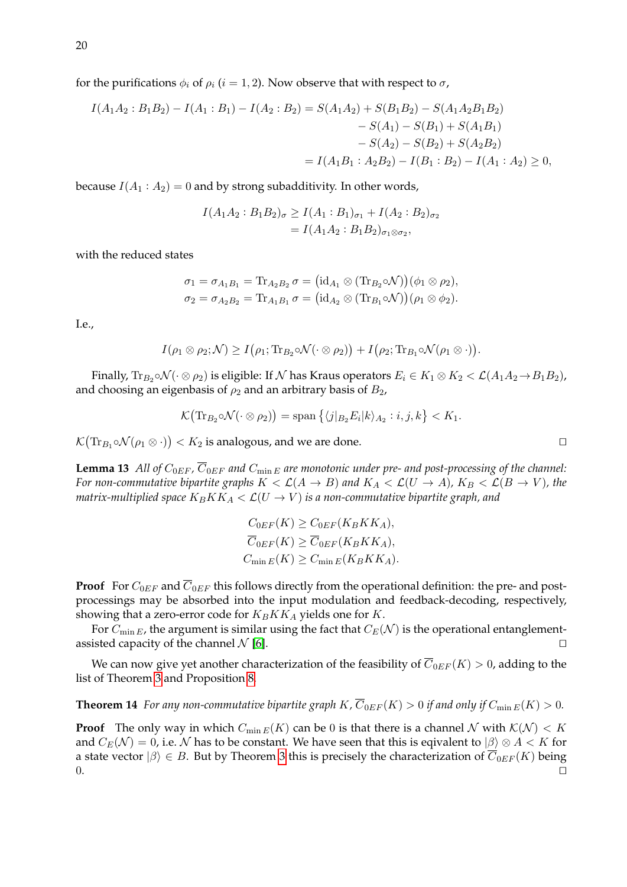for the purifications $\phi_i$ of $\rho_i$ ($i = 1, 2$). Now observe that with respect to $\sigma$,

$$
\begin{aligned}
I(A_1A_2 : B_1B_2) - I(A_1 : B_1) - I(A_2 : B_2) &= S(A_1A_2) + S(B_1B_2) - S(A_1A_2B_1B_2) \\
&\quad - S(A_1) - S(B_1) + S(A_1B_1) \\
&\quad - S(A_2) - S(B_2) + S(A_2B_2) \\
&= I(A_1B_1 : A_2B_2) - I(B_1 : B_2) - I(A_1 : A_2) \geq 0,
\end{aligned}
$$

because $I(A_1 : A_2) = 0$ and by strong subadditivity. In other words,

$$
\begin{aligned}
I(A_1A_2 : B_1B_2)_\sigma &\geq I(A_1 : B_1)_{\sigma_1} + I(A_2 : B_2)_{\sigma_2} \\
&= I(A_1A_2 : B_1B_2)_{\sigma_1 \otimes \sigma_2},
\end{aligned}
$$

with the reduced states

$$
\begin{aligned}
\sigma_1 = \sigma_{A_1B_1} = \operatorname{Tr}_{A_2B_2} \sigma = \big(\mathrm{id}_{A_1} \otimes (\operatorname{Tr}_{B_2} \circ \mathcal{N})\big)(\phi_1 \otimes \rho_2), \\
\sigma_2 = \sigma_{A_2B_2} = \operatorname{Tr}_{A_1B_1} \sigma = \big(\mathrm{id}_{A_2} \otimes (\operatorname{Tr}_{B_1} \circ \mathcal{N})\big)(\rho_1 \otimes \phi_2).
\end{aligned}
$$

I.e.,

$$
I(\rho_1 \otimes \rho_2; \mathcal{N}) \geq I\big(\rho_1; \operatorname{Tr}_{B_2} \circ \mathcal{N}(\cdot \otimes \rho_2)\big) + I\big(\rho_2; \operatorname{Tr}_{B_1} \circ \mathcal{N}(\rho_1 \otimes \cdot)\big).
$$

Finally, $\operatorname{Tr}_{B_2} \circ \mathcal{N}(\cdot \otimes \rho_2)$ is eligible: If $\mathcal{N}$ has Kraus operators $E_i \in K_1 \otimes K_2 < \mathcal{L}(A_1A_2 \to B_1B_2)$, and choosing an eigenbasis of $\rho_2$ and an arbitrary basis of $B_2$,

$$
\mathcal{K}\big(\operatorname{Tr}_{B_2} \circ \mathcal{N}(\cdot \otimes \rho_2)\big) = \operatorname{span}\left\{ \langle j|_{B_2} E_i |k\rangle_{A_2} : i, j, k \right\} < K_1.
$$

$\mathcal{K}\big(\operatorname{Tr}_{B_1} \circ \mathcal{N}(\rho_1 \otimes \cdot)\big) < K_2$ is analogous, and we are done. ☐

**Lemma 13** *All of $C_{0EF}$, $\overline{C}_{0EF}$ and $C_{\min E}$ are monotonic under pre- and post-processing of the channel: For non-commutative bipartite graphs $K < \mathcal{L}(A \to B)$ and $K_A < \mathcal{L}(U \to A)$, $K_B < \mathcal{L}(B \to V)$, the matrix-multiplied space $K_B K K_A < \mathcal{L}(U \to V)$ is a non-commutative bipartite graph, and*

$$
\begin{aligned}
C_{0EF}(K) &\geq C_{0EF}(K_B K K_A), \\
\overline{C}_{0EF}(K) &\geq \overline{C}_{0EF}(K_B K K_A), \\
C_{\min E}(K) &\geq C_{\min E}(K_B K K_A).
\end{aligned}
$$

**Proof** For $C_{0EF}$ and $\overline{C}_{0EF}$ this follows directly from the operational definition: the pre- and post-processings may be absorbed into the input modulation and feedback-decoding, respectively, showing that a zero-error code for $K_B K K_A$ yields one for $K$.

For $C_{\min E}$, the argument is similar using the fact that $C_E(\mathcal{N})$ is the operational entanglement-assisted capacity of the channel $\mathcal{N}$ [6]. ☐

We can now give yet another characterization of the feasibility of $\overline{C}_{0EF}(K) > 0$, adding to the list of Theorem 3 and Proposition 8.

**Theorem 14** *For any non-commutative bipartite graph $K$, $\overline{C}_{0EF}(K) > 0$ if and only if $C_{\min E}(K) > 0$.*

**Proof** The only way in which $C_{\min E}(K)$ can be 0 is that there is a channel $\mathcal{N}$ with $\mathcal{K}(\mathcal{N}) < K$ and $C_E(\mathcal{N}) = 0$, i.e. $\mathcal{N}$ has to be constant. We have seen that this is eqivalent to $|\beta\rangle \otimes A < K$ for a state vector $|\beta\rangle \in B$. But by Theorem 3 this is precisely the characterization of $\overline{C}_{0EF}(K)$ being 0. ☐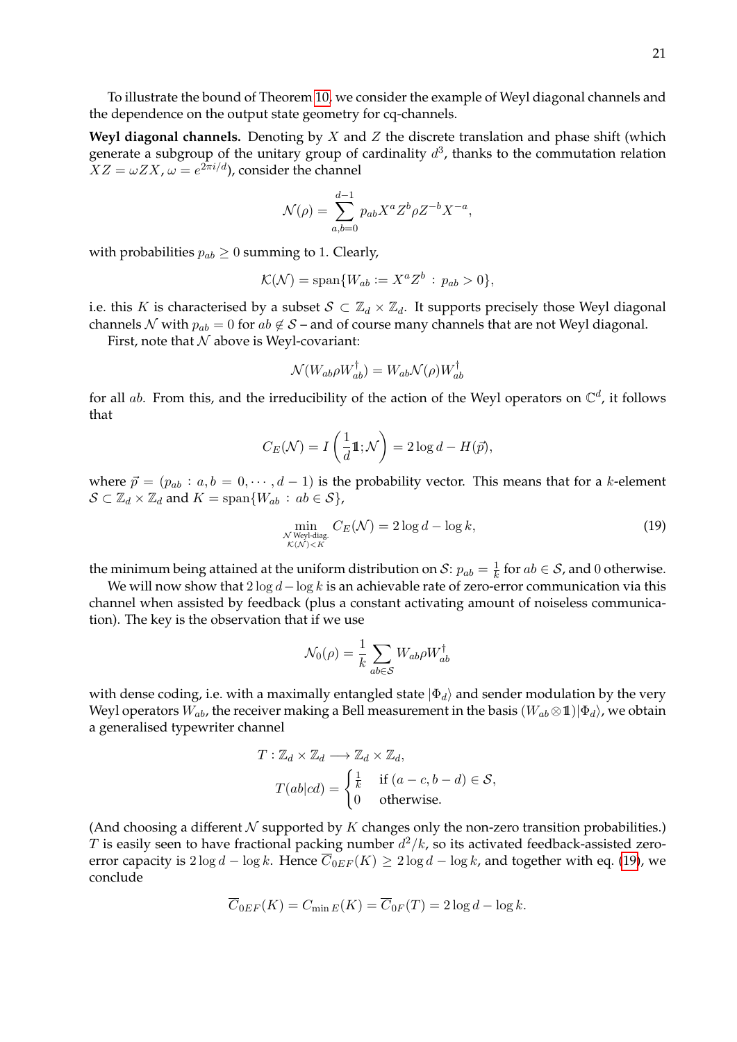To illustrate the bound of Theorem 10, we consider the example of Weyl diagonal channels and the dependence on the output state geometry for cq-channels.

**Weyl diagonal channels.** Denoting by $X$ and $Z$ the discrete translation and phase shift (which generate a subgroup of the unitary group of cardinality $d^3$, thanks to the commutation relation $XZ = \omega ZX$, $\omega = e^{2\pi i/d}$), consider the channel

$$\mathcal{N}(\rho) = \sum_{a,b=0}^{d-1} p_{ab} X^a Z^b \rho Z^{-b} X^{-a},$$

with probabilities $p_{ab} \geq 0$ summing to 1. Clearly,

$$\mathcal{K}(\mathcal{N}) = \text{span}\{W_{ab} := X^a Z^b \,:\, p_{ab} > 0\},$$

i.e. this $K$ is characterised by a subset $\mathcal{S} \subset \mathbb{Z}_d \times \mathbb{Z}_d$. It supports precisely those Weyl diagonal channels $\mathcal{N}$ with $p_{ab} = 0$ for $ab \notin \mathcal{S}$ – and of course many channels that are not Weyl diagonal.

First, note that $\mathcal{N}$ above is Weyl-covariant:

$$\mathcal{N}(W_{ab} \rho W_{ab}^\dagger) = W_{ab} \mathcal{N}(\rho) W_{ab}^\dagger$$

for all $ab$. From this, and the irreducibility of the action of the Weyl operators on $\mathbb{C}^d$, it follows that

$$C_E(\mathcal{N}) = I\left(\frac{1}{d}\mathbb{1}; \mathcal{N}\right) = 2\log d - H(\vec{p}),$$

where $\vec{p} = (p_{ab} : a, b = 0, \cdots, d-1)$ is the probability vector. This means that for a $k$-element $\mathcal{S} \subset \mathbb{Z}_d \times \mathbb{Z}_d$ and $K = \text{span}\{W_{ab} : ab \in \mathcal{S}\}$,

$$\min_{\substack{\mathcal{N} \text{ Weyl-diag.} \\ \mathcal{K}(\mathcal{N}) < K}} C_E(\mathcal{N}) = 2\log d - \log k, \tag{19}$$

the minimum being attained at the uniform distribution on $\mathcal{S}$: $p_{ab} = \frac{1}{k}$ for $ab \in \mathcal{S}$, and 0 otherwise.

We will now show that $2\log d - \log k$ is an achievable rate of zero-error communication via this channel when assisted by feedback (plus a constant activating amount of noiseless communication). The key is the observation that if we use

$$\mathcal{N}_0(\rho) = \frac{1}{k} \sum_{ab \in \mathcal{S}} W_{ab} \rho W_{ab}^\dagger$$

with dense coding, i.e. with a maximally entangled state $|\Phi_d\rangle$ and sender modulation by the very Weyl operators $W_{ab}$, the receiver making a Bell measurement in the basis $(W_{ab} \otimes \mathbb{1})|\Phi_d\rangle$, we obtain a generalised typewriter channel

$$T : \mathbb{Z}_d \times \mathbb{Z}_d \longrightarrow \mathbb{Z}_d \times \mathbb{Z}_d,$$
$$T(ab|cd) = \begin{cases} \frac{1}{k} & \text{if } (a-c, b-d) \in \mathcal{S}, \\ 0 & \text{otherwise.} \end{cases}$$

(And choosing a different $\mathcal{N}$ supported by $K$ changes only the non-zero transition probabilities.) $T$ is easily seen to have fractional packing number $d^2/k$, so its activated feedback-assisted zero-error capacity is $2\log d - \log k$. Hence $\overline{C}_{0EF}(K) \geq 2\log d - \log k$, and together with eq. (19), we conclude

$$\overline{C}_{0EF}(K) = C_{\min E}(K) = \overline{C}_{0F}(T) = 2\log d - \log k.$$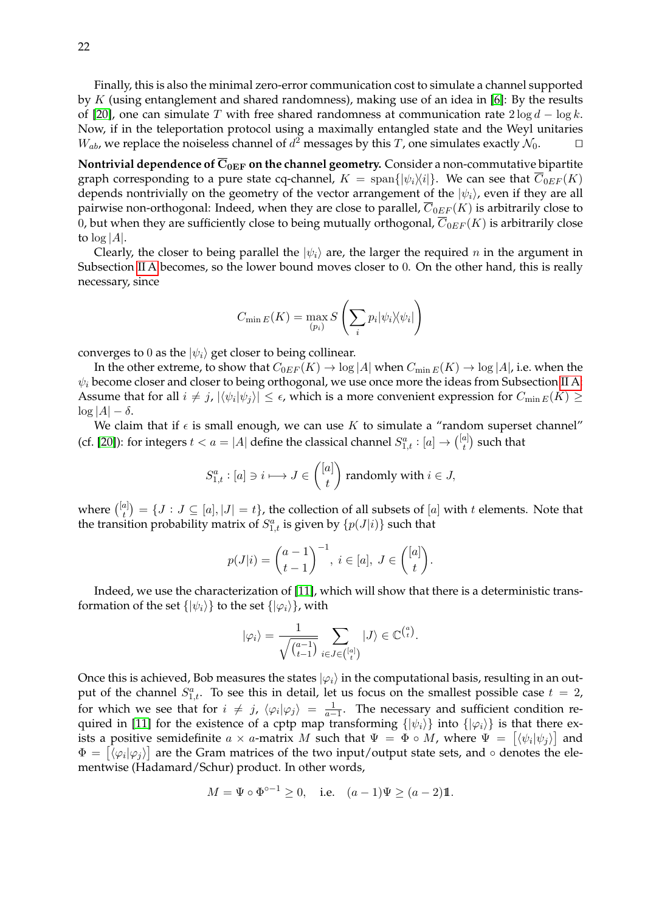Finally, this is also the minimal zero-error communication cost to simulate a channel supported by $K$ (using entanglement and shared randomness), making use of an idea in [6]: By the results of [20], one can simulate $T$ with free shared randomness at communication rate $2\log d - \log k$. Now, if in the teleportation protocol using a maximally entangled state and the Weyl unitaries $W_{ab}$, we replace the noiseless channel of $d^2$ messages by this $T$, one simulates exactly $\mathcal{N}_0$. □

**Nontrivial dependence of $\overline{\mathbf{C}}_{\mathbf{0EF}}$ on the channel geometry.** Consider a non-commutative bipartite graph corresponding to a pure state cq-channel, $K = \operatorname{span}\{|\psi_i\rangle\langle i|\}$. We can see that $\overline{C}_{0EF}(K)$ depends nontrivially on the geometry of the vector arrangement of the $|\psi_i\rangle$, even if they are all pairwise non-orthogonal: Indeed, when they are close to parallel, $\overline{C}_{0EF}(K)$ is arbitrarily close to 0, but when they are sufficiently close to being mutually orthogonal, $\overline{C}_{0EF}(K)$ is arbitrarily close to $\log|A|$.

Clearly, the closer to being parallel the $|\psi_i\rangle$ are, the larger the required $n$ in the argument in Subsection II A becomes, so the lower bound moves closer to 0. On the other hand, this is really necessary, since

$$C_{\min E}(K) = \max_{(p_i)} S\left(\sum_i p_i|\psi_i\rangle\langle\psi_i|\right)$$

converges to 0 as the $|\psi_i\rangle$ get closer to being collinear.

In the other extreme, to show that $C_{0EF}(K) \to \log|A|$ when $C_{\min E}(K) \to \log|A|$, i.e. when the $\psi_i$ become closer and closer to being orthogonal, we use once more the ideas from Subsection II A. Assume that for all $i \neq j$, $|\langle\psi_i|\psi_j\rangle| \leq \epsilon$, which is a more convenient expression for $C_{\min E}(K) \geq \log|A| - \delta$.

We claim that if $\epsilon$ is small enough, we can use $K$ to simulate a "random superset channel" (cf. [20]): for integers $t < a = |A|$ define the classical channel $S^a_{1,t} : [a] \to \binom{[a]}{t}$ such that

$$S^a_{1,t} : [a] \ni i \longmapsto J \in \binom{[a]}{t} \text{ randomly with } i \in J,$$

where $\binom{[a]}{t} = \{J : J \subseteq [a], |J| = t\}$, the collection of all subsets of $[a]$ with $t$ elements. Note that the transition probability matrix of $S^a_{1,t}$ is given by $\{p(J|i)\}$ such that

$$p(J|i) = \binom{a-1}{t-1}^{-1},\ i \in [a],\ J \in \binom{[a]}{t}.$$

Indeed, we use the characterization of [11], which will show that there is a deterministic transformation of the set $\{|\psi_i\rangle\}$ to the set $\{|\varphi_i\rangle\}$, with

$$|\varphi_i\rangle = \frac{1}{\sqrt{\binom{a-1}{t-1}}} \sum_{i\in J\in\binom{[a]}{t}} |J\rangle \in \mathbb{C}^{\binom{a}{t}}.$$

Once this is achieved, Bob measures the states $|\varphi_i\rangle$ in the computational basis, resulting in an output of the channel $S^a_{1,t}$. To see this in detail, let us focus on the smallest possible case $t = 2$, for which we see that for $i \neq j$, $\langle\varphi_i|\varphi_j\rangle = \frac{1}{a-1}$. The necessary and sufficient condition required in [11] for the existence of a cptp map transforming $\{|\psi_i\rangle\}$ into $\{|\varphi_i\rangle\}$ is that there exists a positive semidefinite $a \times a$-matrix $M$ such that $\Psi = \Phi \circ M$, where $\Psi = [\langle\psi_i|\psi_j\rangle]$ and $\Phi = [\langle\varphi_i|\varphi_j\rangle]$ are the Gram matrices of the two input/output state sets, and $\circ$ denotes the elementwise (Hadamard/Schur) product. In other words,

$$M = \Psi \circ \Phi^{\circ -1} \geq 0, \quad \text{i.e.} \quad (a-1)\Psi \geq (a-2)\mathbb{1}.$$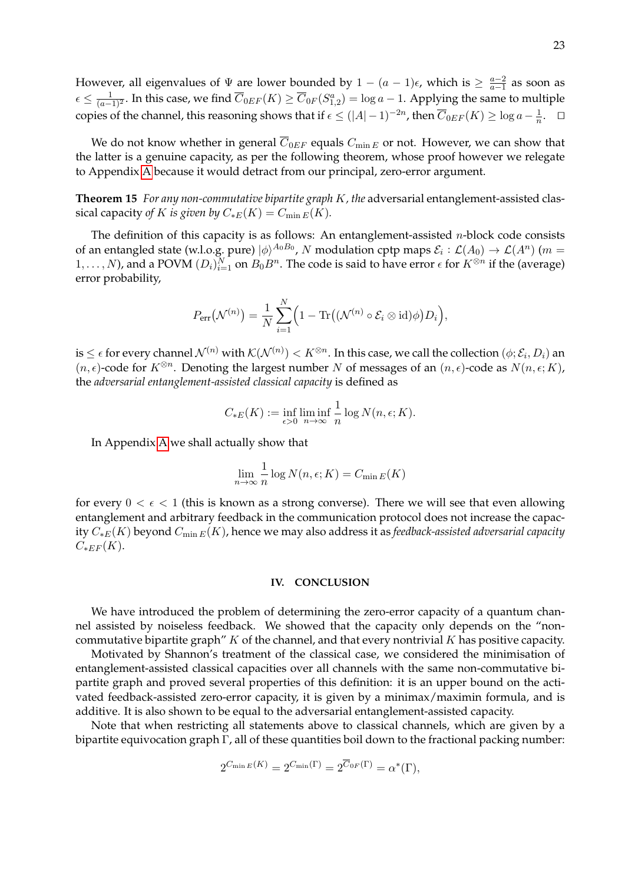However, all eigenvalues of $\Psi$ are lower bounded by $1-(a-1)\epsilon$, which is $\geq \frac{a-2}{a-1}$ as soon as $\epsilon \leq \frac{1}{(a-1)^2}$. In this case, we find $\overline{C}_{0EF}(K) \geq \overline{C}_{0F}(S^a_{1,2}) = \log a - 1$. Applying the same to multiple copies of the channel, this reasoning shows that if $\epsilon \leq (|A|-1)^{-2n}$, then $\overline{C}_{0EF}(K) \geq \log a - \frac{1}{n}$. □

We do not know whether in general $\overline{C}_{0EF}$ equals $C_{\min E}$ or not. However, we can show that the latter is a genuine capacity, as per the following theorem, whose proof however we relegate to Appendix A because it would detract from our principal, zero-error argument.

**Theorem 15** *For any non-commutative bipartite graph $K$, the* adversarial entanglement-assisted classical capacity *of $K$ is given by $C_{*E}(K) = C_{\min E}(K)$.*

The definition of this capacity is as follows: An entanglement-assisted $n$-block code consists of an entangled state (w.l.o.g. pure) $|\phi\rangle^{A_0B_0}$, $N$ modulation cptp maps $\mathcal{E}_i : \mathcal{L}(A_0) \rightarrow \mathcal{L}(A^n)$ ($m = 1,\ldots,N$), and a POVM $(D_i)_{i=1}^N$ on $B_0B^n$. The code is said to have error $\epsilon$ for $K^{\otimes n}$ if the (average) error probability,

$$P_{\text{err}}(\mathcal{N}^{(n)}) = \frac{1}{N}\sum_{i=1}^{N}\Big(1 - \operatorname{Tr}\big((\mathcal{N}^{(n)} \circ \mathcal{E}_i \otimes \mathrm{id})\phi\big)D_i\Big),$$

is $\leq \epsilon$ for every channel $\mathcal{N}^{(n)}$ with $\mathcal{K}(\mathcal{N}^{(n)}) < K^{\otimes n}$. In this case, we call the collection $(\phi; \mathcal{E}_i, D_i)$ an $(n,\epsilon)$-code for $K^{\otimes n}$. Denoting the largest number $N$ of messages of an $(n,\epsilon)$-code as $N(n,\epsilon;K)$, the *adversarial entanglement-assisted classical capacity* is defined as

$$C_{*E}(K) := \inf_{\epsilon>0} \liminf_{n\rightarrow\infty} \frac{1}{n}\log N(n,\epsilon;K).$$

In Appendix A we shall actually show that

$$\lim_{n\rightarrow\infty} \frac{1}{n}\log N(n,\epsilon;K) = C_{\min E}(K)$$

for every $0 < \epsilon < 1$ (this is known as a strong converse). There we will see that even allowing entanglement and arbitrary feedback in the communication protocol does not increase the capacity $C_{*E}(K)$ beyond $C_{\min E}(K)$, hence we may also address it as *feedback-assisted adversarial capacity* $C_{*EF}(K)$.

## IV. CONCLUSION

We have introduced the problem of determining the zero-error capacity of a quantum channel assisted by noiseless feedback. We showed that the capacity only depends on the "non-commutative bipartite graph" $K$ of the channel, and that every nontrivial $K$ has positive capacity.

Motivated by Shannon's treatment of the classical case, we considered the minimisation of entanglement-assisted classical capacities over all channels with the same non-commutative bipartite graph and proved several properties of this definition: it is an upper bound on the activated feedback-assisted zero-error capacity, it is given by a minimax/maximin formula, and is additive. It is also shown to be equal to the adversarial entanglement-assisted capacity.

Note that when restricting all statements above to classical channels, which are given by a bipartite equivocation graph $\Gamma$, all of these quantities boil down to the fractional packing number:

$$2^{C_{\min E}(K)} = 2^{C_{\min}(\Gamma)} = 2^{\overline{C}_{0F}(\Gamma)} = \alpha^*(\Gamma),$$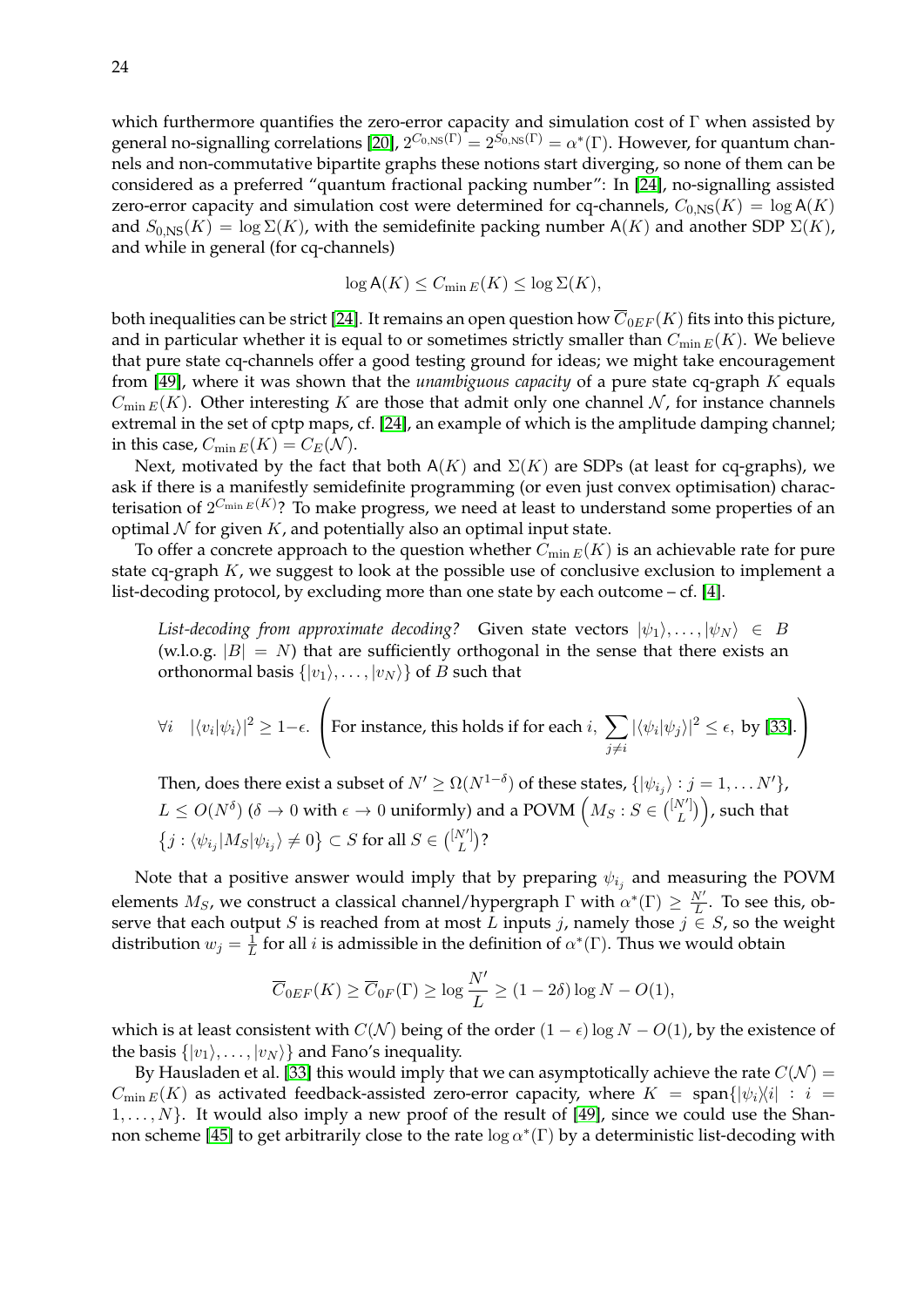which furthermore quantifies the zero-error capacity and simulation cost of $\Gamma$ when assisted by general no-signalling correlations [20], $2^{C_{0,\text{NS}}(\Gamma)} = 2^{S_{0,\text{NS}}(\Gamma)} = \alpha^*(\Gamma)$. However, for quantum channels and non-commutative bipartite graphs these notions start diverging, so none of them can be considered as a preferred "quantum fractional packing number": In [24], no-signalling assisted zero-error capacity and simulation cost were determined for cq-channels, $C_{0,\text{NS}}(K) = \log \mathsf{A}(K)$ and $S_{0,\text{NS}}(K) = \log \Sigma(K)$, with the semidefinite packing number $\mathsf{A}(K)$ and another SDP $\Sigma(K)$, and while in general (for cq-channels)

$$\log \mathsf{A}(K) \leq C_{\min E}(K) \leq \log \Sigma(K),$$

both inequalities can be strict [24]. It remains an open question how $\overline{C}_{0EF}(K)$ fits into this picture, and in particular whether it is equal to or sometimes strictly smaller than $C_{\min E}(K)$. We believe that pure state cq-channels offer a good testing ground for ideas; we might take encouragement from [49], where it was shown that the *unambiguous capacity* of a pure state cq-graph $K$ equals $C_{\min E}(K)$. Other interesting $K$ are those that admit only one channel $\mathcal{N}$, for instance channels extremal in the set of cptp maps, cf. [24], an example of which is the amplitude damping channel; in this case, $C_{\min E}(K) = C_E(\mathcal{N})$.

Next, motivated by the fact that both $\mathsf{A}(K)$ and $\Sigma(K)$ are SDPs (at least for cq-graphs), we ask if there is a manifestly semidefinite programming (or even just convex optimisation) characterisation of $2^{C_{\min E}(K)}$? To make progress, we need at least to understand some properties of an optimal $\mathcal{N}$ for given $K$, and potentially also an optimal input state.

To offer a concrete approach to the question whether $C_{\min E}(K)$ is an achievable rate for pure state cq-graph $K$, we suggest to look at the possible use of conclusive exclusion to implement a list-decoding protocol, by excluding more than one state by each outcome – cf. [4].

> *List-decoding from approximate decoding?* Given state vectors $|\psi_1\rangle, \ldots, |\psi_N\rangle \in B$ (w.l.o.g. $|B| = N$) that are sufficiently orthogonal in the sense that there exists an orthonormal basis $\{|v_1\rangle, \ldots, |v_N\rangle\}$ of $B$ such that
>
> $$\forall i \quad |\langle v_i|\psi_i\rangle|^2 \geq 1-\epsilon. \quad \left(\text{For instance, this holds if for each } i, \sum_{j\neq i} |\langle \psi_i|\psi_j\rangle|^2 \leq \epsilon, \text{ by [33]}.\right)$$
>
> Then, does there exist a subset of $N' \geq \Omega(N^{1-\delta})$ of these states, $\{|\psi_{i_j}\rangle : j = 1, \ldots N'\}$, $L \leq O(N^\delta)$ ($\delta \to 0$ with $\epsilon \to 0$ uniformly) and a POVM $\left(M_S : S \in \binom{[N']}{L}\right)$, such that $\left\{j : \langle \psi_{i_j}|M_S|\psi_{i_j}\rangle \neq 0\right\} \subset S$ for all $S \in \binom{[N']}{L}$?

Note that a positive answer would imply that by preparing $\psi_{i_j}$ and measuring the POVM elements $M_S$, we construct a classical channel/hypergraph $\Gamma$ with $\alpha^*(\Gamma) \geq \frac{N'}{L}$. To see this, observe that each output $S$ is reached from at most $L$ inputs $j$, namely those $j \in S$, so the weight distribution $w_j = \frac{1}{L}$ for all $i$ is admissible in the definition of $\alpha^*(\Gamma)$. Thus we would obtain

$$\overline{C}_{0EF}(K) \geq \overline{C}_{0F}(\Gamma) \geq \log \frac{N'}{L} \geq (1-2\delta)\log N - O(1),$$

which is at least consistent with $C(\mathcal{N})$ being of the order $(1-\epsilon)\log N - O(1)$, by the existence of the basis $\{|v_1\rangle, \ldots, |v_N\rangle\}$ and Fano's inequality.

By Hausladen et al. [33] this would imply that we can asymptotically achieve the rate $C(\mathcal{N}) = C_{\min E}(K)$ as activated feedback-assisted zero-error capacity, where $K = \operatorname{span}\{|\psi_i\rangle\langle i| : i = 1, \ldots, N\}$. It would also imply a new proof of the result of [49], since we could use the Shannon scheme [45] to get arbitrarily close to the rate $\log \alpha^*(\Gamma)$ by a deterministic list-decoding with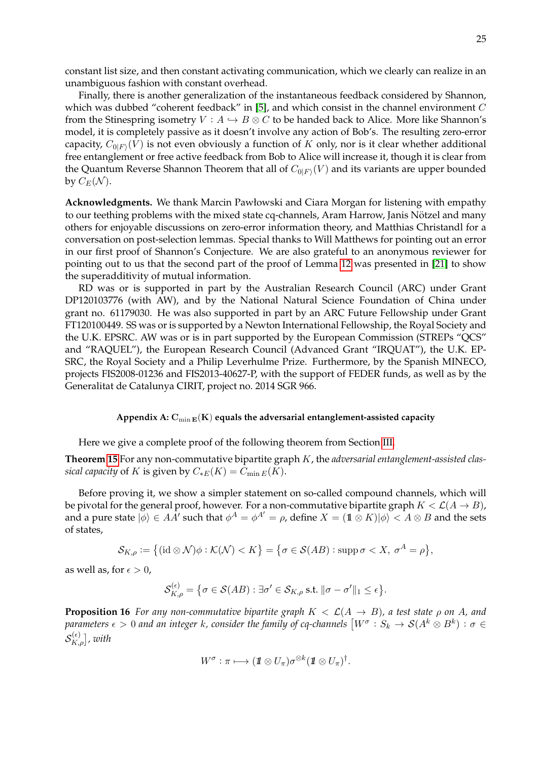constant list size, and then constant activating communication, which we clearly can realize in an unambiguous fashion with constant overhead.

Finally, there is another generalization of the instantaneous feedback considered by Shannon, which was dubbed "coherent feedback" in [5], and which consist in the channel environment $C$ from the Stinespring isometry $V : A \hookrightarrow B \otimes C$ to be handed back to Alice. More like Shannon's model, it is completely passive as it doesn't involve any action of Bob's. The resulting zero-error capacity, $C_{0|F\rangle}(V)$ is not even obviously a function of $K$ only, nor is it clear whether additional free entanglement or free active feedback from Bob to Alice will increase it, though it is clear from the Quantum Reverse Shannon Theorem that all of $C_{0|F\rangle}(V)$ and its variants are upper bounded by $C_E(\mathcal{N})$.

**Acknowledgments.** We thank Marcin Pawłowski and Ciara Morgan for listening with empathy to our teething problems with the mixed state cq-channels, Aram Harrow, Janis Nötzel and many others for enjoyable discussions on zero-error information theory, and Matthias Christandl for a conversation on post-selection lemmas. Special thanks to Will Matthews for pointing out an error in our first proof of Shannon's Conjecture. We are also grateful to an anonymous reviewer for pointing out to us that the second part of the proof of Lemma 12 was presented in [21] to show the superadditivity of mutual information.

RD was or is supported in part by the Australian Research Council (ARC) under Grant DP120103776 (with AW), and by the National Natural Science Foundation of China under grant no. 61179030. He was also supported in part by an ARC Future Fellowship under Grant FT120100449. SS was or is supported by a Newton International Fellowship, the Royal Society and the U.K. EPSRC. AW was or is in part supported by the European Commission (STREPs "QCS" and "RAQUEL"), the European Research Council (Advanced Grant "IRQUAT"), the U.K. EPSRC, the Royal Society and a Philip Leverhulme Prize. Furthermore, by the Spanish MINECO, projects FIS2008-01236 and FIS2013-40627-P, with the support of FEDER funds, as well as by the Generalitat de Catalunya CIRIT, project no. 2014 SGR 966.

### Appendix A: $\mathbf{C}_{\min \mathbf{E}}(\mathbf{K})$ equals the adversarial entanglement-assisted capacity

Here we give a complete proof of the following theorem from Section III.

**Theorem 15** For any non-commutative bipartite graph $K$, the *adversarial entanglement-assisted classical capacity* of $K$ is given by $C_{*E}(K) = C_{\min E}(K)$.

Before proving it, we show a simpler statement on so-called compound channels, which will be pivotal for the general proof, however. For a non-commutative bipartite graph $K < \mathcal{L}(A \to B)$, and a pure state $|\phi\rangle \in AA'$ such that $\phi^A = \phi^{A'} = \rho$, define $X = (\mathbb{1} \otimes K)|\phi\rangle < A \otimes B$ and the sets of states,

$$\mathcal{S}_{K,\rho} := \big\{ (\mathrm{id} \otimes \mathcal{N})\phi : \mathcal{K}(\mathcal{N}) < K \big\} = \big\{ \sigma \in \mathcal{S}(AB) : \operatorname{supp} \sigma < X,\ \sigma^A = \rho \big\},$$

as well as, for $\epsilon > 0$,

$$\mathcal{S}_{K,\rho}^{(\epsilon)} = \big\{ \sigma \in \mathcal{S}(AB) : \exists \sigma' \in \mathcal{S}_{K,\rho} \text{ s.t. } \|\sigma - \sigma'\|_1 \leq \epsilon \big\}.$$

**Proposition 16** *For any non-commutative bipartite graph $K < \mathcal{L}(A \to B)$, a test state $\rho$ on $A$, and parameters $\epsilon > 0$ and an integer $k$, consider the family of cq-channels $\big[W^\sigma : S_k \to \mathcal{S}(A^k \otimes B^k) : \sigma \in \mathcal{S}_{K,\rho}^{(\epsilon)}\big]$, with*

$$W^\sigma : \pi \longmapsto (\mathbb{1} \otimes U_\pi)\sigma^{\otimes k}(\mathbb{1} \otimes U_\pi)^\dagger.$$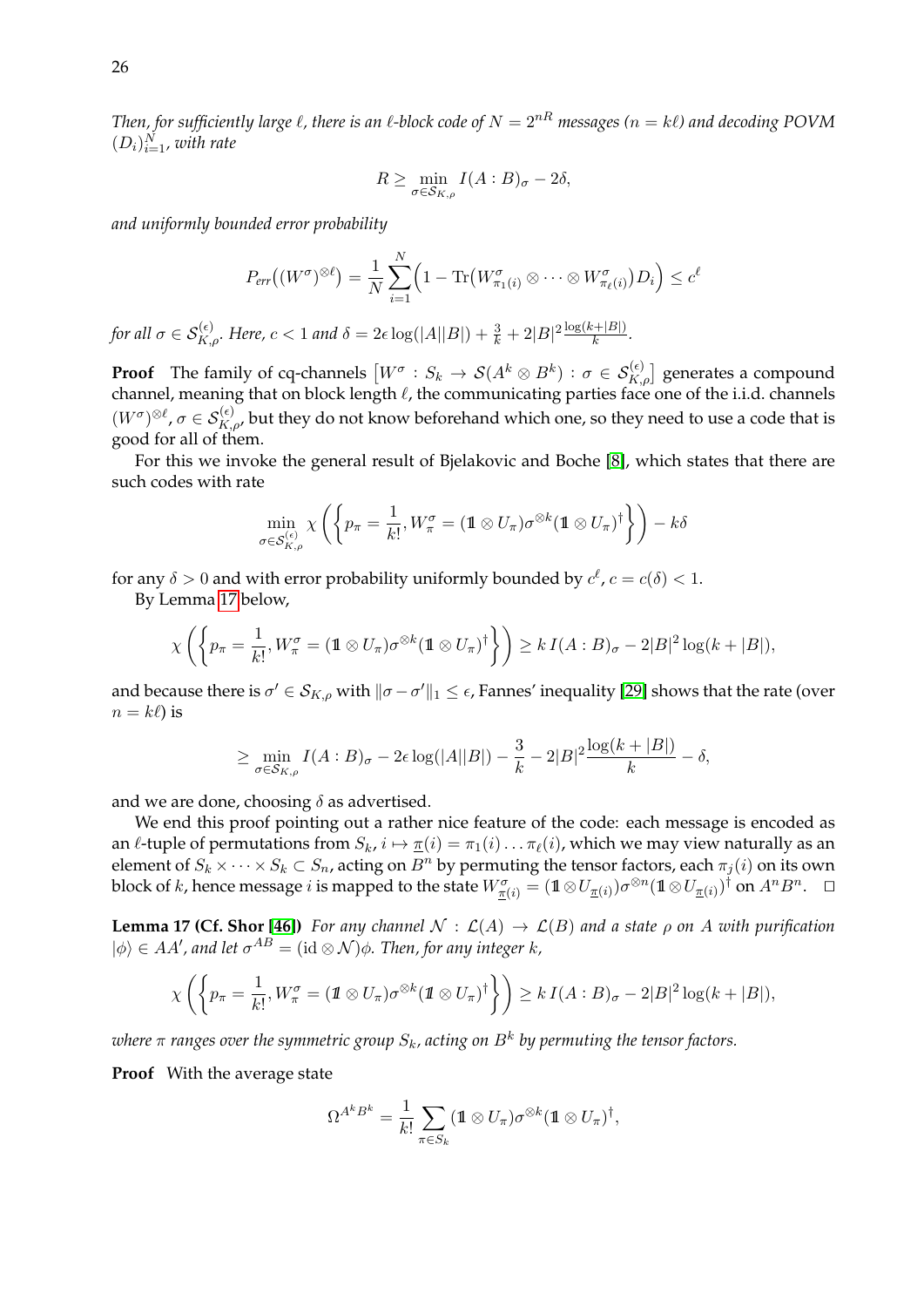*Then, for sufficiently large $\ell$, there is an $\ell$-block code of $N = 2^{nR}$ messages ($n = k\ell$) and decoding POVM $(D_i)_{i=1}^N$, with rate*

$$R \geq \min_{\sigma \in \mathcal{S}_{K,\rho}} I(A:B)_\sigma - 2\delta,$$

*and uniformly bounded error probability*

$$P_{err}\big((W^\sigma)^{\otimes \ell}\big) = \frac{1}{N}\sum_{i=1}^N \Big(1 - \operatorname{Tr}\big(W^\sigma_{\pi_1(i)} \otimes \cdots \otimes W^\sigma_{\pi_\ell(i)}\big)D_i\Big) \leq c^\ell$$

*for all $\sigma \in \mathcal{S}^{(\epsilon)}_{K,\rho}$. Here, $c < 1$ and $\delta = 2\epsilon \log(|A||B|) + \frac{3}{k} + 2|B|^2 \frac{\log(k+|B|)}{k}$.*

**Proof** The family of cq-channels $\big[W^\sigma : S_k \to \mathcal{S}(A^k \otimes B^k) : \sigma \in \mathcal{S}^{(\epsilon)}_{K,\rho}\big]$ generates a compound channel, meaning that on block length $\ell$, the communicating parties face one of the i.i.d. channels $(W^\sigma)^{\otimes \ell}$, $\sigma \in \mathcal{S}^{(\epsilon)}_{K,\rho}$, but they do not know beforehand which one, so they need to use a code that is good for all of them.

For this we invoke the general result of Bjelakovic and Boche [8], which states that there are such codes with rate

$$\min_{\sigma \in \mathcal{S}^{(\epsilon)}_{K,\rho}} \chi\left(\left\{p_\pi = \frac{1}{k!}, W^\sigma_\pi = (\mathbb{1} \otimes U_\pi)\sigma^{\otimes k}(\mathbb{1} \otimes U_\pi)^\dagger\right\}\right) - k\delta$$

for any $\delta > 0$ and with error probability uniformly bounded by $c^\ell$, $c = c(\delta) < 1$.

By Lemma 17 below,

$$\chi\left(\left\{p_\pi = \frac{1}{k!}, W^\sigma_\pi = (\mathbb{1} \otimes U_\pi)\sigma^{\otimes k}(\mathbb{1} \otimes U_\pi)^\dagger\right\}\right) \geq k\, I(A:B)_\sigma - 2|B|^2 \log(k+|B|),$$

and because there is $\sigma' \in \mathcal{S}_{K,\rho}$ with $\|\sigma - \sigma'\|_1 \leq \epsilon$, Fannes' inequality [29] shows that the rate (over $n = k\ell$) is

$$\geq \min_{\sigma \in \mathcal{S}_{K,\rho}} I(A:B)_\sigma - 2\epsilon \log(|A||B|) - \frac{3}{k} - 2|B|^2 \frac{\log(k+|B|)}{k} - \delta,$$

and we are done, choosing $\delta$ as advertised.

We end this proof pointing out a rather nice feature of the code: each message is encoded as an $\ell$-tuple of permutations from $S_k$, $i \mapsto \underline{\pi}(i) = \pi_1(i)\ldots\pi_\ell(i)$, which we may view naturally as an element of $S_k \times \cdots \times S_k \subset S_n$, acting on $B^n$ by permuting the tensor factors, each $\pi_j(i)$ on its own block of $k$, hence message $i$ is mapped to the state $W^\sigma_{\underline{\pi}(i)} = (\mathbb{1} \otimes U_{\underline{\pi}(i)})\sigma^{\otimes n}(\mathbb{1} \otimes U_{\underline{\pi}(i)})^\dagger$ on $A^nB^n$. $\square$

**Lemma 17 (Cf. Shor [46])** *For any channel $\mathcal{N} : \mathcal{L}(A) \to \mathcal{L}(B)$ and a state $\rho$ on $A$ with purification $|\phi\rangle \in AA'$, and let $\sigma^{AB} = (\mathrm{id} \otimes \mathcal{N})\phi$. Then, for any integer $k$,*

$$\chi\left(\left\{p_\pi = \frac{1}{k!}, W^\sigma_\pi = (\mathbb{1} \otimes U_\pi)\sigma^{\otimes k}(\mathbb{1} \otimes U_\pi)^\dagger\right\}\right) \geq k\, I(A:B)_\sigma - 2|B|^2 \log(k+|B|),$$

*where $\pi$ ranges over the symmetric group $S_k$, acting on $B^k$ by permuting the tensor factors.*

**Proof** With the average state

$$\Omega^{A^kB^k} = \frac{1}{k!}\sum_{\pi \in S_k} (\mathbb{1} \otimes U_\pi)\sigma^{\otimes k}(\mathbb{1} \otimes U_\pi)^\dagger,$$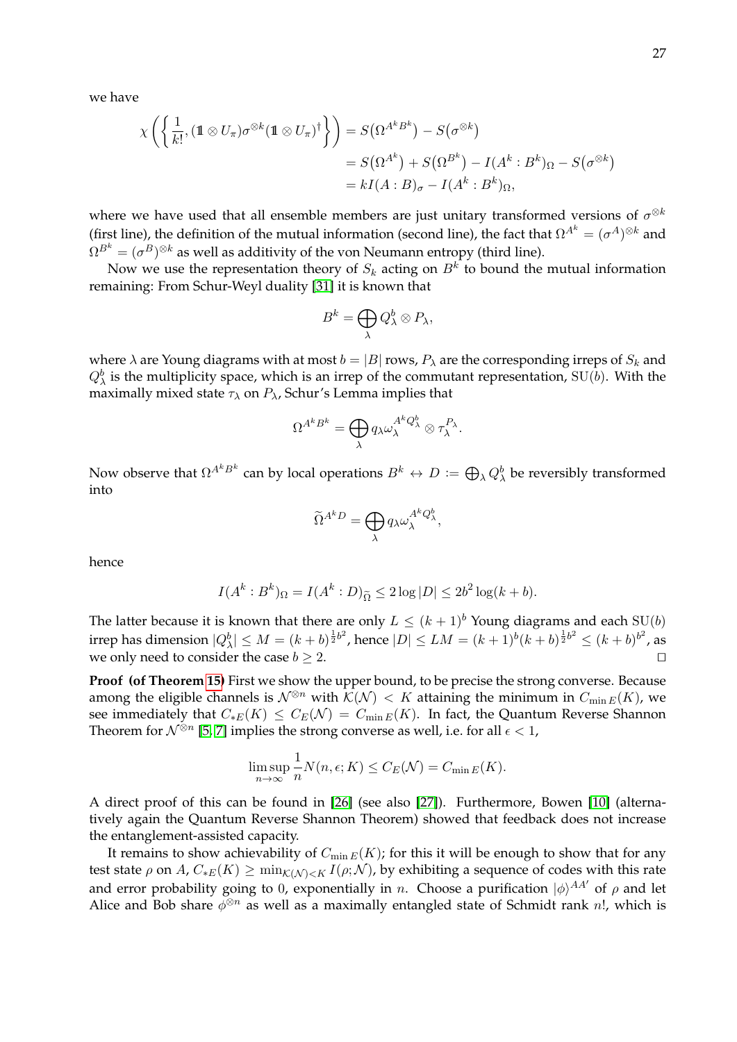we have

$$\chi\left(\left\{\frac{1}{k!},(\mathbb{1}\otimes U_\pi)\sigma^{\otimes k}(\mathbb{1}\otimes U_\pi)^\dagger\right\}\right)=S\big(\Omega^{A^kB^k}\big)-S\big(\sigma^{\otimes k}\big)$$
$$=S\big(\Omega^{A^k}\big)+S\big(\Omega^{B^k}\big)-I(A^k:B^k)_\Omega-S\big(\sigma^{\otimes k}\big)$$
$$=kI(A:B)_\sigma-I(A^k:B^k)_\Omega,$$

where we have used that all ensemble members are just unitary transformed versions of $\sigma^{\otimes k}$ (first line), the definition of the mutual information (second line), the fact that $\Omega^{A^k}=(\sigma^A)^{\otimes k}$ and $\Omega^{B^k}=(\sigma^B)^{\otimes k}$ as well as additivity of the von Neumann entropy (third line).

Now we use the representation theory of $S_k$ acting on $B^k$ to bound the mutual information remaining: From Schur-Weyl duality [31] it is known that

$$B^k=\bigoplus_\lambda Q^b_\lambda\otimes P_\lambda,$$

where $\lambda$ are Young diagrams with at most $b=|B|$ rows, $P_\lambda$ are the corresponding irreps of $S_k$ and $Q^b_\lambda$ is the multiplicity space, which is an irrep of the commutant representation, $\mathrm{SU}(b)$. With the maximally mixed state $\tau_\lambda$ on $P_\lambda$, Schur's Lemma implies that

$$\Omega^{A^kB^k}=\bigoplus_\lambda q_\lambda\omega_\lambda^{A^kQ^b_\lambda}\otimes\tau_\lambda^{P_\lambda}.$$

Now observe that $\Omega^{A^kB^k}$ can by local operations $B^k\leftrightarrow D:=\bigoplus_\lambda Q^b_\lambda$ be reversibly transformed into

$$\widetilde{\Omega}^{A^kD}=\bigoplus_\lambda q_\lambda\omega_\lambda^{A^kQ^b_\lambda},$$

hence

$$I(A^k:B^k)_\Omega=I(A^k:D)_{\widetilde{\Omega}}\leq 2\log|D|\leq 2b^2\log(k+b).$$

The latter because it is known that there are only $L\leq(k+1)^b$ Young diagrams and each $\mathrm{SU}(b)$ irrep has dimension $|Q^b_\lambda|\leq M=(k+b)^{\frac12 b^2}$, hence $|D|\leq LM=(k+1)^b(k+b)^{\frac12 b^2}\leq(k+b)^{b^2}$, as we only need to consider the case $b\geq 2$. □

**Proof (of Theorem 15)** First we show the upper bound, to be precise the strong converse. Because among the eligible channels is $\mathcal{N}^{\otimes n}$ with $\mathcal{K}(\mathcal{N})<K$ attaining the minimum in $C_{\min E}(K)$, we see immediately that $C_{*E}(K)\leq C_E(\mathcal{N})=C_{\min E}(K)$. In fact, the Quantum Reverse Shannon Theorem for $\mathcal{N}^{\otimes n}$ [5, 7] implies the strong converse as well, i.e. for all $\epsilon<1$,

$$\limsup_{n\to\infty}\frac{1}{n}N(n,\epsilon;K)\leq C_E(\mathcal{N})=C_{\min E}(K).$$

A direct proof of this can be found in [26] (see also [27]). Furthermore, Bowen [10] (alternatively again the Quantum Reverse Shannon Theorem) showed that feedback does not increase the entanglement-assisted capacity.

It remains to show achievability of $C_{\min E}(K)$; for this it will be enough to show that for any test state $\rho$ on $A$, $C_{*E}(K)\geq\min_{\mathcal{K}(\mathcal{N})<K}I(\rho;\mathcal{N})$, by exhibiting a sequence of codes with this rate and error probability going to 0, exponentially in $n$. Choose a purification $|\phi\rangle^{AA'}$ of $\rho$ and let Alice and Bob share $\phi^{\otimes n}$ as well as a maximally entangled state of Schmidt rank $n!$, which is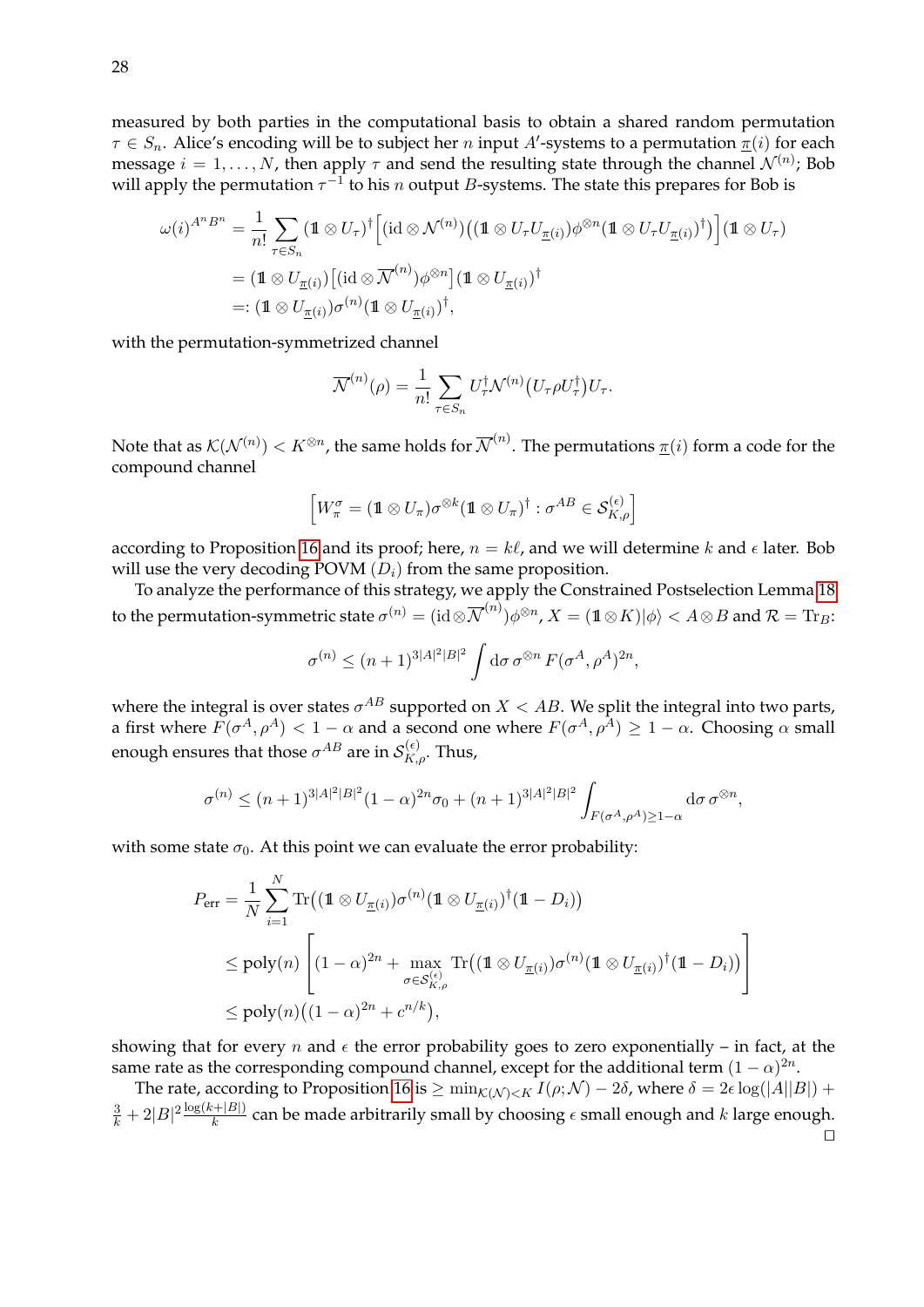measured by both parties in the computational basis to obtain a shared random permutation $\tau \in S_n$. Alice's encoding will be to subject her $n$ input $A'$-systems to a permutation $\underline{\pi}(i)$ for each message $i = 1, \ldots, N$, then apply $\tau$ and send the resulting state through the channel $\mathcal{N}^{(n)}$; Bob will apply the permutation $\tau^{-1}$ to his $n$ output $B$-systems. The state this prepares for Bob is

$$
\begin{aligned}
\omega(i)^{A^n B^n} &= \frac{1}{n!} \sum_{\tau \in S_n} (\mathbb{1} \otimes U_\tau)^\dagger \Big[ (\mathrm{id} \otimes \mathcal{N}^{(n)}) \big( (\mathbb{1} \otimes U_\tau U_{\underline{\pi}(i)}) \phi^{\otimes n} (\mathbb{1} \otimes U_\tau U_{\underline{\pi}(i)})^\dagger \big) \Big] (\mathbb{1} \otimes U_\tau) \\
&= (\mathbb{1} \otimes U_{\underline{\pi}(i)}) \big[ (\mathrm{id} \otimes \overline{\mathcal{N}}^{(n)}) \phi^{\otimes n} \big] (\mathbb{1} \otimes U_{\underline{\pi}(i)})^\dagger \\
&=: (\mathbb{1} \otimes U_{\underline{\pi}(i)}) \sigma^{(n)} (\mathbb{1} \otimes U_{\underline{\pi}(i)})^\dagger,
\end{aligned}
$$

with the permutation-symmetrized channel

$$
\overline{\mathcal{N}}^{(n)}(\rho) = \frac{1}{n!} \sum_{\tau \in S_n} U_\tau^\dagger \mathcal{N}^{(n)} \big( U_\tau \rho U_\tau^\dagger \big) U_\tau.
$$

Note that as $\mathcal{K}(\mathcal{N}^{(n)}) < K^{\otimes n}$, the same holds for $\overline{\mathcal{N}}^{(n)}$. The permutations $\underline{\pi}(i)$ form a code for the compound channel

$$
\Big[ W_\pi^\sigma = (\mathbb{1} \otimes U_\pi) \sigma^{\otimes k} (\mathbb{1} \otimes U_\pi)^\dagger : \sigma^{AB} \in \mathcal{S}_{K,\rho}^{(\epsilon)} \Big]
$$

according to Proposition 16 and its proof; here, $n = k\ell$, and we will determine $k$ and $\epsilon$ later. Bob will use the very decoding POVM $(D_i)$ from the same proposition.

To analyze the performance of this strategy, we apply the Constrained Postselection Lemma 18 to the permutation-symmetric state $\sigma^{(n)} = (\mathrm{id} \otimes \overline{\mathcal{N}}^{(n)}) \phi^{\otimes n}$, $X = (\mathbb{1} \otimes K)|\phi\rangle < A \otimes B$ and $\mathcal{R} = \mathrm{Tr}_B$:

$$
\sigma^{(n)} \leq (n+1)^{3|A|^2|B|^2} \int \mathrm{d}\sigma \, \sigma^{\otimes n} \, F(\sigma^A, \rho^A)^{2n},
$$

where the integral is over states $\sigma^{AB}$ supported on $X < AB$. We split the integral into two parts, a first where $F(\sigma^A, \rho^A) < 1 - \alpha$ and a second one where $F(\sigma^A, \rho^A) \geq 1 - \alpha$. Choosing $\alpha$ small enough ensures that those $\sigma^{AB}$ are in $\mathcal{S}_{K,\rho}^{(\epsilon)}$. Thus,

$$
\sigma^{(n)} \leq (n+1)^{3|A|^2|B|^2} (1-\alpha)^{2n} \sigma_0 + (n+1)^{3|A|^2|B|^2} \int_{F(\sigma^A, \rho^A) \geq 1-\alpha} \mathrm{d}\sigma \, \sigma^{\otimes n},
$$

with some state $\sigma_0$. At this point we can evaluate the error probability:

$$
\begin{aligned}
P_{\text{err}} &= \frac{1}{N} \sum_{i=1}^N \mathrm{Tr} \big( (\mathbb{1} \otimes U_{\underline{\pi}(i)}) \sigma^{(n)} (\mathbb{1} \otimes U_{\underline{\pi}(i)})^\dagger (\mathbb{1} - D_i) \big) \\
&\leq \mathrm{poly}(n) \left[ (1-\alpha)^{2n} + \max_{\sigma \in \mathcal{S}_{K,\rho}^{(\epsilon)}} \mathrm{Tr} \big( (\mathbb{1} \otimes U_{\underline{\pi}(i)}) \sigma^{(n)} (\mathbb{1} \otimes U_{\underline{\pi}(i)})^\dagger (\mathbb{1} - D_i) \big) \right] \\
&\leq \mathrm{poly}(n) \big( (1-\alpha)^{2n} + c^{n/k} \big),
\end{aligned}
$$

showing that for every $n$ and $\epsilon$ the error probability goes to zero exponentially – in fact, at the same rate as the corresponding compound channel, except for the additional term $(1-\alpha)^{2n}$.

The rate, according to Proposition 16 is $\geq \min_{\mathcal{K}(\mathcal{N}) < K} I(\rho; \mathcal{N}) - 2\delta$, where $\delta = 2\epsilon \log(|A||B|) + \frac{3}{k} + 2|B|^2 \frac{\log(k+|B|)}{k}$ can be made arbitrarily small by choosing $\epsilon$ small enough and $k$ large enough. □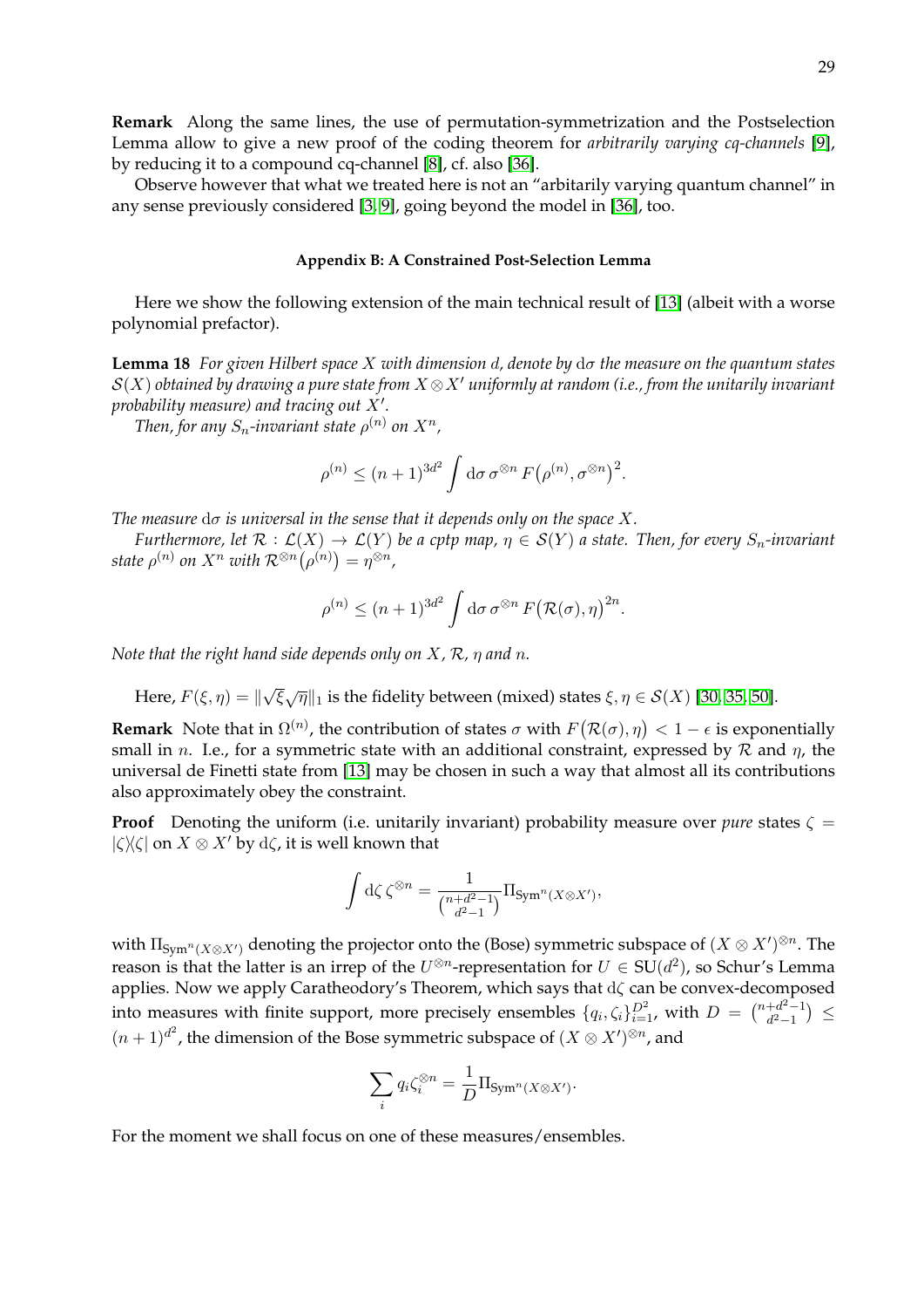**Remark** Along the same lines, the use of permutation-symmetrization and the Postselection Lemma allow to give a new proof of the coding theorem for *arbitrarily varying cq-channels* [9], by reducing it to a compound cq-channel [8], cf. also [36].

Observe however that what we treated here is not an "arbitarily varying quantum channel" in any sense previously considered [3, 9], going beyond the model in [36], too.

#### Appendix B: A Constrained Post-Selection Lemma

Here we show the following extension of the main technical result of [13] (albeit with a worse polynomial prefactor).

**Lemma 18** *For given Hilbert space $X$ with dimension $d$, denote by $\mathrm{d}\sigma$ the measure on the quantum states $\mathcal{S}(X)$ obtained by drawing a pure state from $X \otimes X'$ uniformly at random (i.e., from the unitarily invariant probability measure) and tracing out $X'$.*

*Then, for any $S_n$-invariant state $\rho^{(n)}$ on $X^n$,*

$$\rho^{(n)} \leq (n+1)^{3d^2} \int \mathrm{d}\sigma\, \sigma^{\otimes n}\, F\big(\rho^{(n)}, \sigma^{\otimes n}\big)^2.$$

*The measure $\mathrm{d}\sigma$ is universal in the sense that it depends only on the space $X$.*

*Furthermore, let $\mathcal{R} : \mathcal{L}(X) \to \mathcal{L}(Y)$ be a cptp map, $\eta \in \mathcal{S}(Y)$ a state. Then, for every $S_n$-invariant state $\rho^{(n)}$ on $X^n$ with $\mathcal{R}^{\otimes n}\big(\rho^{(n)}\big) = \eta^{\otimes n}$,*

$$\rho^{(n)} \leq (n+1)^{3d^2} \int \mathrm{d}\sigma\, \sigma^{\otimes n}\, F\big(\mathcal{R}(\sigma), \eta\big)^{2n}.$$

*Note that the right hand side depends only on $X$, $\mathcal{R}$, $\eta$ and $n$.*

Here, $F(\xi, \eta) = \|\sqrt{\xi}\sqrt{\eta}\|_1$ is the fidelity between (mixed) states $\xi, \eta \in \mathcal{S}(X)$ [30, 35, 50].

**Remark** Note that in $\Omega^{(n)}$, the contribution of states $\sigma$ with $F\big(\mathcal{R}(\sigma), \eta\big) < 1 - \epsilon$ is exponentially small in $n$. I.e., for a symmetric state with an additional constraint, expressed by $\mathcal{R}$ and $\eta$, the universal de Finetti state from [13] may be chosen in such a way that almost all its contributions also approximately obey the constraint.

**Proof** Denoting the uniform (i.e. unitarily invariant) probability measure over *pure* states $\zeta = |\zeta\rangle\!\langle\zeta|$ on $X \otimes X'$ by $\mathrm{d}\zeta$, it is well known that

$$\int \mathrm{d}\zeta\, \zeta^{\otimes n} = \frac{1}{\binom{n+d^2-1}{d^2-1}} \Pi_{\mathrm{Sym}^n(X \otimes X')},$$

with $\Pi_{\mathrm{Sym}^n(X \otimes X')}$ denoting the projector onto the (Bose) symmetric subspace of $(X \otimes X')^{\otimes n}$. The reason is that the latter is an irrep of the $U^{\otimes n}$-representation for $U \in \mathrm{SU}(d^2)$, so Schur's Lemma applies. Now we apply Caratheodory's Theorem, which says that $\mathrm{d}\zeta$ can be convex-decomposed into measures with finite support, more precisely ensembles $\{q_i, \zeta_i\}_{i=1}^{D^2}$, with $D = \binom{n+d^2-1}{d^2-1} \leq (n+1)^{d^2}$, the dimension of the Bose symmetric subspace of $(X \otimes X')^{\otimes n}$, and

$$\sum_i q_i \zeta_i^{\otimes n} = \frac{1}{D} \Pi_{\mathrm{Sym}^n(X \otimes X')}.$$

For the moment we shall focus on one of these measures/ensembles.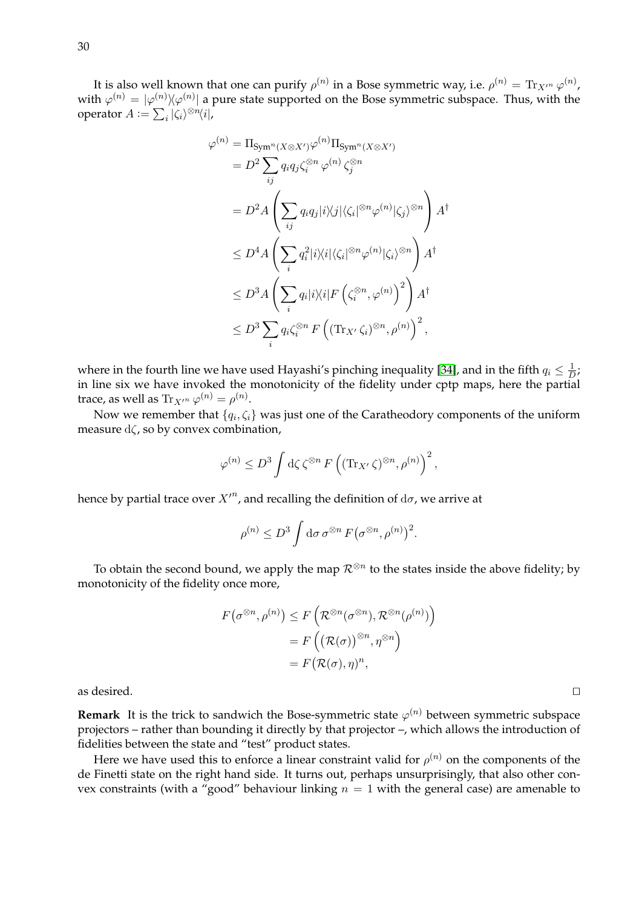It is also well known that one can purify $\rho^{(n)}$ in a Bose symmetric way, i.e. $\rho^{(n)} = \operatorname{Tr}_{X'^n} \varphi^{(n)}$, with $\varphi^{(n)} = |\varphi^{(n)}\rangle\!\langle\varphi^{(n)}|$ a pure state supported on the Bose symmetric subspace. Thus, with the operator $A := \sum_i |\zeta_i\rangle^{\otimes n}\langle i|$,

$$
\begin{aligned}
\varphi^{(n)} &= \Pi_{\mathrm{Sym}^n(X\otimes X')}\varphi^{(n)}\Pi_{\mathrm{Sym}^n(X\otimes X')} \\
&= D^2 \sum_{ij} q_i q_j \zeta_i^{\otimes n}\, \varphi^{(n)}\, \zeta_j^{\otimes n} \\
&= D^2 A \left( \sum_{ij} q_i q_j |i\rangle\!\langle j| \langle \zeta_i|^{\otimes n} \varphi^{(n)} |\zeta_j\rangle^{\otimes n} \right) A^\dagger \\
&\leq D^4 A \left( \sum_{i} q_i^2 |i\rangle\!\langle i| \langle \zeta_i|^{\otimes n} \varphi^{(n)} |\zeta_i\rangle^{\otimes n} \right) A^\dagger \\
&\leq D^3 A \left( \sum_{i} q_i |i\rangle\!\langle i| F\left(\zeta_i^{\otimes n}, \varphi^{(n)}\right)^2 \right) A^\dagger \\
&\leq D^3 \sum_i q_i \zeta_i^{\otimes n}\, F\left( (\operatorname{Tr}_{X'} \zeta_i)^{\otimes n}, \rho^{(n)} \right)^2,
\end{aligned}
$$

where in the fourth line we have used Hayashi's pinching inequality [34], and in the fifth $q_i \leq \frac{1}{D}$; in line six we have invoked the monotonicity of the fidelity under cptp maps, here the partial trace, as well as $\operatorname{Tr}_{X'^n} \varphi^{(n)} = \rho^{(n)}$.

Now we remember that $\{q_i, \zeta_i\}$ was just one of the Caratheodory components of the uniform measure $\mathrm{d}\zeta$, so by convex combination,

$$
\varphi^{(n)} \leq D^3 \int \mathrm{d}\zeta\, \zeta^{\otimes n}\, F\left( (\operatorname{Tr}_{X'} \zeta)^{\otimes n}, \rho^{(n)} \right)^2,
$$

hence by partial trace over $X'^n$, and recalling the definition of $\mathrm{d}\sigma$, we arrive at

$$
\rho^{(n)} \leq D^3 \int \mathrm{d}\sigma\, \sigma^{\otimes n}\, F\big(\sigma^{\otimes n}, \rho^{(n)}\big)^2.
$$

To obtain the second bound, we apply the map $\mathcal{R}^{\otimes n}$ to the states inside the above fidelity; by monotonicity of the fidelity once more,

$$
\begin{aligned}
F\big(\sigma^{\otimes n}, \rho^{(n)}\big) &\leq F\left( \mathcal{R}^{\otimes n}(\sigma^{\otimes n}), \mathcal{R}^{\otimes n}(\rho^{(n)}) \right) \\
&= F\left( \big(\mathcal{R}(\sigma)\big)^{\otimes n}, \eta^{\otimes n} \right) \\
&= F\big(\mathcal{R}(\sigma), \eta\big)^n,
\end{aligned}
$$

as desired. □

**Remark** It is the trick to sandwich the Bose-symmetric state $\varphi^{(n)}$ between symmetric subspace projectors – rather than bounding it directly by that projector –, which allows the introduction of fidelities between the state and "test" product states.

Here we have used this to enforce a linear constraint valid for $\rho^{(n)}$ on the components of the de Finetti state on the right hand side. It turns out, perhaps unsurprisingly, that also other convex constraints (with a "good" behaviour linking $n = 1$ with the general case) are amenable to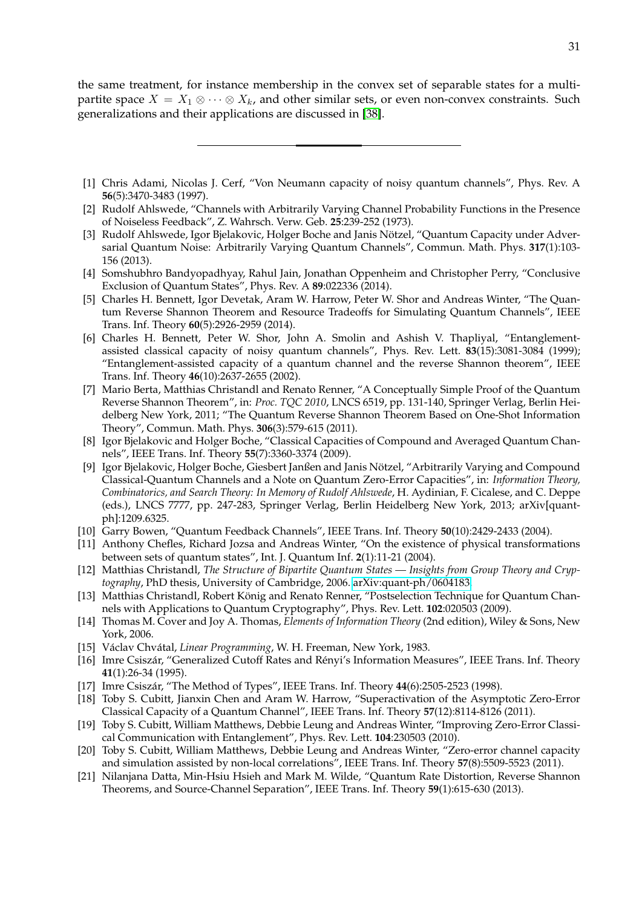the same treatment, for instance membership in the convex set of separable states for a multipartite space $X = X_1 \otimes \cdots \otimes X_k$, and other similar sets, or even non-convex constraints. Such generalizations and their applications are discussed in [38].

---

[1] Chris Adami, Nicolas J. Cerf, "Von Neumann capacity of noisy quantum channels", Phys. Rev. A **56**(5):3470-3483 (1997).

[2] Rudolf Ahlswede, "Channels with Arbitrarily Varying Channel Probability Functions in the Presence of Noiseless Feedback", Z. Wahrsch. Verw. Geb. **25**:239-252 (1973).

[3] Rudolf Ahlswede, Igor Bjelakovic, Holger Boche and Janis Nötzel, "Quantum Capacity under Adversarial Quantum Noise: Arbitrarily Varying Quantum Channels", Commun. Math. Phys. **317**(1):103-156 (2013).

[4] Somshubhro Bandyopadhyay, Rahul Jain, Jonathan Oppenheim and Christopher Perry, "Conclusive Exclusion of Quantum States", Phys. Rev. A **89**:022336 (2014).

[5] Charles H. Bennett, Igor Devetak, Aram W. Harrow, Peter W. Shor and Andreas Winter, "The Quantum Reverse Shannon Theorem and Resource Tradeoffs for Simulating Quantum Channels", IEEE Trans. Inf. Theory **60**(5):2926-2959 (2014).

[6] Charles H. Bennett, Peter W. Shor, John A. Smolin and Ashish V. Thapliyal, "Entanglement-assisted classical capacity of noisy quantum channels", Phys. Rev. Lett. **83**(15):3081-3084 (1999); "Entanglement-assisted capacity of a quantum channel and the reverse Shannon theorem", IEEE Trans. Inf. Theory **46**(10):2637-2655 (2002).

[7] Mario Berta, Matthias Christandl and Renato Renner, "A Conceptually Simple Proof of the Quantum Reverse Shannon Theorem", in: *Proc. TQC 2010*, LNCS 6519, pp. 131-140, Springer Verlag, Berlin Heidelberg New York, 2011; "The Quantum Reverse Shannon Theorem Based on One-Shot Information Theory", Commun. Math. Phys. **306**(3):579-615 (2011).

[8] Igor Bjelakovic and Holger Boche, "Classical Capacities of Compound and Averaged Quantum Channels", IEEE Trans. Inf. Theory **55**(7):3360-3374 (2009).

[9] Igor Bjelakovic, Holger Boche, Giesbert Janßen and Janis Nötzel, "Arbitrarily Varying and Compound Classical-Quantum Channels and a Note on Quantum Zero-Error Capacities", in: *Information Theory, Combinatorics, and Search Theory: In Memory of Rudolf Ahlswede*, H. Aydinian, F. Cicalese, and C. Deppe (eds.), LNCS 7777, pp. 247-283, Springer Verlag, Berlin Heidelberg New York, 2013; arXiv[quant-ph]:1209.6325.

[10] Garry Bowen, "Quantum Feedback Channels", IEEE Trans. Inf. Theory **50**(10):2429-2433 (2004).

[11] Anthony Chefles, Richard Jozsa and Andreas Winter, "On the existence of physical transformations between sets of quantum states", Int. J. Quantum Inf. **2**(1):11-21 (2004).

[12] Matthias Christandl, *The Structure of Bipartite Quantum States — Insights from Group Theory and Cryptography*, PhD thesis, University of Cambridge, 2006. arXiv:quant-ph/0604183.

[13] Matthias Christandl, Robert König and Renato Renner, "Postselection Technique for Quantum Channels with Applications to Quantum Cryptography", Phys. Rev. Lett. **102**:020503 (2009).

[14] Thomas M. Cover and Joy A. Thomas, *Elements of Information Theory* (2nd edition), Wiley & Sons, New York, 2006.

[15] Václav Chvátal, *Linear Programming*, W. H. Freeman, New York, 1983.

[16] Imre Csiszár, "Generalized Cutoff Rates and Rényi's Information Measures", IEEE Trans. Inf. Theory **41**(1):26-34 (1995).

[17] Imre Csiszár, "The Method of Types", IEEE Trans. Inf. Theory **44**(6):2505-2523 (1998).

[18] Toby S. Cubitt, Jianxin Chen and Aram W. Harrow, "Superactivation of the Asymptotic Zero-Error Classical Capacity of a Quantum Channel", IEEE Trans. Inf. Theory **57**(12):8114-8126 (2011).

[19] Toby S. Cubitt, William Matthews, Debbie Leung and Andreas Winter, "Improving Zero-Error Classical Communication with Entanglement", Phys. Rev. Lett. **104**:230503 (2010).

[20] Toby S. Cubitt, William Matthews, Debbie Leung and Andreas Winter, "Zero-error channel capacity and simulation assisted by non-local correlations", IEEE Trans. Inf. Theory **57**(8):5509-5523 (2011).

[21] Nilanjana Datta, Min-Hsiu Hsieh and Mark M. Wilde, "Quantum Rate Distortion, Reverse Shannon Theorems, and Source-Channel Separation", IEEE Trans. Inf. Theory **59**(1):615-630 (2013).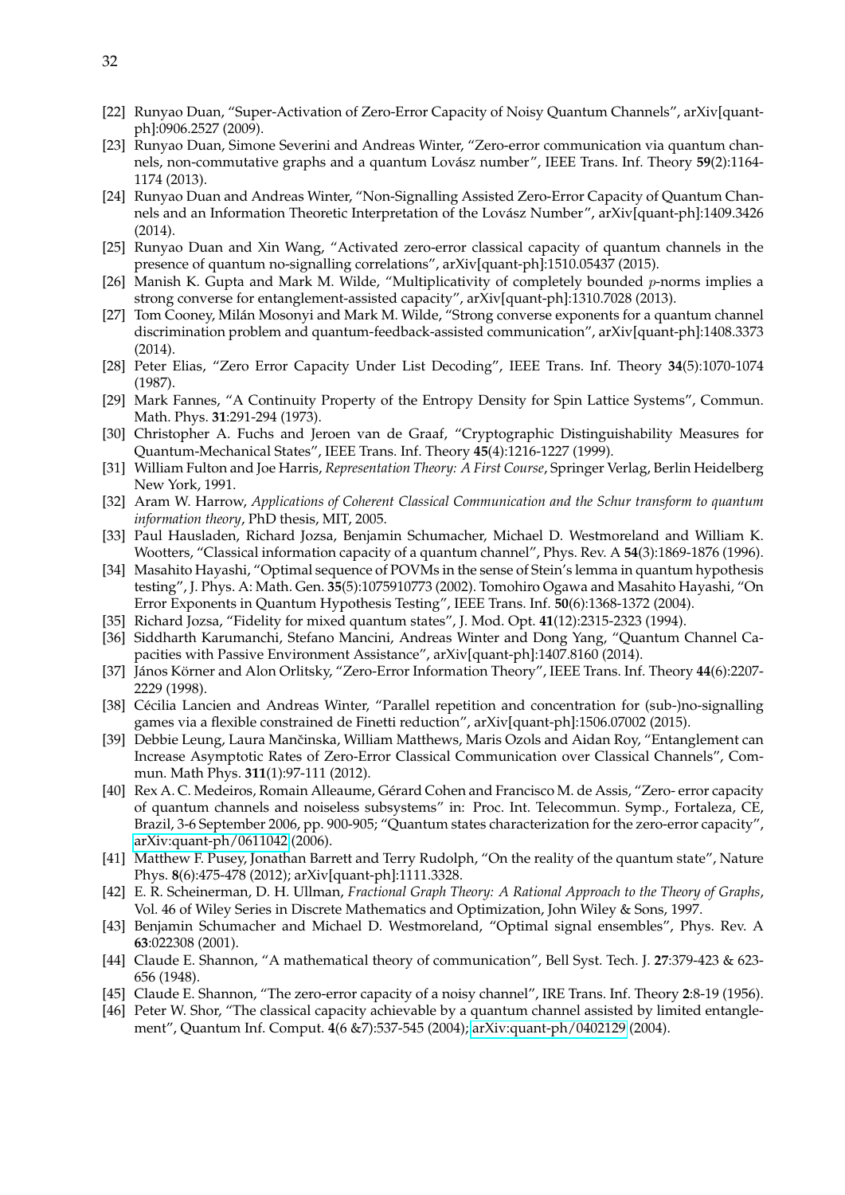[22] Runyao Duan, "Super-Activation of Zero-Error Capacity of Noisy Quantum Channels", arXiv[quant-ph]:0906.2527 (2009).

[23] Runyao Duan, Simone Severini and Andreas Winter, "Zero-error communication via quantum channels, non-commutative graphs and a quantum Lovász number", IEEE Trans. Inf. Theory **59**(2):1164-1174 (2013).

[24] Runyao Duan and Andreas Winter, "Non-Signalling Assisted Zero-Error Capacity of Quantum Channels and an Information Theoretic Interpretation of the Lovász Number", arXiv[quant-ph]:1409.3426 (2014).

[25] Runyao Duan and Xin Wang, "Activated zero-error classical capacity of quantum channels in the presence of quantum no-signalling correlations", arXiv[quant-ph]:1510.05437 (2015).

[26] Manish K. Gupta and Mark M. Wilde, "Multiplicativity of completely bounded $p$-norms implies a strong converse for entanglement-assisted capacity", arXiv[quant-ph]:1310.7028 (2013).

[27] Tom Cooney, Milán Mosonyi and Mark M. Wilde, "Strong converse exponents for a quantum channel discrimination problem and quantum-feedback-assisted communication", arXiv[quant-ph]:1408.3373 (2014).

[28] Peter Elias, "Zero Error Capacity Under List Decoding", IEEE Trans. Inf. Theory **34**(5):1070-1074 (1987).

[29] Mark Fannes, "A Continuity Property of the Entropy Density for Spin Lattice Systems", Commun. Math. Phys. **31**:291-294 (1973).

[30] Christopher A. Fuchs and Jeroen van de Graaf, "Cryptographic Distinguishability Measures for Quantum-Mechanical States", IEEE Trans. Inf. Theory **45**(4):1216-1227 (1999).

[31] William Fulton and Joe Harris, *Representation Theory: A First Course*, Springer Verlag, Berlin Heidelberg New York, 1991.

[32] Aram W. Harrow, *Applications of Coherent Classical Communication and the Schur transform to quantum information theory*, PhD thesis, MIT, 2005.

[33] Paul Hausladen, Richard Jozsa, Benjamin Schumacher, Michael D. Westmoreland and William K. Wootters, "Classical information capacity of a quantum channel", Phys. Rev. A **54**(3):1869-1876 (1996).

[34] Masahito Hayashi, "Optimal sequence of POVMs in the sense of Stein's lemma in quantum hypothesis testing", J. Phys. A: Math. Gen. **35**(5):1075910773 (2002). Tomohiro Ogawa and Masahito Hayashi, "On Error Exponents in Quantum Hypothesis Testing", IEEE Trans. Inf. **50**(6):1368-1372 (2004).

[35] Richard Jozsa, "Fidelity for mixed quantum states", J. Mod. Opt. **41**(12):2315-2323 (1994).

[36] Siddharth Karumanchi, Stefano Mancini, Andreas Winter and Dong Yang, "Quantum Channel Capacities with Passive Environment Assistance", arXiv[quant-ph]:1407.8160 (2014).

[37] János Körner and Alon Orlitsky, "Zero-Error Information Theory", IEEE Trans. Inf. Theory **44**(6):2207-2229 (1998).

[38] Cécilia Lancien and Andreas Winter, "Parallel repetition and concentration for (sub-)no-signalling games via a flexible constrained de Finetti reduction", arXiv[quant-ph]:1506.07002 (2015).

[39] Debbie Leung, Laura Mančinska, William Matthews, Maris Ozols and Aidan Roy, "Entanglement can Increase Asymptotic Rates of Zero-Error Classical Communication over Classical Channels", Commun. Math Phys. **311**(1):97-111 (2012).

[40] Rex A. C. Medeiros, Romain Alleaume, Gérard Cohen and Francisco M. de Assis, "Zero- error capacity of quantum channels and noiseless subsystems" in: Proc. Int. Telecommun. Symp., Fortaleza, CE, Brazil, 3-6 September 2006, pp. 900-905; "Quantum states characterization for the zero-error capacity", arXiv:quant-ph/0611042 (2006).

[41] Matthew F. Pusey, Jonathan Barrett and Terry Rudolph, "On the reality of the quantum state", Nature Phys. **8**(6):475-478 (2012); arXiv[quant-ph]:1111.3328.

[42] E. R. Scheinerman, D. H. Ullman, *Fractional Graph Theory: A Rational Approach to the Theory of Graphs*, Vol. 46 of Wiley Series in Discrete Mathematics and Optimization, John Wiley & Sons, 1997.

[43] Benjamin Schumacher and Michael D. Westmoreland, "Optimal signal ensembles", Phys. Rev. A **63**:022308 (2001).

[44] Claude E. Shannon, "A mathematical theory of communication", Bell Syst. Tech. J. **27**:379-423 & 623-656 (1948).

[45] Claude E. Shannon, "The zero-error capacity of a noisy channel", IRE Trans. Inf. Theory **2**:8-19 (1956).

[46] Peter W. Shor, "The classical capacity achievable by a quantum channel assisted by limited entanglement", Quantum Inf. Comput. **4**(6 &7):537-545 (2004); arXiv:quant-ph/0402129 (2004).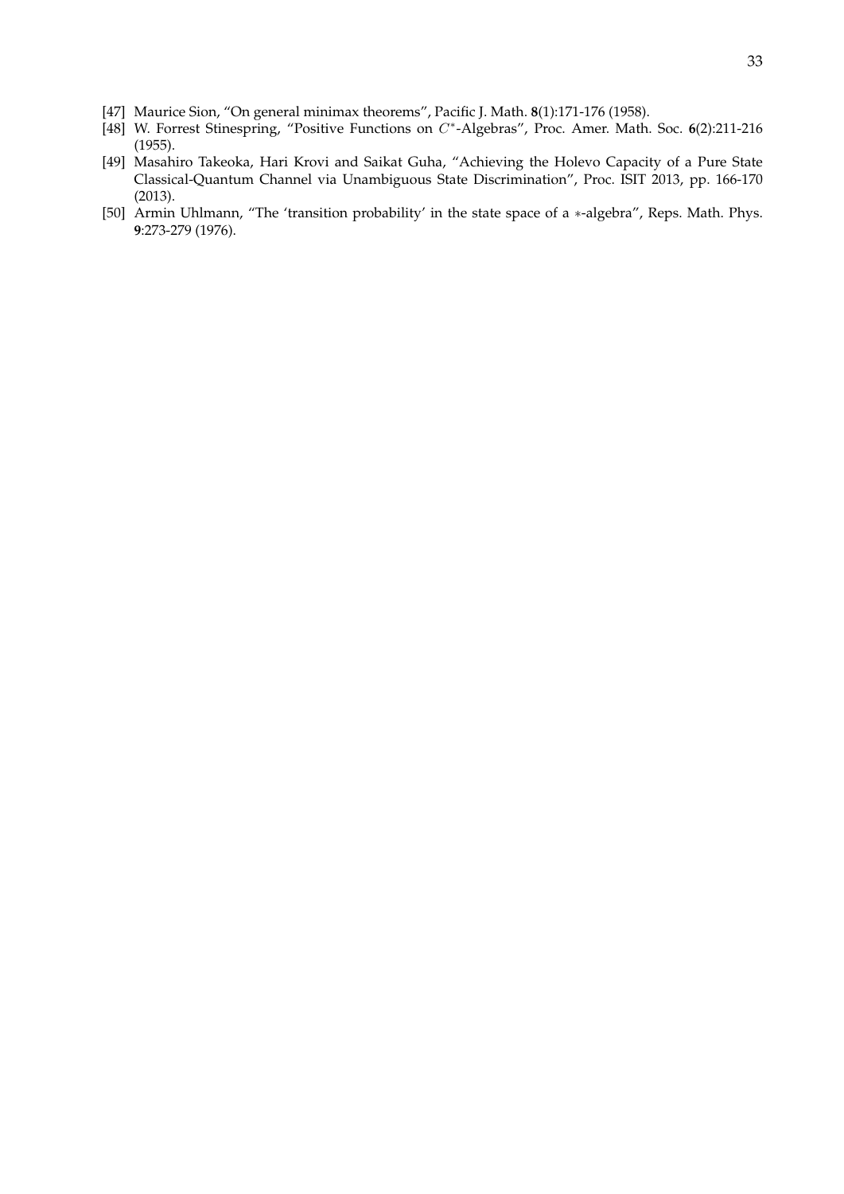[47] Maurice Sion, "On general minimax theorems", Pacific J. Math. **8**(1):171-176 (1958).

[48] W. Forrest Stinespring, "Positive Functions on $C^*$-Algebras", Proc. Amer. Math. Soc. **6**(2):211-216 (1955).

[49] Masahiro Takeoka, Hari Krovi and Saikat Guha, "Achieving the Holevo Capacity of a Pure State Classical-Quantum Channel via Unambiguous State Discrimination", Proc. ISIT 2013, pp. 166-170 (2013).

[50] Armin Uhlmann, "The 'transition probability' in the state space of a $*$-algebra", Reps. Math. Phys. **9**:273-279 (1976).